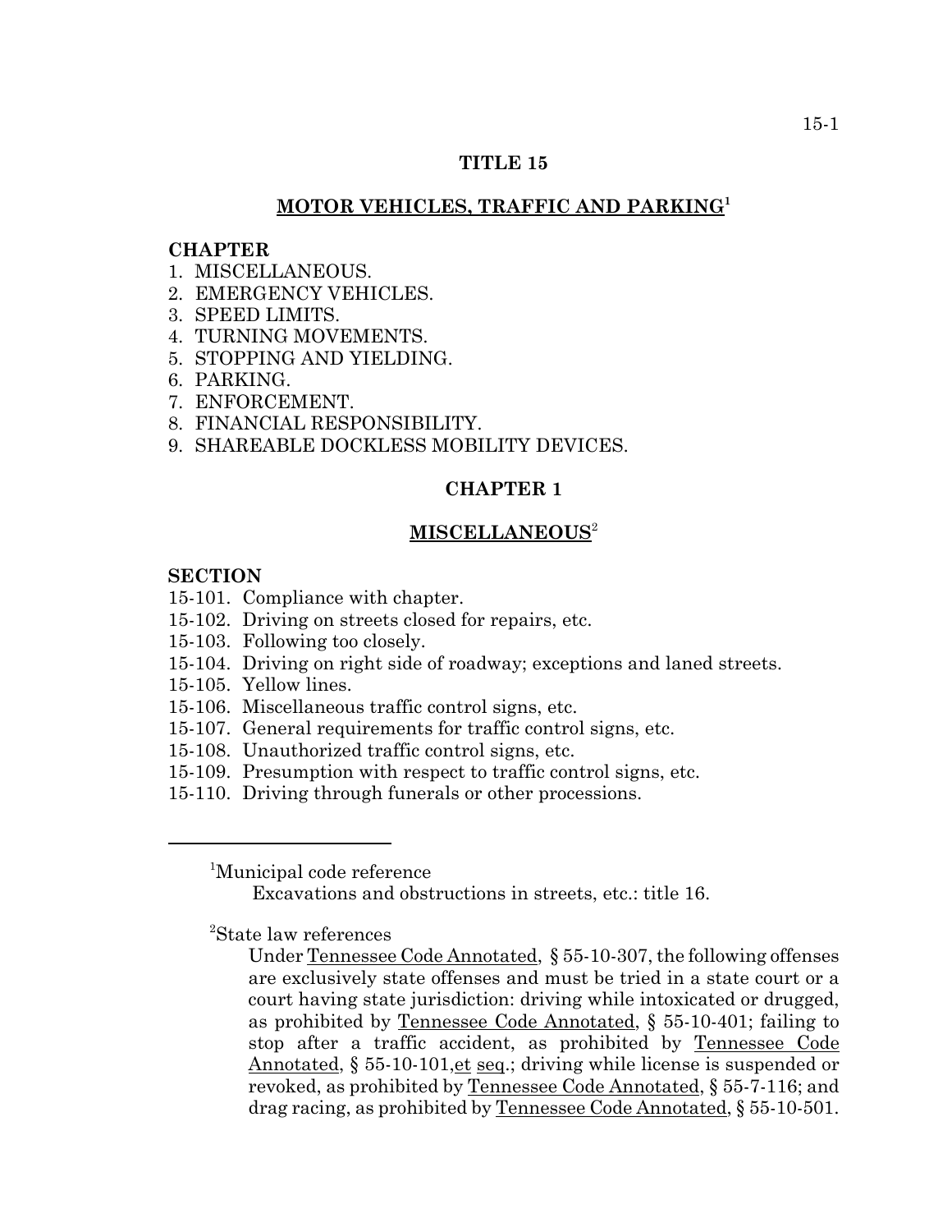# TITLE 15

## MOTOR VEHICLES, TRAFFIC AND PARKING[1]

**CHAPTER**

1. MISCELLANEOUS.
2. EMERGENCY VEHICLES.
3. SPEED LIMITS.
4. TURNING MOVEMENTS.
5. STOPPING AND YIELDING.
6. PARKING.
7. ENFORCEMENT.
8. FINANCIAL RESPONSIBILITY.
9. SHAREABLE DOCKLESS MOBILITY DEVICES.

## CHAPTER 1

## MISCELLANEOUS[2]

**SECTION**

15-101. Compliance with chapter.
15-102. Driving on streets closed for repairs, etc.
15-103. Following too closely.
15-104. Driving on right side of roadway; exceptions and laned streets.
15-105. Yellow lines.
15-106. Miscellaneous traffic control signs, etc.
15-107. General requirements for traffic control signs, etc.
15-108. Unauthorized traffic control signs, etc.
15-109. Presumption with respect to traffic control signs, etc.
15-110. Driving through funerals or other processions.

---

[1]Municipal code reference

Excavations and obstructions in streets, etc.: title 16.

[2]State law references

Under Tennessee Code Annotated, § 55-10-307, the following offenses are exclusively state offenses and must be tried in a state court or a court having state jurisdiction: driving while intoxicated or drugged, as prohibited by Tennessee Code Annotated, § 55-10-401; failing to stop after a traffic accident, as prohibited by Tennessee Code Annotated, § 55-10-101, et seq.; driving while license is suspended or revoked, as prohibited by Tennessee Code Annotated, § 55-7-116; and drag racing, as prohibited by Tennessee Code Annotated, § 55-10-501.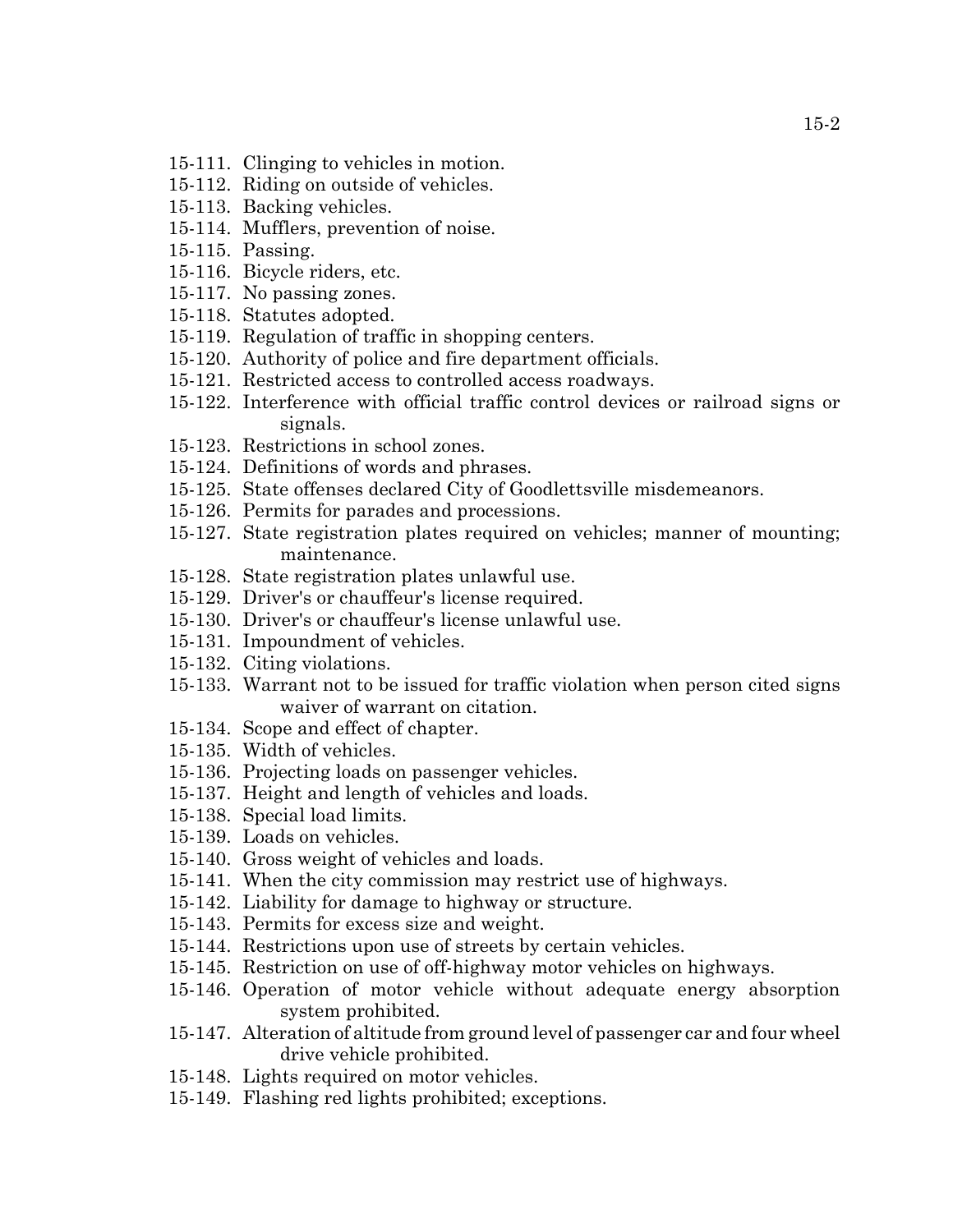15-111. Clinging to vehicles in motion.
15-112. Riding on outside of vehicles.
15-113. Backing vehicles.
15-114. Mufflers, prevention of noise.
15-115. Passing.
15-116. Bicycle riders, etc.
15-117. No passing zones.
15-118. Statutes adopted.
15-119. Regulation of traffic in shopping centers.
15-120. Authority of police and fire department officials.
15-121. Restricted access to controlled access roadways.
15-122. Interference with official traffic control devices or railroad signs or signals.
15-123. Restrictions in school zones.
15-124. Definitions of words and phrases.
15-125. State offenses declared City of Goodlettsville misdemeanors.
15-126. Permits for parades and processions.
15-127. State registration plates required on vehicles; manner of mounting; maintenance.
15-128. State registration plates unlawful use.
15-129. Driver's or chauffeur's license required.
15-130. Driver's or chauffeur's license unlawful use.
15-131. Impoundment of vehicles.
15-132. Citing violations.
15-133. Warrant not to be issued for traffic violation when person cited signs waiver of warrant on citation.
15-134. Scope and effect of chapter.
15-135. Width of vehicles.
15-136. Projecting loads on passenger vehicles.
15-137. Height and length of vehicles and loads.
15-138. Special load limits.
15-139. Loads on vehicles.
15-140. Gross weight of vehicles and loads.
15-141. When the city commission may restrict use of highways.
15-142. Liability for damage to highway or structure.
15-143. Permits for excess size and weight.
15-144. Restrictions upon use of streets by certain vehicles.
15-145. Restriction on use of off-highway motor vehicles on highways.
15-146. Operation of motor vehicle without adequate energy absorption system prohibited.
15-147. Alteration of altitude from ground level of passenger car and four wheel drive vehicle prohibited.
15-148. Lights required on motor vehicles.
15-149. Flashing red lights prohibited; exceptions.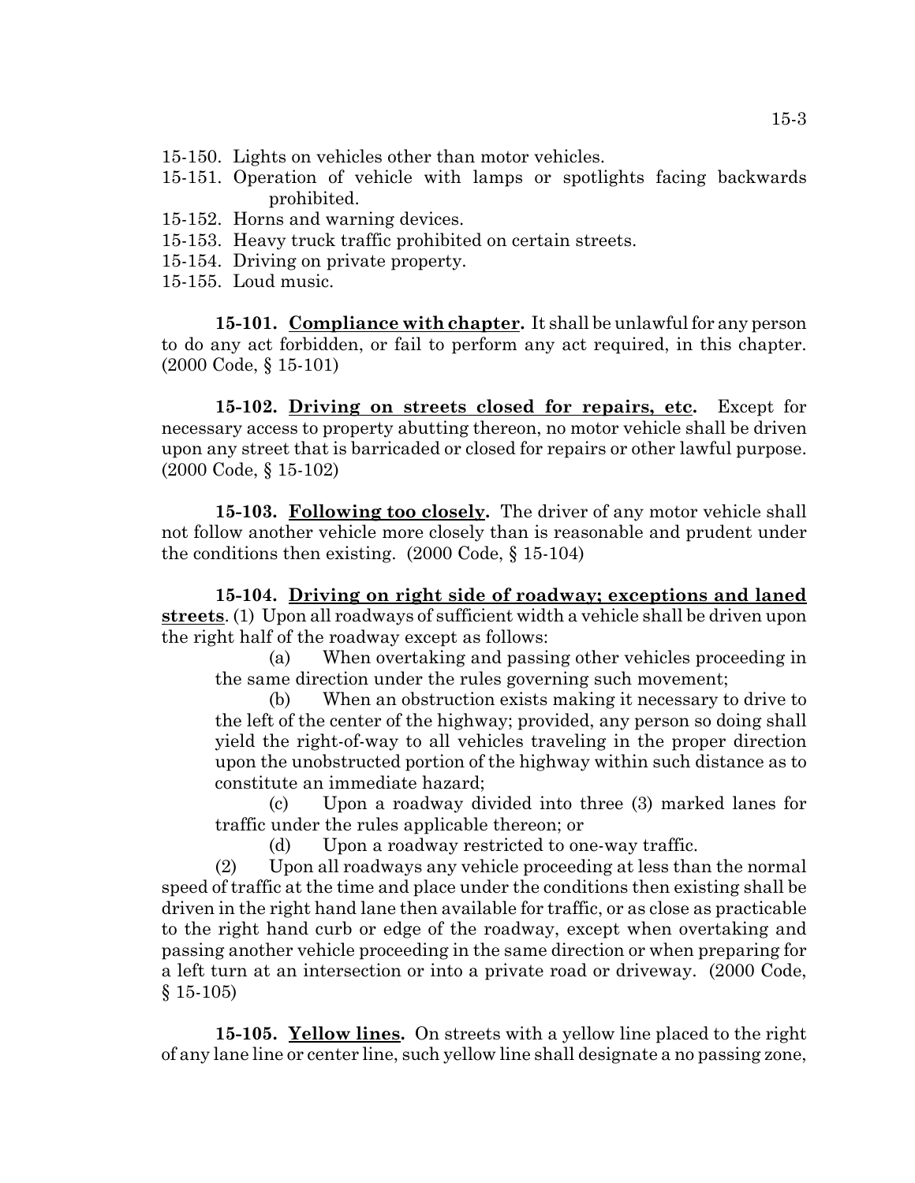15-150. Lights on vehicles other than motor vehicles.
15-151. Operation of vehicle with lamps or spotlights facing backwards prohibited.
15-152. Horns and warning devices.
15-153. Heavy truck traffic prohibited on certain streets.
15-154. Driving on private property.
15-155. Loud music.

**15-101. Compliance with chapter.** It shall be unlawful for any person to do any act forbidden, or fail to perform any act required, in this chapter. (2000 Code, § 15-101)

**15-102. Driving on streets closed for repairs, etc.** Except for necessary access to property abutting thereon, no motor vehicle shall be driven upon any street that is barricaded or closed for repairs or other lawful purpose. (2000 Code, § 15-102)

**15-103. Following too closely.** The driver of any motor vehicle shall not follow another vehicle more closely than is reasonable and prudent under the conditions then existing. (2000 Code, § 15-104)

**15-104. Driving on right side of roadway; exceptions and laned streets**. (1) Upon all roadways of sufficient width a vehicle shall be driven upon the right half of the roadway except as follows:

(a) When overtaking and passing other vehicles proceeding in the same direction under the rules governing such movement;

(b) When an obstruction exists making it necessary to drive to the left of the center of the highway; provided, any person so doing shall yield the right-of-way to all vehicles traveling in the proper direction upon the unobstructed portion of the highway within such distance as to constitute an immediate hazard;

(c) Upon a roadway divided into three (3) marked lanes for traffic under the rules applicable thereon; or

(d) Upon a roadway restricted to one-way traffic.

(2) Upon all roadways any vehicle proceeding at less than the normal speed of traffic at the time and place under the conditions then existing shall be driven in the right hand lane then available for traffic, or as close as practicable to the right hand curb or edge of the roadway, except when overtaking and passing another vehicle proceeding in the same direction or when preparing for a left turn at an intersection or into a private road or driveway. (2000 Code, § 15-105)

**15-105. Yellow lines.** On streets with a yellow line placed to the right of any lane line or center line, such yellow line shall designate a no passing zone,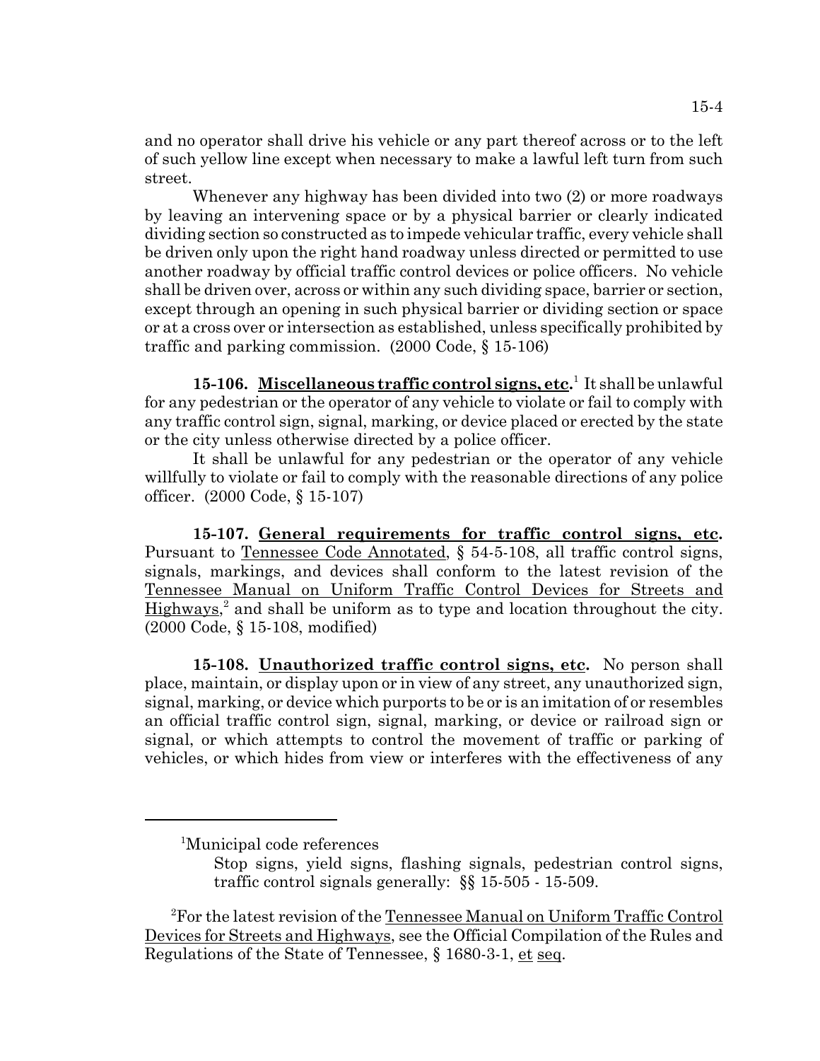and no operator shall drive his vehicle or any part thereof across or to the left of such yellow line except when necessary to make a lawful left turn from such street.

Whenever any highway has been divided into two (2) or more roadways by leaving an intervening space or by a physical barrier or clearly indicated dividing section so constructed as to impede vehicular traffic, every vehicle shall be driven only upon the right hand roadway unless directed or permitted to use another roadway by official traffic control devices or police officers. No vehicle shall be driven over, across or within any such dividing space, barrier or section, except through an opening in such physical barrier or dividing section or space or at a cross over or intersection as established, unless specifically prohibited by traffic and parking commission. (2000 Code, § 15-106)

**15-106. Miscellaneous traffic control signs, etc.**[1] It shall be unlawful for any pedestrian or the operator of any vehicle to violate or fail to comply with any traffic control sign, signal, marking, or device placed or erected by the state or the city unless otherwise directed by a police officer.

It shall be unlawful for any pedestrian or the operator of any vehicle willfully to violate or fail to comply with the reasonable directions of any police officer. (2000 Code, § 15-107)

**15-107. General requirements for traffic control signs, etc.** Pursuant to Tennessee Code Annotated, § 54-5-108, all traffic control signs, signals, markings, and devices shall conform to the latest revision of the Tennessee Manual on Uniform Traffic Control Devices for Streets and Highways,[2] and shall be uniform as to type and location throughout the city. (2000 Code, § 15-108, modified)

**15-108. Unauthorized traffic control signs, etc.** No person shall place, maintain, or display upon or in view of any street, any unauthorized sign, signal, marking, or device which purports to be or is an imitation of or resembles an official traffic control sign, signal, marking, or device or railroad sign or signal, or which attempts to control the movement of traffic or parking of vehicles, or which hides from view or interferes with the effectiveness of any

---

[1]Municipal code references

Stop signs, yield signs, flashing signals, pedestrian control signs, traffic control signals generally: §§ 15-505 - 15-509.

[2]For the latest revision of the Tennessee Manual on Uniform Traffic Control Devices for Streets and Highways, see the Official Compilation of the Rules and Regulations of the State of Tennessee, § 1680-3-1, et seq.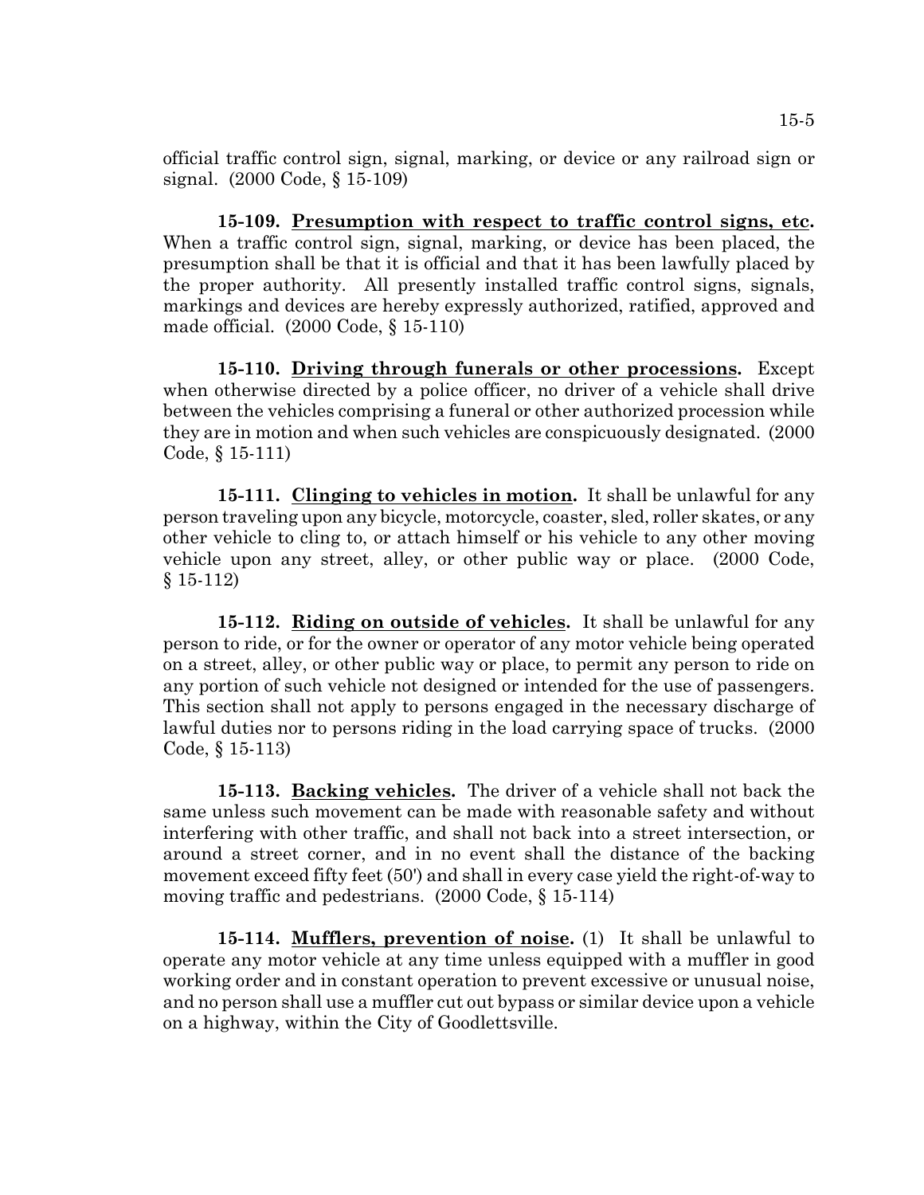official traffic control sign, signal, marking, or device or any railroad sign or signal. (2000 Code, § 15-109)

**15-109. Presumption with respect to traffic control signs, etc.** When a traffic control sign, signal, marking, or device has been placed, the presumption shall be that it is official and that it has been lawfully placed by the proper authority. All presently installed traffic control signs, signals, markings and devices are hereby expressly authorized, ratified, approved and made official. (2000 Code, § 15-110)

**15-110. Driving through funerals or other processions.** Except when otherwise directed by a police officer, no driver of a vehicle shall drive between the vehicles comprising a funeral or other authorized procession while they are in motion and when such vehicles are conspicuously designated. (2000 Code, § 15-111)

**15-111. Clinging to vehicles in motion.** It shall be unlawful for any person traveling upon any bicycle, motorcycle, coaster, sled, roller skates, or any other vehicle to cling to, or attach himself or his vehicle to any other moving vehicle upon any street, alley, or other public way or place. (2000 Code, § 15-112)

**15-112. Riding on outside of vehicles.** It shall be unlawful for any person to ride, or for the owner or operator of any motor vehicle being operated on a street, alley, or other public way or place, to permit any person to ride on any portion of such vehicle not designed or intended for the use of passengers. This section shall not apply to persons engaged in the necessary discharge of lawful duties nor to persons riding in the load carrying space of trucks. (2000 Code, § 15-113)

**15-113. Backing vehicles.** The driver of a vehicle shall not back the same unless such movement can be made with reasonable safety and without interfering with other traffic, and shall not back into a street intersection, or around a street corner, and in no event shall the distance of the backing movement exceed fifty feet (50') and shall in every case yield the right-of-way to moving traffic and pedestrians. (2000 Code, § 15-114)

**15-114. Mufflers, prevention of noise.** (1) It shall be unlawful to operate any motor vehicle at any time unless equipped with a muffler in good working order and in constant operation to prevent excessive or unusual noise, and no person shall use a muffler cut out bypass or similar device upon a vehicle on a highway, within the City of Goodlettsville.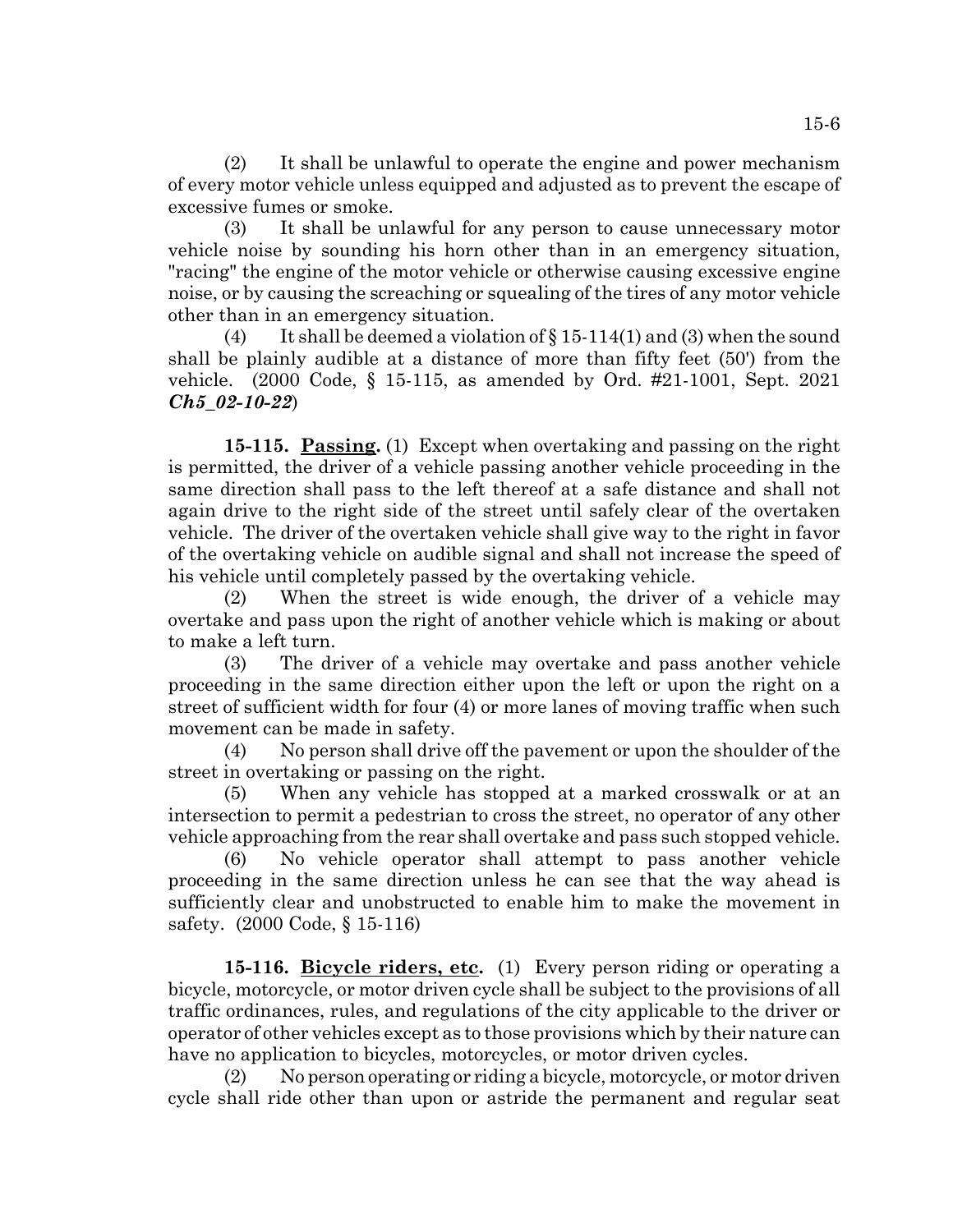(2) It shall be unlawful to operate the engine and power mechanism of every motor vehicle unless equipped and adjusted as to prevent the escape of excessive fumes or smoke.

(3) It shall be unlawful for any person to cause unnecessary motor vehicle noise by sounding his horn other than in an emergency situation, "racing" the engine of the motor vehicle or otherwise causing excessive engine noise, or by causing the screaching or squealing of the tires of any motor vehicle other than in an emergency situation.

(4) It shall be deemed a violation of § 15-114(1) and (3) when the sound shall be plainly audible at a distance of more than fifty feet (50') from the vehicle. (2000 Code, § 15-115, as amended by Ord. #21-1001, Sept. 2021 ***Ch5_02-10-22***)

**15-115. Passing.** (1) Except when overtaking and passing on the right is permitted, the driver of a vehicle passing another vehicle proceeding in the same direction shall pass to the left thereof at a safe distance and shall not again drive to the right side of the street until safely clear of the overtaken vehicle. The driver of the overtaken vehicle shall give way to the right in favor of the overtaking vehicle on audible signal and shall not increase the speed of his vehicle until completely passed by the overtaking vehicle.

(2) When the street is wide enough, the driver of a vehicle may overtake and pass upon the right of another vehicle which is making or about to make a left turn.

(3) The driver of a vehicle may overtake and pass another vehicle proceeding in the same direction either upon the left or upon the right on a street of sufficient width for four (4) or more lanes of moving traffic when such movement can be made in safety.

(4) No person shall drive off the pavement or upon the shoulder of the street in overtaking or passing on the right.

(5) When any vehicle has stopped at a marked crosswalk or at an intersection to permit a pedestrian to cross the street, no operator of any other vehicle approaching from the rear shall overtake and pass such stopped vehicle.

(6) No vehicle operator shall attempt to pass another vehicle proceeding in the same direction unless he can see that the way ahead is sufficiently clear and unobstructed to enable him to make the movement in safety. (2000 Code, § 15-116)

**15-116. Bicycle riders, etc.** (1) Every person riding or operating a bicycle, motorcycle, or motor driven cycle shall be subject to the provisions of all traffic ordinances, rules, and regulations of the city applicable to the driver or operator of other vehicles except as to those provisions which by their nature can have no application to bicycles, motorcycles, or motor driven cycles.

(2) No person operating or riding a bicycle, motorcycle, or motor driven cycle shall ride other than upon or astride the permanent and regular seat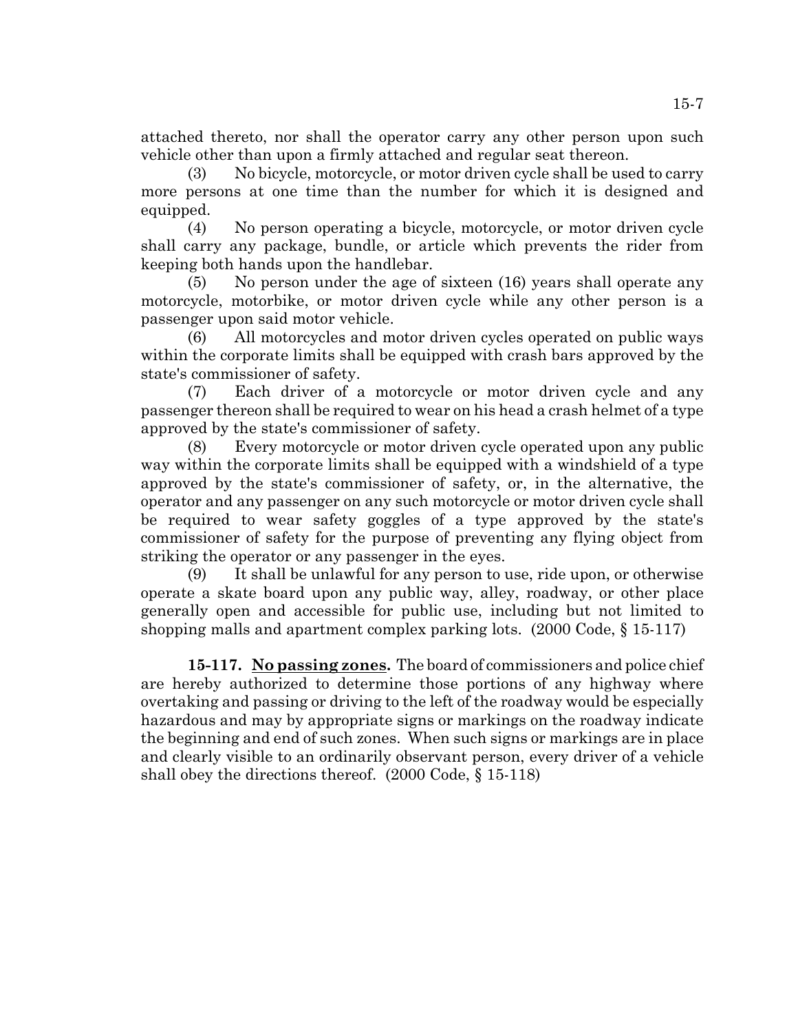attached thereto, nor shall the operator carry any other person upon such vehicle other than upon a firmly attached and regular seat thereon.

(3) No bicycle, motorcycle, or motor driven cycle shall be used to carry more persons at one time than the number for which it is designed and equipped.

(4) No person operating a bicycle, motorcycle, or motor driven cycle shall carry any package, bundle, or article which prevents the rider from keeping both hands upon the handlebar.

(5) No person under the age of sixteen (16) years shall operate any motorcycle, motorbike, or motor driven cycle while any other person is a passenger upon said motor vehicle.

(6) All motorcycles and motor driven cycles operated on public ways within the corporate limits shall be equipped with crash bars approved by the state's commissioner of safety.

(7) Each driver of a motorcycle or motor driven cycle and any passenger thereon shall be required to wear on his head a crash helmet of a type approved by the state's commissioner of safety.

(8) Every motorcycle or motor driven cycle operated upon any public way within the corporate limits shall be equipped with a windshield of a type approved by the state's commissioner of safety, or, in the alternative, the operator and any passenger on any such motorcycle or motor driven cycle shall be required to wear safety goggles of a type approved by the state's commissioner of safety for the purpose of preventing any flying object from striking the operator or any passenger in the eyes.

(9) It shall be unlawful for any person to use, ride upon, or otherwise operate a skate board upon any public way, alley, roadway, or other place generally open and accessible for public use, including but not limited to shopping malls and apartment complex parking lots. (2000 Code, § 15-117)

**15-117. <u>No passing zones</u>.** The board of commissioners and police chief are hereby authorized to determine those portions of any highway where overtaking and passing or driving to the left of the roadway would be especially hazardous and may by appropriate signs or markings on the roadway indicate the beginning and end of such zones. When such signs or markings are in place and clearly visible to an ordinarily observant person, every driver of a vehicle shall obey the directions thereof. (2000 Code, § 15-118)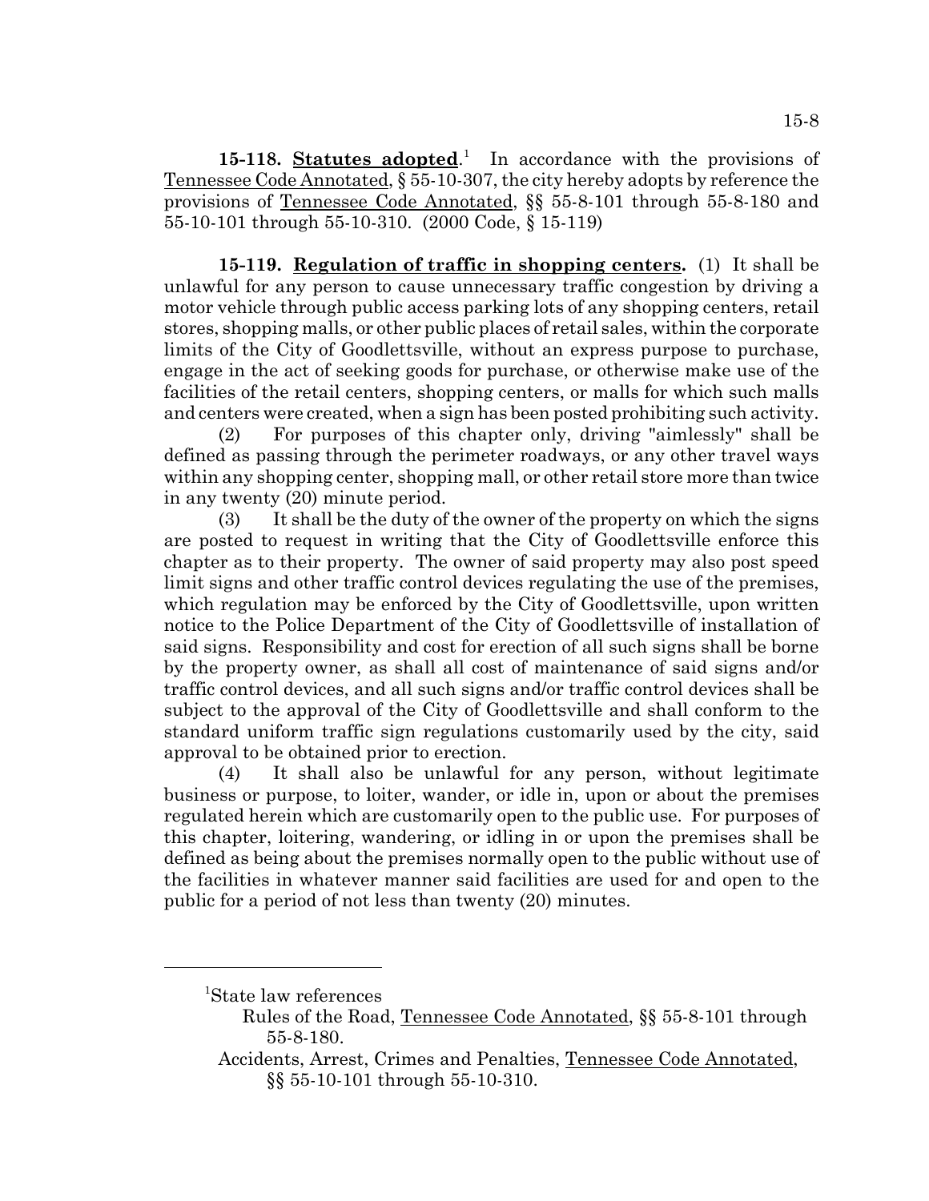**15-118. Statutes adopted**.[1] In accordance with the provisions of Tennessee Code Annotated, § 55-10-307, the city hereby adopts by reference the provisions of Tennessee Code Annotated, §§ 55-8-101 through 55-8-180 and 55-10-101 through 55-10-310. (2000 Code, § 15-119)

**15-119. Regulation of traffic in shopping centers.** (1) It shall be unlawful for any person to cause unnecessary traffic congestion by driving a motor vehicle through public access parking lots of any shopping centers, retail stores, shopping malls, or other public places of retail sales, within the corporate limits of the City of Goodlettsville, without an express purpose to purchase, engage in the act of seeking goods for purchase, or otherwise make use of the facilities of the retail centers, shopping centers, or malls for which such malls and centers were created, when a sign has been posted prohibiting such activity.

(2) For purposes of this chapter only, driving "aimlessly" shall be defined as passing through the perimeter roadways, or any other travel ways within any shopping center, shopping mall, or other retail store more than twice in any twenty (20) minute period.

(3) It shall be the duty of the owner of the property on which the signs are posted to request in writing that the City of Goodlettsville enforce this chapter as to their property. The owner of said property may also post speed limit signs and other traffic control devices regulating the use of the premises, which regulation may be enforced by the City of Goodlettsville, upon written notice to the Police Department of the City of Goodlettsville of installation of said signs. Responsibility and cost for erection of all such signs shall be borne by the property owner, as shall all cost of maintenance of said signs and/or traffic control devices, and all such signs and/or traffic control devices shall be subject to the approval of the City of Goodlettsville and shall conform to the standard uniform traffic sign regulations customarily used by the city, said approval to be obtained prior to erection.

(4) It shall also be unlawful for any person, without legitimate business or purpose, to loiter, wander, or idle in, upon or about the premises regulated herein which are customarily open to the public use. For purposes of this chapter, loitering, wandering, or idling in or upon the premises shall be defined as being about the premises normally open to the public without use of the facilities in whatever manner said facilities are used for and open to the public for a period of not less than twenty (20) minutes.

---

[1]State law references

Rules of the Road, Tennessee Code Annotated, §§ 55-8-101 through 55-8-180.

Accidents, Arrest, Crimes and Penalties, Tennessee Code Annotated, §§ 55-10-101 through 55-10-310.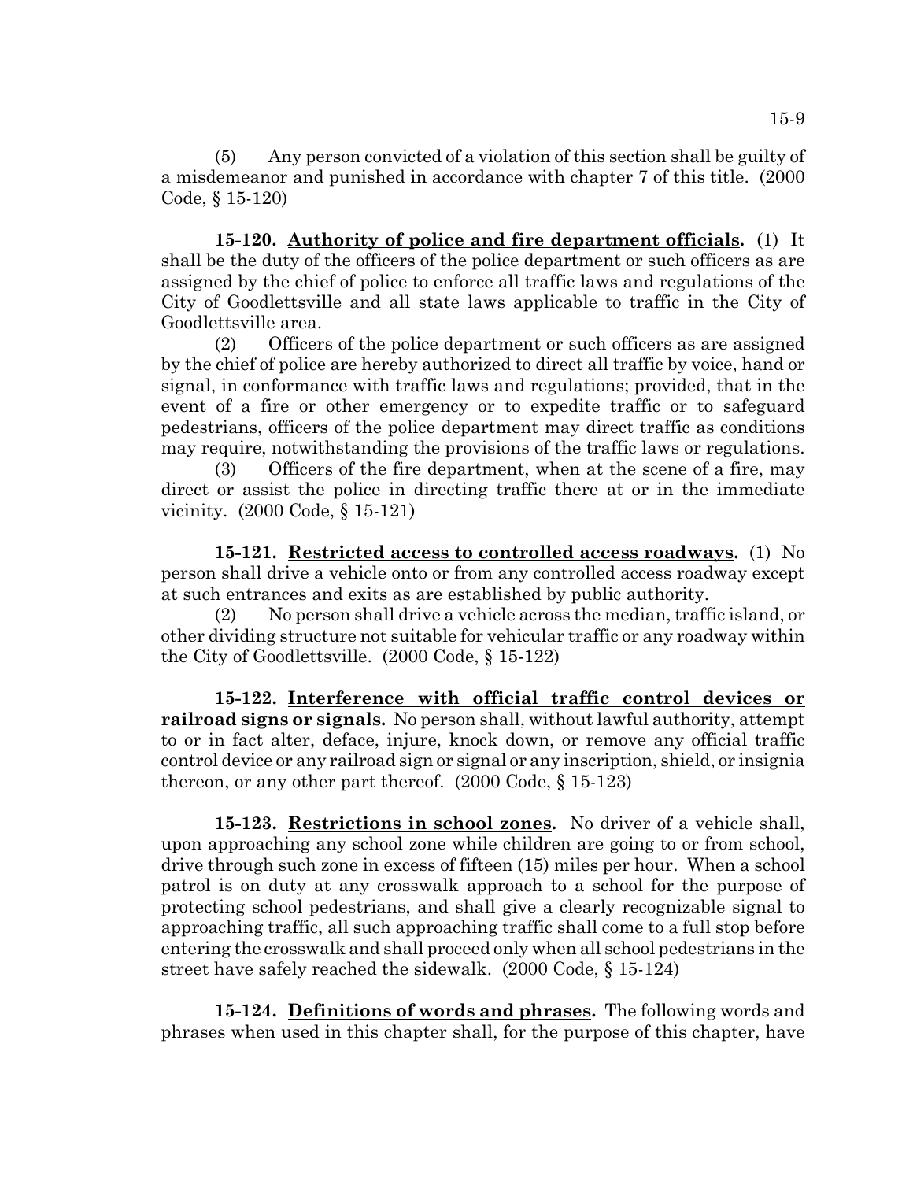(5) Any person convicted of a violation of this section shall be guilty of a misdemeanor and punished in accordance with chapter 7 of this title. (2000 Code, § 15-120)

**15-120. Authority of police and fire department officials.** (1) It shall be the duty of the officers of the police department or such officers as are assigned by the chief of police to enforce all traffic laws and regulations of the City of Goodlettsville and all state laws applicable to traffic in the City of Goodlettsville area.

(2) Officers of the police department or such officers as are assigned by the chief of police are hereby authorized to direct all traffic by voice, hand or signal, in conformance with traffic laws and regulations; provided, that in the event of a fire or other emergency or to expedite traffic or to safeguard pedestrians, officers of the police department may direct traffic as conditions may require, notwithstanding the provisions of the traffic laws or regulations.

(3) Officers of the fire department, when at the scene of a fire, may direct or assist the police in directing traffic there at or in the immediate vicinity. (2000 Code, § 15-121)

**15-121. Restricted access to controlled access roadways.** (1) No person shall drive a vehicle onto or from any controlled access roadway except at such entrances and exits as are established by public authority.

(2) No person shall drive a vehicle across the median, traffic island, or other dividing structure not suitable for vehicular traffic or any roadway within the City of Goodlettsville. (2000 Code, § 15-122)

**15-122. Interference with official traffic control devices or railroad signs or signals.** No person shall, without lawful authority, attempt to or in fact alter, deface, injure, knock down, or remove any official traffic control device or any railroad sign or signal or any inscription, shield, or insignia thereon, or any other part thereof. (2000 Code, § 15-123)

**15-123. Restrictions in school zones.** No driver of a vehicle shall, upon approaching any school zone while children are going to or from school, drive through such zone in excess of fifteen (15) miles per hour. When a school patrol is on duty at any crosswalk approach to a school for the purpose of protecting school pedestrians, and shall give a clearly recognizable signal to approaching traffic, all such approaching traffic shall come to a full stop before entering the crosswalk and shall proceed only when all school pedestrians in the street have safely reached the sidewalk. (2000 Code, § 15-124)

**15-124. Definitions of words and phrases.** The following words and phrases when used in this chapter shall, for the purpose of this chapter, have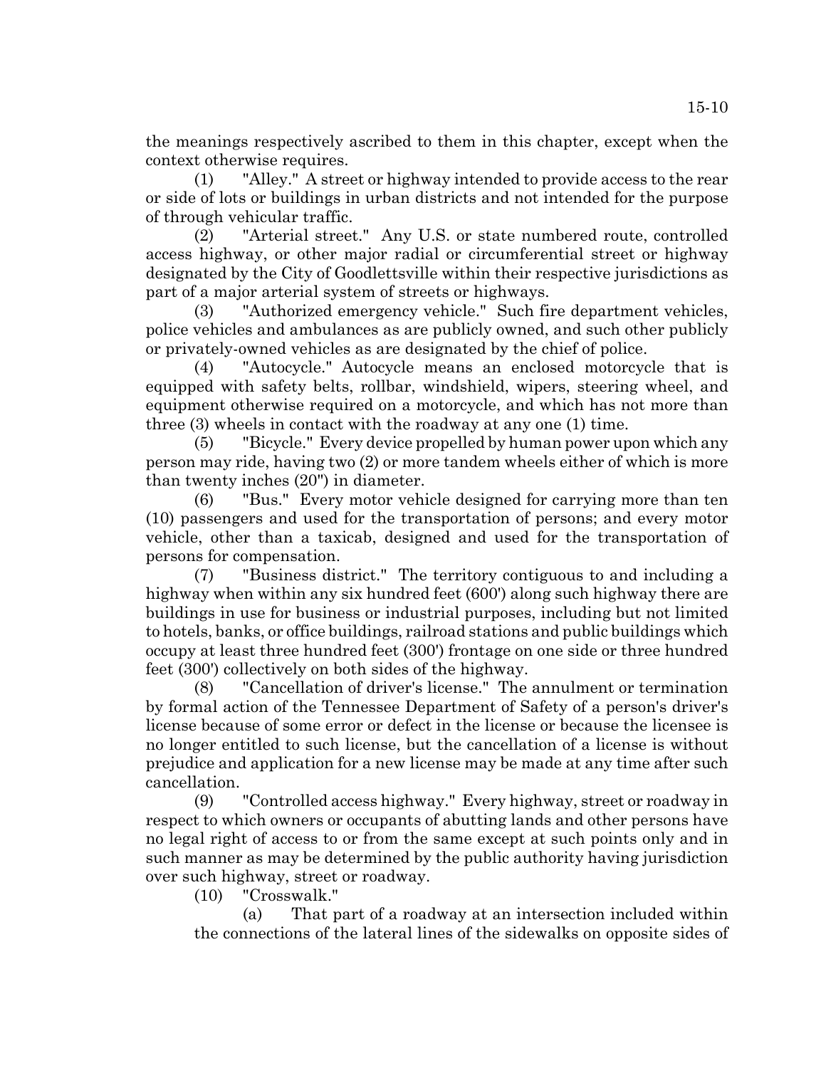the meanings respectively ascribed to them in this chapter, except when the context otherwise requires.

(1) "Alley." A street or highway intended to provide access to the rear or side of lots or buildings in urban districts and not intended for the purpose of through vehicular traffic.

(2) "Arterial street." Any U.S. or state numbered route, controlled access highway, or other major radial or circumferential street or highway designated by the City of Goodlettsville within their respective jurisdictions as part of a major arterial system of streets or highways.

(3) "Authorized emergency vehicle." Such fire department vehicles, police vehicles and ambulances as are publicly owned, and such other publicly or privately-owned vehicles as are designated by the chief of police.

(4) "Autocycle." Autocycle means an enclosed motorcycle that is equipped with safety belts, rollbar, windshield, wipers, steering wheel, and equipment otherwise required on a motorcycle, and which has not more than three (3) wheels in contact with the roadway at any one (1) time.

(5) "Bicycle." Every device propelled by human power upon which any person may ride, having two (2) or more tandem wheels either of which is more than twenty inches (20") in diameter.

(6) "Bus." Every motor vehicle designed for carrying more than ten (10) passengers and used for the transportation of persons; and every motor vehicle, other than a taxicab, designed and used for the transportation of persons for compensation.

(7) "Business district." The territory contiguous to and including a highway when within any six hundred feet (600') along such highway there are buildings in use for business or industrial purposes, including but not limited to hotels, banks, or office buildings, railroad stations and public buildings which occupy at least three hundred feet (300') frontage on one side or three hundred feet (300') collectively on both sides of the highway.

(8) "Cancellation of driver's license." The annulment or termination by formal action of the Tennessee Department of Safety of a person's driver's license because of some error or defect in the license or because the licensee is no longer entitled to such license, but the cancellation of a license is without prejudice and application for a new license may be made at any time after such cancellation.

(9) "Controlled access highway." Every highway, street or roadway in respect to which owners or occupants of abutting lands and other persons have no legal right of access to or from the same except at such points only and in such manner as may be determined by the public authority having jurisdiction over such highway, street or roadway.

(10) "Crosswalk."

(a) That part of a roadway at an intersection included within the connections of the lateral lines of the sidewalks on opposite sides of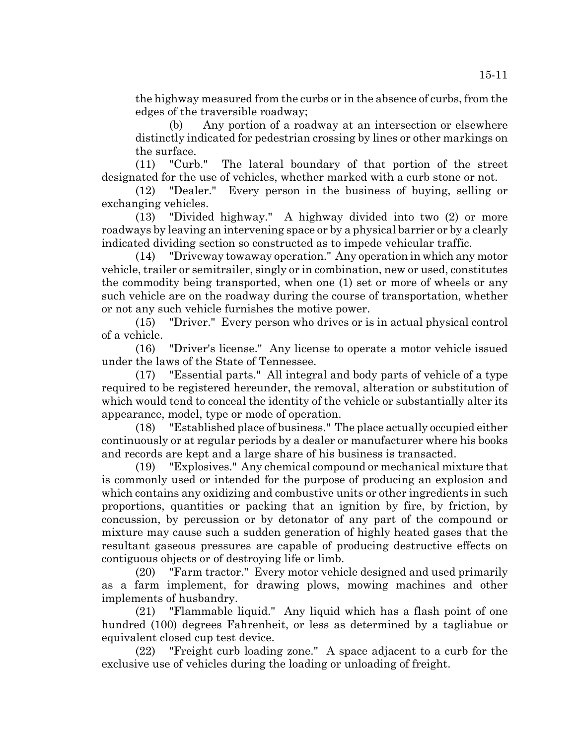the highway measured from the curbs or in the absence of curbs, from the edges of the traversible roadway;

(b) Any portion of a roadway at an intersection or elsewhere distinctly indicated for pedestrian crossing by lines or other markings on the surface.

(11) "Curb." The lateral boundary of that portion of the street designated for the use of vehicles, whether marked with a curb stone or not.

(12) "Dealer." Every person in the business of buying, selling or exchanging vehicles.

(13) "Divided highway." A highway divided into two (2) or more roadways by leaving an intervening space or by a physical barrier or by a clearly indicated dividing section so constructed as to impede vehicular traffic.

(14) "Driveway towaway operation." Any operation in which any motor vehicle, trailer or semitrailer, singly or in combination, new or used, constitutes the commodity being transported, when one (1) set or more of wheels or any such vehicle are on the roadway during the course of transportation, whether or not any such vehicle furnishes the motive power.

(15) "Driver." Every person who drives or is in actual physical control of a vehicle.

(16) "Driver's license." Any license to operate a motor vehicle issued under the laws of the State of Tennessee.

(17) "Essential parts." All integral and body parts of vehicle of a type required to be registered hereunder, the removal, alteration or substitution of which would tend to conceal the identity of the vehicle or substantially alter its appearance, model, type or mode of operation.

(18) "Established place of business." The place actually occupied either continuously or at regular periods by a dealer or manufacturer where his books and records are kept and a large share of his business is transacted.

(19) "Explosives." Any chemical compound or mechanical mixture that is commonly used or intended for the purpose of producing an explosion and which contains any oxidizing and combustive units or other ingredients in such proportions, quantities or packing that an ignition by fire, by friction, by concussion, by percussion or by detonator of any part of the compound or mixture may cause such a sudden generation of highly heated gases that the resultant gaseous pressures are capable of producing destructive effects on contiguous objects or of destroying life or limb.

(20) "Farm tractor." Every motor vehicle designed and used primarily as a farm implement, for drawing plows, mowing machines and other implements of husbandry.

(21) "Flammable liquid." Any liquid which has a flash point of one hundred (100) degrees Fahrenheit, or less as determined by a tagliabue or equivalent closed cup test device.

(22) "Freight curb loading zone." A space adjacent to a curb for the exclusive use of vehicles during the loading or unloading of freight.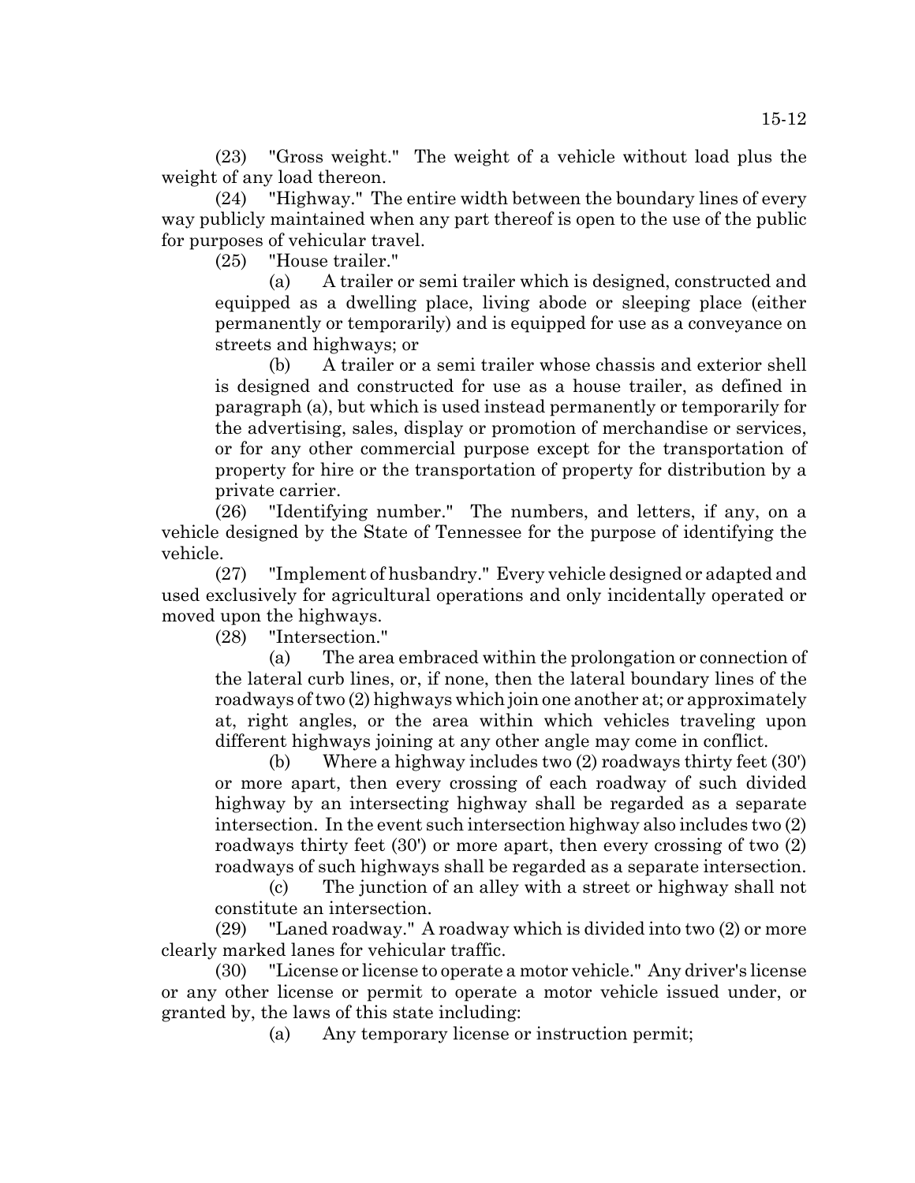(23) "Gross weight." The weight of a vehicle without load plus the weight of any load thereon.

(24) "Highway." The entire width between the boundary lines of every way publicly maintained when any part thereof is open to the use of the public for purposes of vehicular travel.

(25) "House trailer."

(a) A trailer or semi trailer which is designed, constructed and equipped as a dwelling place, living abode or sleeping place (either permanently or temporarily) and is equipped for use as a conveyance on streets and highways; or

(b) A trailer or a semi trailer whose chassis and exterior shell is designed and constructed for use as a house trailer, as defined in paragraph (a), but which is used instead permanently or temporarily for the advertising, sales, display or promotion of merchandise or services, or for any other commercial purpose except for the transportation of property for hire or the transportation of property for distribution by a private carrier.

(26) "Identifying number." The numbers, and letters, if any, on a vehicle designed by the State of Tennessee for the purpose of identifying the vehicle.

(27) "Implement of husbandry." Every vehicle designed or adapted and used exclusively for agricultural operations and only incidentally operated or moved upon the highways.

(28) "Intersection."

(a) The area embraced within the prolongation or connection of the lateral curb lines, or, if none, then the lateral boundary lines of the roadways of two (2) highways which join one another at; or approximately at, right angles, or the area within which vehicles traveling upon different highways joining at any other angle may come in conflict.

(b) Where a highway includes two (2) roadways thirty feet (30') or more apart, then every crossing of each roadway of such divided highway by an intersecting highway shall be regarded as a separate intersection. In the event such intersection highway also includes two (2) roadways thirty feet (30') or more apart, then every crossing of two (2) roadways of such highways shall be regarded as a separate intersection.

(c) The junction of an alley with a street or highway shall not constitute an intersection.

(29) "Laned roadway." A roadway which is divided into two (2) or more clearly marked lanes for vehicular traffic.

(30) "License or license to operate a motor vehicle." Any driver's license or any other license or permit to operate a motor vehicle issued under, or granted by, the laws of this state including:

(a) Any temporary license or instruction permit;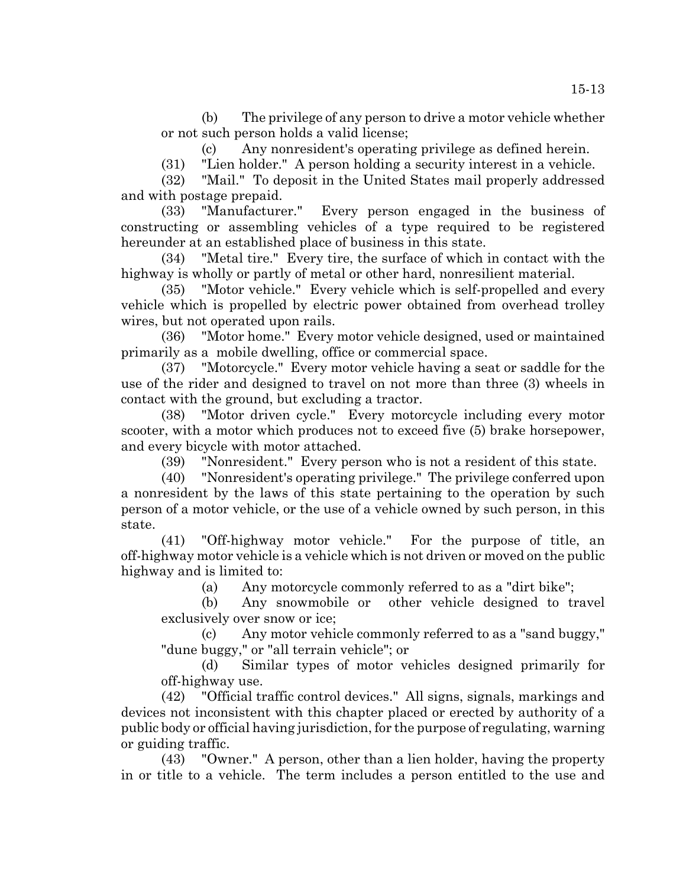(b) The privilege of any person to drive a motor vehicle whether or not such person holds a valid license;

(c) Any nonresident's operating privilege as defined herein.

(31) "Lien holder." A person holding a security interest in a vehicle.

(32) "Mail." To deposit in the United States mail properly addressed and with postage prepaid.

(33) "Manufacturer." Every person engaged in the business of constructing or assembling vehicles of a type required to be registered hereunder at an established place of business in this state.

(34) "Metal tire." Every tire, the surface of which in contact with the highway is wholly or partly of metal or other hard, nonresilient material.

(35) "Motor vehicle." Every vehicle which is self-propelled and every vehicle which is propelled by electric power obtained from overhead trolley wires, but not operated upon rails.

(36) "Motor home." Every motor vehicle designed, used or maintained primarily as a mobile dwelling, office or commercial space.

(37) "Motorcycle." Every motor vehicle having a seat or saddle for the use of the rider and designed to travel on not more than three (3) wheels in contact with the ground, but excluding a tractor.

(38) "Motor driven cycle." Every motorcycle including every motor scooter, with a motor which produces not to exceed five (5) brake horsepower, and every bicycle with motor attached.

(39) "Nonresident." Every person who is not a resident of this state.

(40) "Nonresident's operating privilege." The privilege conferred upon a nonresident by the laws of this state pertaining to the operation by such person of a motor vehicle, or the use of a vehicle owned by such person, in this state.

(41) "Off-highway motor vehicle." For the purpose of title, an off-highway motor vehicle is a vehicle which is not driven or moved on the public highway and is limited to:

(a) Any motorcycle commonly referred to as a "dirt bike";

(b) Any snowmobile or other vehicle designed to travel exclusively over snow or ice;

(c) Any motor vehicle commonly referred to as a "sand buggy," "dune buggy," or "all terrain vehicle"; or

(d) Similar types of motor vehicles designed primarily for off-highway use.

(42) "Official traffic control devices." All signs, signals, markings and devices not inconsistent with this chapter placed or erected by authority of a public body or official having jurisdiction, for the purpose of regulating, warning or guiding traffic.

(43) "Owner." A person, other than a lien holder, having the property in or title to a vehicle. The term includes a person entitled to the use and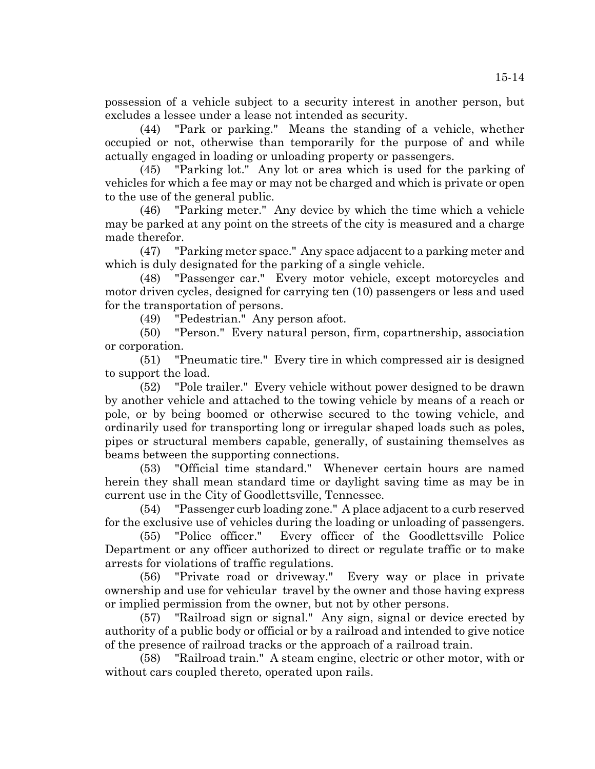possession of a vehicle subject to a security interest in another person, but excludes a lessee under a lease not intended as security.

(44) "Park or parking." Means the standing of a vehicle, whether occupied or not, otherwise than temporarily for the purpose of and while actually engaged in loading or unloading property or passengers.

(45) "Parking lot." Any lot or area which is used for the parking of vehicles for which a fee may or may not be charged and which is private or open to the use of the general public.

(46) "Parking meter." Any device by which the time which a vehicle may be parked at any point on the streets of the city is measured and a charge made therefor.

(47) "Parking meter space." Any space adjacent to a parking meter and which is duly designated for the parking of a single vehicle.

(48) "Passenger car." Every motor vehicle, except motorcycles and motor driven cycles, designed for carrying ten (10) passengers or less and used for the transportation of persons.

(49) "Pedestrian." Any person afoot.

(50) "Person." Every natural person, firm, copartnership, association or corporation.

(51) "Pneumatic tire." Every tire in which compressed air is designed to support the load.

(52) "Pole trailer." Every vehicle without power designed to be drawn by another vehicle and attached to the towing vehicle by means of a reach or pole, or by being boomed or otherwise secured to the towing vehicle, and ordinarily used for transporting long or irregular shaped loads such as poles, pipes or structural members capable, generally, of sustaining themselves as beams between the supporting connections.

(53) "Official time standard." Whenever certain hours are named herein they shall mean standard time or daylight saving time as may be in current use in the City of Goodlettsville, Tennessee.

(54) "Passenger curb loading zone." A place adjacent to a curb reserved for the exclusive use of vehicles during the loading or unloading of passengers.

(55) "Police officer." Every officer of the Goodlettsville Police Department or any officer authorized to direct or regulate traffic or to make arrests for violations of traffic regulations.

(56) "Private road or driveway." Every way or place in private ownership and use for vehicular travel by the owner and those having express or implied permission from the owner, but not by other persons.

(57) "Railroad sign or signal." Any sign, signal or device erected by authority of a public body or official or by a railroad and intended to give notice of the presence of railroad tracks or the approach of a railroad train.

(58) "Railroad train." A steam engine, electric or other motor, with or without cars coupled thereto, operated upon rails.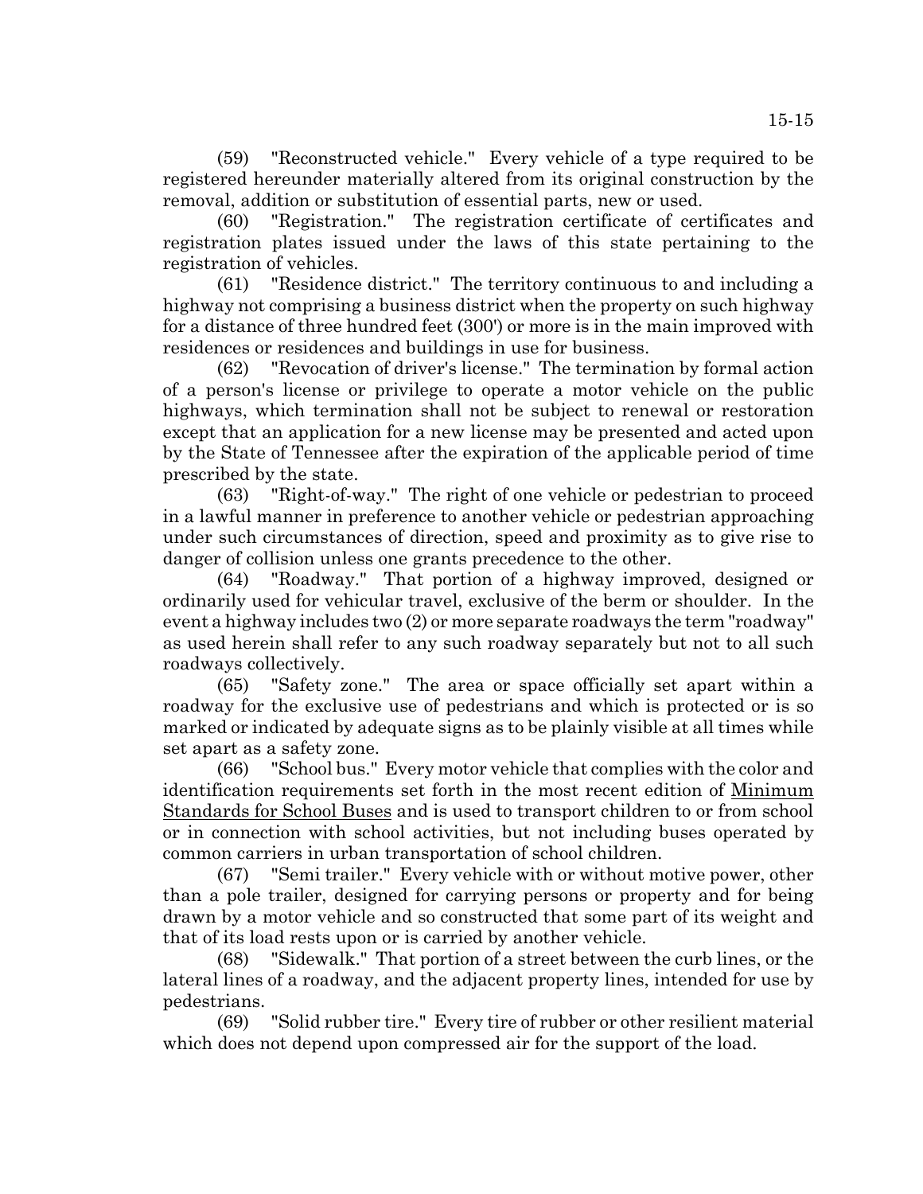(59) "Reconstructed vehicle." Every vehicle of a type required to be registered hereunder materially altered from its original construction by the removal, addition or substitution of essential parts, new or used.

(60) "Registration." The registration certificate of certificates and registration plates issued under the laws of this state pertaining to the registration of vehicles.

(61) "Residence district." The territory continuous to and including a highway not comprising a business district when the property on such highway for a distance of three hundred feet (300') or more is in the main improved with residences or residences and buildings in use for business.

(62) "Revocation of driver's license." The termination by formal action of a person's license or privilege to operate a motor vehicle on the public highways, which termination shall not be subject to renewal or restoration except that an application for a new license may be presented and acted upon by the State of Tennessee after the expiration of the applicable period of time prescribed by the state.

(63) "Right-of-way." The right of one vehicle or pedestrian to proceed in a lawful manner in preference to another vehicle or pedestrian approaching under such circumstances of direction, speed and proximity as to give rise to danger of collision unless one grants precedence to the other.

(64) "Roadway." That portion of a highway improved, designed or ordinarily used for vehicular travel, exclusive of the berm or shoulder. In the event a highway includes two (2) or more separate roadways the term "roadway" as used herein shall refer to any such roadway separately but not to all such roadways collectively.

(65) "Safety zone." The area or space officially set apart within a roadway for the exclusive use of pedestrians and which is protected or is so marked or indicated by adequate signs as to be plainly visible at all times while set apart as a safety zone.

(66) "School bus." Every motor vehicle that complies with the color and identification requirements set forth in the most recent edition of Minimum Standards for School Buses and is used to transport children to or from school or in connection with school activities, but not including buses operated by common carriers in urban transportation of school children.

(67) "Semi trailer." Every vehicle with or without motive power, other than a pole trailer, designed for carrying persons or property and for being drawn by a motor vehicle and so constructed that some part of its weight and that of its load rests upon or is carried by another vehicle.

(68) "Sidewalk." That portion of a street between the curb lines, or the lateral lines of a roadway, and the adjacent property lines, intended for use by pedestrians.

(69) "Solid rubber tire." Every tire of rubber or other resilient material which does not depend upon compressed air for the support of the load.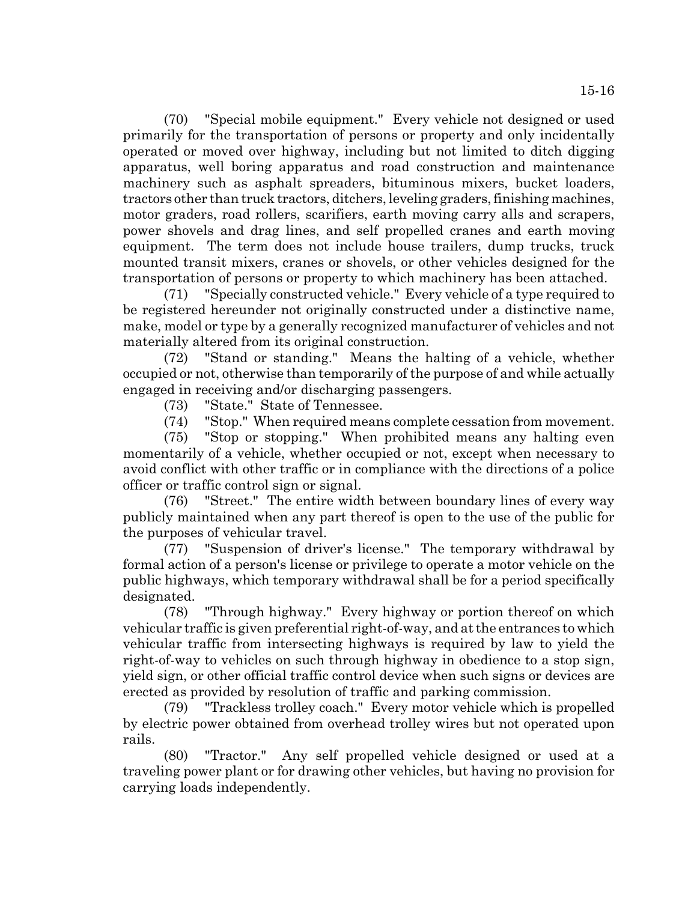(70) "Special mobile equipment." Every vehicle not designed or used primarily for the transportation of persons or property and only incidentally operated or moved over highway, including but not limited to ditch digging apparatus, well boring apparatus and road construction and maintenance machinery such as asphalt spreaders, bituminous mixers, bucket loaders, tractors other than truck tractors, ditchers, leveling graders, finishing machines, motor graders, road rollers, scarifiers, earth moving carry alls and scrapers, power shovels and drag lines, and self propelled cranes and earth moving equipment. The term does not include house trailers, dump trucks, truck mounted transit mixers, cranes or shovels, or other vehicles designed for the transportation of persons or property to which machinery has been attached.

(71) "Specially constructed vehicle." Every vehicle of a type required to be registered hereunder not originally constructed under a distinctive name, make, model or type by a generally recognized manufacturer of vehicles and not materially altered from its original construction.

(72) "Stand or standing." Means the halting of a vehicle, whether occupied or not, otherwise than temporarily of the purpose of and while actually engaged in receiving and/or discharging passengers.

(73) "State." State of Tennessee.

(74) "Stop." When required means complete cessation from movement.

(75) "Stop or stopping." When prohibited means any halting even momentarily of a vehicle, whether occupied or not, except when necessary to avoid conflict with other traffic or in compliance with the directions of a police officer or traffic control sign or signal.

(76) "Street." The entire width between boundary lines of every way publicly maintained when any part thereof is open to the use of the public for the purposes of vehicular travel.

(77) "Suspension of driver's license." The temporary withdrawal by formal action of a person's license or privilege to operate a motor vehicle on the public highways, which temporary withdrawal shall be for a period specifically designated.

(78) "Through highway." Every highway or portion thereof on which vehicular traffic is given preferential right-of-way, and at the entrances to which vehicular traffic from intersecting highways is required by law to yield the right-of-way to vehicles on such through highway in obedience to a stop sign, yield sign, or other official traffic control device when such signs or devices are erected as provided by resolution of traffic and parking commission.

(79) "Trackless trolley coach." Every motor vehicle which is propelled by electric power obtained from overhead trolley wires but not operated upon rails.

(80) "Tractor." Any self propelled vehicle designed or used at a traveling power plant or for drawing other vehicles, but having no provision for carrying loads independently.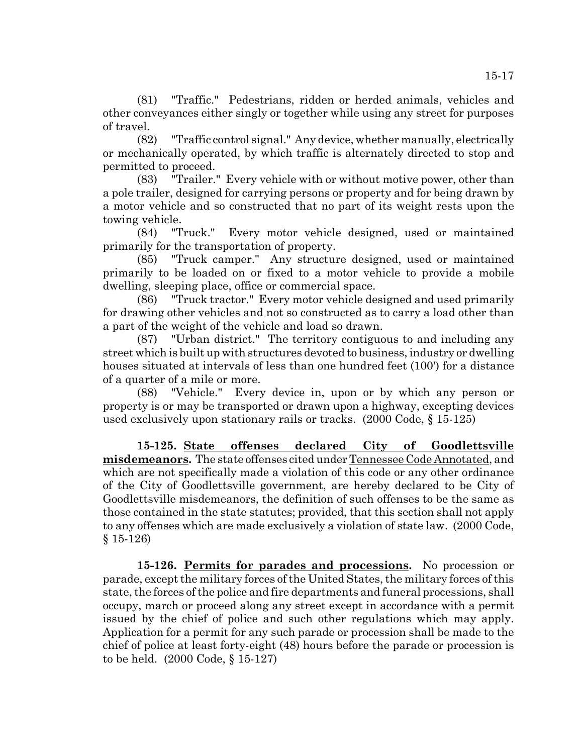(81) "Traffic." Pedestrians, ridden or herded animals, vehicles and other conveyances either singly or together while using any street for purposes of travel.

(82) "Traffic control signal." Any device, whether manually, electrically or mechanically operated, by which traffic is alternately directed to stop and permitted to proceed.

(83) "Trailer." Every vehicle with or without motive power, other than a pole trailer, designed for carrying persons or property and for being drawn by a motor vehicle and so constructed that no part of its weight rests upon the towing vehicle.

(84) "Truck." Every motor vehicle designed, used or maintained primarily for the transportation of property.

(85) "Truck camper." Any structure designed, used or maintained primarily to be loaded on or fixed to a motor vehicle to provide a mobile dwelling, sleeping place, office or commercial space.

(86) "Truck tractor." Every motor vehicle designed and used primarily for drawing other vehicles and not so constructed as to carry a load other than a part of the weight of the vehicle and load so drawn.

(87) "Urban district." The territory contiguous to and including any street which is built up with structures devoted to business, industry or dwelling houses situated at intervals of less than one hundred feet (100') for a distance of a quarter of a mile or more.

(88) "Vehicle." Every device in, upon or by which any person or property is or may be transported or drawn upon a highway, excepting devices used exclusively upon stationary rails or tracks. (2000 Code, § 15-125)

**15-125. State offenses declared City of Goodlettsville misdemeanors.** The state offenses cited under Tennessee Code Annotated, and which are not specifically made a violation of this code or any other ordinance of the City of Goodlettsville government, are hereby declared to be City of Goodlettsville misdemeanors, the definition of such offenses to be the same as those contained in the state statutes; provided, that this section shall not apply to any offenses which are made exclusively a violation of state law. (2000 Code, § 15-126)

**15-126. Permits for parades and processions.** No procession or parade, except the military forces of the United States, the military forces of this state, the forces of the police and fire departments and funeral processions, shall occupy, march or proceed along any street except in accordance with a permit issued by the chief of police and such other regulations which may apply. Application for a permit for any such parade or procession shall be made to the chief of police at least forty-eight (48) hours before the parade or procession is to be held. (2000 Code, § 15-127)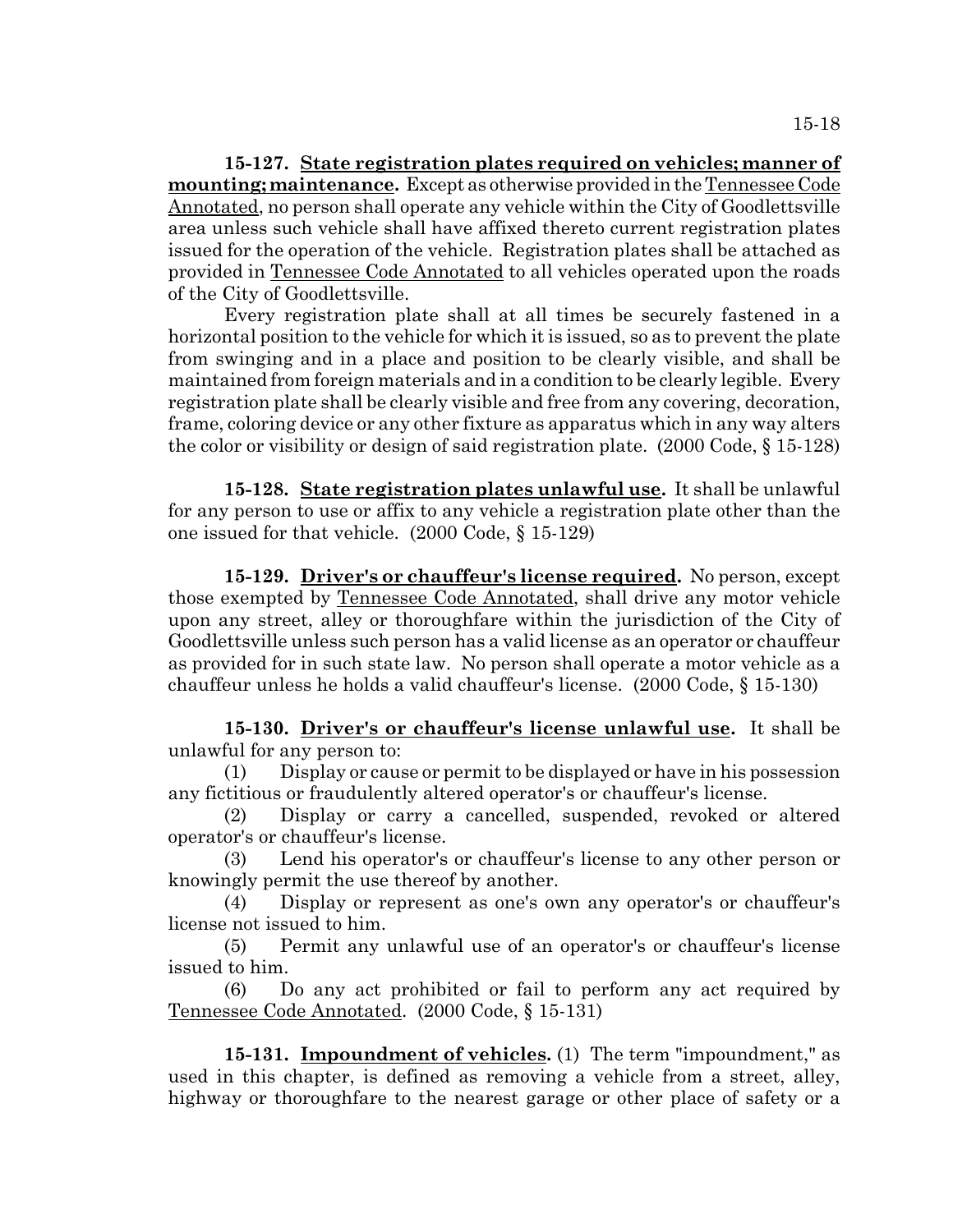**15-127. State registration plates required on vehicles; manner of mounting; maintenance.** Except as otherwise provided in the Tennessee Code Annotated, no person shall operate any vehicle within the City of Goodlettsville area unless such vehicle shall have affixed thereto current registration plates issued for the operation of the vehicle. Registration plates shall be attached as provided in Tennessee Code Annotated to all vehicles operated upon the roads of the City of Goodlettsville.

Every registration plate shall at all times be securely fastened in a horizontal position to the vehicle for which it is issued, so as to prevent the plate from swinging and in a place and position to be clearly visible, and shall be maintained from foreign materials and in a condition to be clearly legible. Every registration plate shall be clearly visible and free from any covering, decoration, frame, coloring device or any other fixture as apparatus which in any way alters the color or visibility or design of said registration plate. (2000 Code, § 15-128)

**15-128. State registration plates unlawful use.** It shall be unlawful for any person to use or affix to any vehicle a registration plate other than the one issued for that vehicle. (2000 Code, § 15-129)

**15-129. Driver's or chauffeur's license required.** No person, except those exempted by Tennessee Code Annotated, shall drive any motor vehicle upon any street, alley or thoroughfare within the jurisdiction of the City of Goodlettsville unless such person has a valid license as an operator or chauffeur as provided for in such state law. No person shall operate a motor vehicle as a chauffeur unless he holds a valid chauffeur's license. (2000 Code, § 15-130)

**15-130. Driver's or chauffeur's license unlawful use.** It shall be unlawful for any person to:

(1) Display or cause or permit to be displayed or have in his possession any fictitious or fraudulently altered operator's or chauffeur's license.

(2) Display or carry a cancelled, suspended, revoked or altered operator's or chauffeur's license.

(3) Lend his operator's or chauffeur's license to any other person or knowingly permit the use thereof by another.

(4) Display or represent as one's own any operator's or chauffeur's license not issued to him.

(5) Permit any unlawful use of an operator's or chauffeur's license issued to him.

(6) Do any act prohibited or fail to perform any act required by Tennessee Code Annotated. (2000 Code, § 15-131)

**15-131. Impoundment of vehicles.** (1) The term "impoundment," as used in this chapter, is defined as removing a vehicle from a street, alley, highway or thoroughfare to the nearest garage or other place of safety or a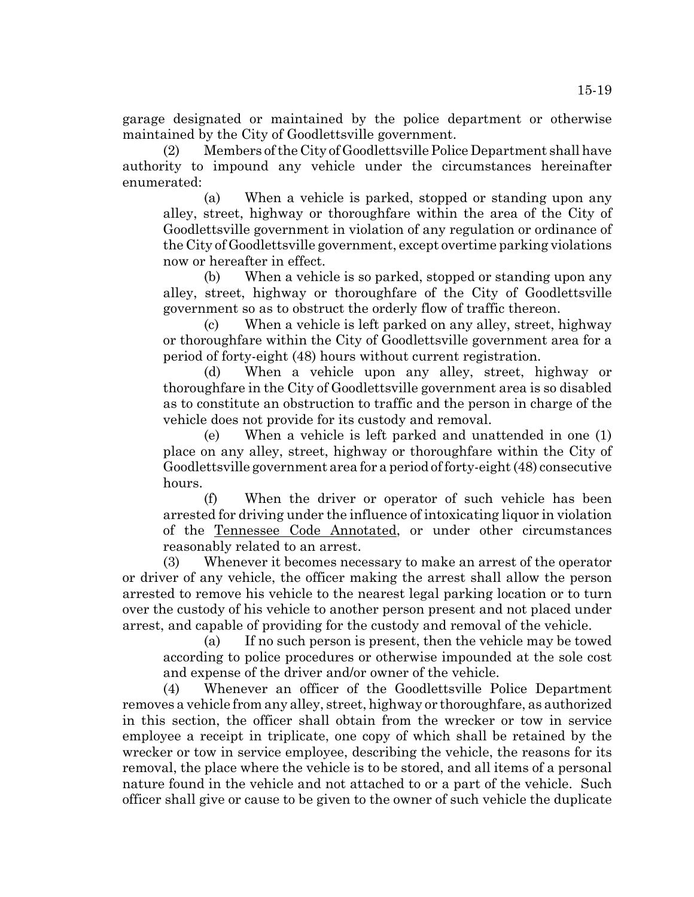garage designated or maintained by the police department or otherwise maintained by the City of Goodlettsville government.

(2) Members of the City of Goodlettsville Police Department shall have authority to impound any vehicle under the circumstances hereinafter enumerated:

(a) When a vehicle is parked, stopped or standing upon any alley, street, highway or thoroughfare within the area of the City of Goodlettsville government in violation of any regulation or ordinance of the City of Goodlettsville government, except overtime parking violations now or hereafter in effect.

(b) When a vehicle is so parked, stopped or standing upon any alley, street, highway or thoroughfare of the City of Goodlettsville government so as to obstruct the orderly flow of traffic thereon.

(c) When a vehicle is left parked on any alley, street, highway or thoroughfare within the City of Goodlettsville government area for a period of forty-eight (48) hours without current registration.

(d) When a vehicle upon any alley, street, highway or thoroughfare in the City of Goodlettsville government area is so disabled as to constitute an obstruction to traffic and the person in charge of the vehicle does not provide for its custody and removal.

(e) When a vehicle is left parked and unattended in one (1) place on any alley, street, highway or thoroughfare within the City of Goodlettsville government area for a period of forty-eight (48) consecutive hours.

(f) When the driver or operator of such vehicle has been arrested for driving under the influence of intoxicating liquor in violation of the Tennessee Code Annotated, or under other circumstances reasonably related to an arrest.

(3) Whenever it becomes necessary to make an arrest of the operator or driver of any vehicle, the officer making the arrest shall allow the person arrested to remove his vehicle to the nearest legal parking location or to turn over the custody of his vehicle to another person present and not placed under arrest, and capable of providing for the custody and removal of the vehicle.

(a) If no such person is present, then the vehicle may be towed according to police procedures or otherwise impounded at the sole cost and expense of the driver and/or owner of the vehicle.

(4) Whenever an officer of the Goodlettsville Police Department removes a vehicle from any alley, street, highway or thoroughfare, as authorized in this section, the officer shall obtain from the wrecker or tow in service employee a receipt in triplicate, one copy of which shall be retained by the wrecker or tow in service employee, describing the vehicle, the reasons for its removal, the place where the vehicle is to be stored, and all items of a personal nature found in the vehicle and not attached to or a part of the vehicle. Such officer shall give or cause to be given to the owner of such vehicle the duplicate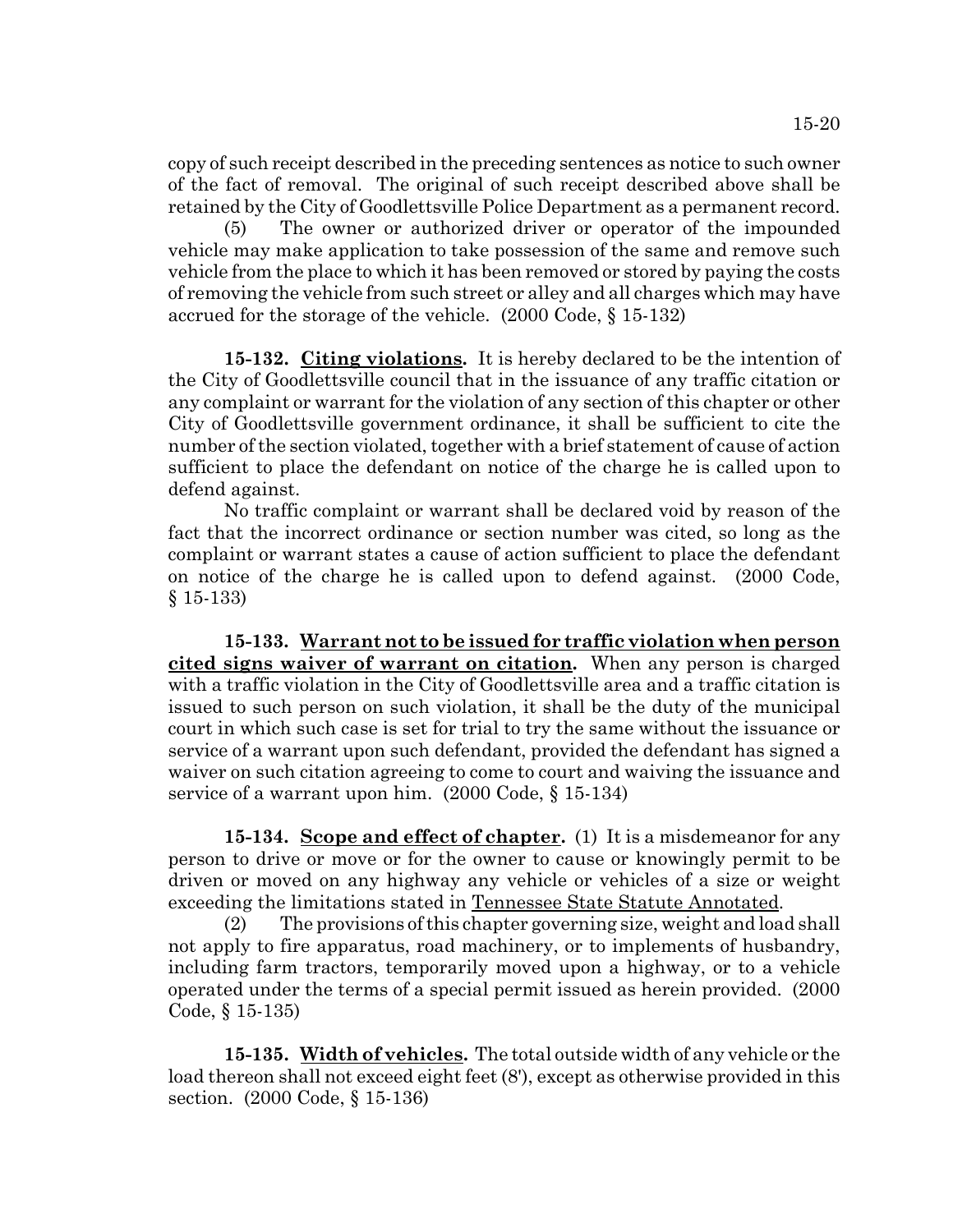copy of such receipt described in the preceding sentences as notice to such owner of the fact of removal. The original of such receipt described above shall be retained by the City of Goodlettsville Police Department as a permanent record.

(5) The owner or authorized driver or operator of the impounded vehicle may make application to take possession of the same and remove such vehicle from the place to which it has been removed or stored by paying the costs of removing the vehicle from such street or alley and all charges which may have accrued for the storage of the vehicle. (2000 Code, § 15-132)

**15-132. Citing violations.** It is hereby declared to be the intention of the City of Goodlettsville council that in the issuance of any traffic citation or any complaint or warrant for the violation of any section of this chapter or other City of Goodlettsville government ordinance, it shall be sufficient to cite the number of the section violated, together with a brief statement of cause of action sufficient to place the defendant on notice of the charge he is called upon to defend against.

No traffic complaint or warrant shall be declared void by reason of the fact that the incorrect ordinance or section number was cited, so long as the complaint or warrant states a cause of action sufficient to place the defendant on notice of the charge he is called upon to defend against. (2000 Code, § 15-133)

**15-133. Warrant not to be issued for traffic violation when person cited signs waiver of warrant on citation.** When any person is charged with a traffic violation in the City of Goodlettsville area and a traffic citation is issued to such person on such violation, it shall be the duty of the municipal court in which such case is set for trial to try the same without the issuance or service of a warrant upon such defendant, provided the defendant has signed a waiver on such citation agreeing to come to court and waiving the issuance and service of a warrant upon him. (2000 Code, § 15-134)

**15-134. Scope and effect of chapter.** (1) It is a misdemeanor for any person to drive or move or for the owner to cause or knowingly permit to be driven or moved on any highway any vehicle or vehicles of a size or weight exceeding the limitations stated in Tennessee State Statute Annotated.

(2) The provisions of this chapter governing size, weight and load shall not apply to fire apparatus, road machinery, or to implements of husbandry, including farm tractors, temporarily moved upon a highway, or to a vehicle operated under the terms of a special permit issued as herein provided. (2000 Code, § 15-135)

**15-135. Width of vehicles.** The total outside width of any vehicle or the load thereon shall not exceed eight feet (8'), except as otherwise provided in this section. (2000 Code, § 15-136)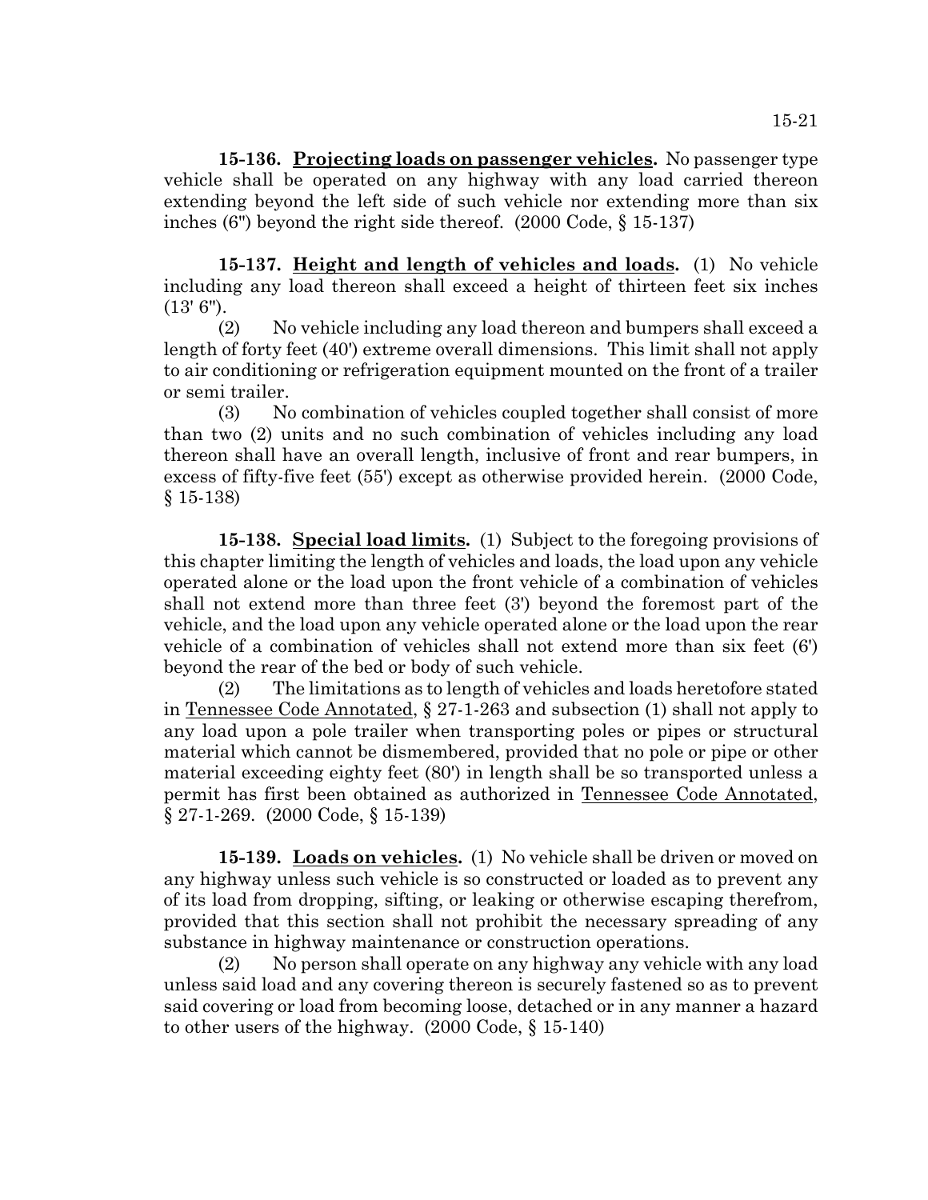**15-136. Projecting loads on passenger vehicles.** No passenger type vehicle shall be operated on any highway with any load carried thereon extending beyond the left side of such vehicle nor extending more than six inches (6") beyond the right side thereof. (2000 Code, § 15-137)

**15-137. Height and length of vehicles and loads.** (1) No vehicle including any load thereon shall exceed a height of thirteen feet six inches (13' 6").

(2) No vehicle including any load thereon and bumpers shall exceed a length of forty feet (40') extreme overall dimensions. This limit shall not apply to air conditioning or refrigeration equipment mounted on the front of a trailer or semi trailer.

(3) No combination of vehicles coupled together shall consist of more than two (2) units and no such combination of vehicles including any load thereon shall have an overall length, inclusive of front and rear bumpers, in excess of fifty-five feet (55') except as otherwise provided herein. (2000 Code, § 15-138)

**15-138. Special load limits.** (1) Subject to the foregoing provisions of this chapter limiting the length of vehicles and loads, the load upon any vehicle operated alone or the load upon the front vehicle of a combination of vehicles shall not extend more than three feet (3') beyond the foremost part of the vehicle, and the load upon any vehicle operated alone or the load upon the rear vehicle of a combination of vehicles shall not extend more than six feet (6') beyond the rear of the bed or body of such vehicle.

(2) The limitations as to length of vehicles and loads heretofore stated in Tennessee Code Annotated, § 27-1-263 and subsection (1) shall not apply to any load upon a pole trailer when transporting poles or pipes or structural material which cannot be dismembered, provided that no pole or pipe or other material exceeding eighty feet (80') in length shall be so transported unless a permit has first been obtained as authorized in Tennessee Code Annotated, § 27-1-269. (2000 Code, § 15-139)

**15-139. Loads on vehicles.** (1) No vehicle shall be driven or moved on any highway unless such vehicle is so constructed or loaded as to prevent any of its load from dropping, sifting, or leaking or otherwise escaping therefrom, provided that this section shall not prohibit the necessary spreading of any substance in highway maintenance or construction operations.

(2) No person shall operate on any highway any vehicle with any load unless said load and any covering thereon is securely fastened so as to prevent said covering or load from becoming loose, detached or in any manner a hazard to other users of the highway. (2000 Code, § 15-140)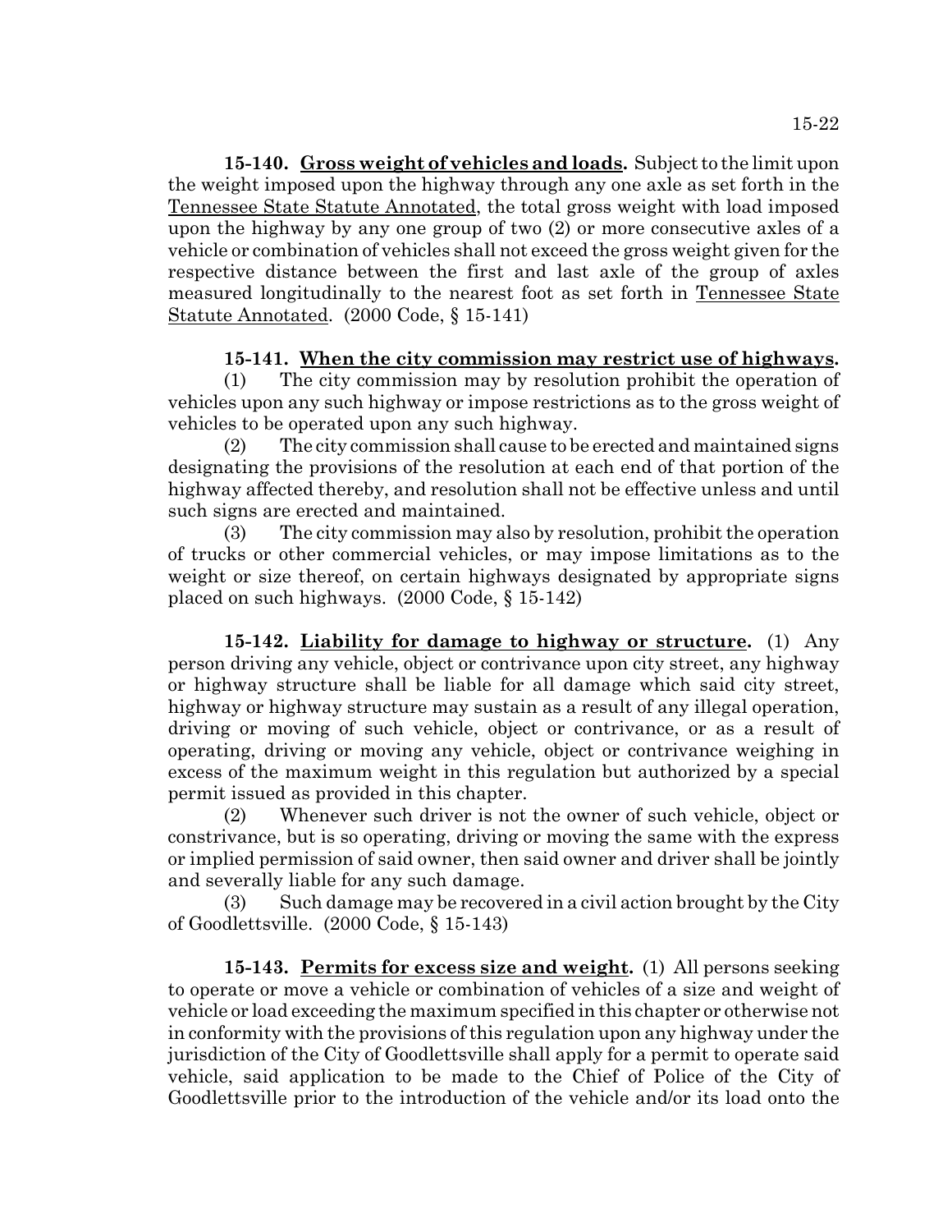**15-140. Gross weight of vehicles and loads.** Subject to the limit upon the weight imposed upon the highway through any one axle as set forth in the Tennessee State Statute Annotated, the total gross weight with load imposed upon the highway by any one group of two (2) or more consecutive axles of a vehicle or combination of vehicles shall not exceed the gross weight given for the respective distance between the first and last axle of the group of axles measured longitudinally to the nearest foot as set forth in Tennessee State Statute Annotated. (2000 Code, § 15-141)

**15-141. When the city commission may restrict use of highways.**

(1) The city commission may by resolution prohibit the operation of vehicles upon any such highway or impose restrictions as to the gross weight of vehicles to be operated upon any such highway.

(2) The city commission shall cause to be erected and maintained signs designating the provisions of the resolution at each end of that portion of the highway affected thereby, and resolution shall not be effective unless and until such signs are erected and maintained.

(3) The city commission may also by resolution, prohibit the operation of trucks or other commercial vehicles, or may impose limitations as to the weight or size thereof, on certain highways designated by appropriate signs placed on such highways. (2000 Code, § 15-142)

**15-142. Liability for damage to highway or structure.** (1) Any person driving any vehicle, object or contrivance upon city street, any highway or highway structure shall be liable for all damage which said city street, highway or highway structure may sustain as a result of any illegal operation, driving or moving of such vehicle, object or contrivance, or as a result of operating, driving or moving any vehicle, object or contrivance weighing in excess of the maximum weight in this regulation but authorized by a special permit issued as provided in this chapter.

(2) Whenever such driver is not the owner of such vehicle, object or constrivance, but is so operating, driving or moving the same with the express or implied permission of said owner, then said owner and driver shall be jointly and severally liable for any such damage.

(3) Such damage may be recovered in a civil action brought by the City of Goodlettsville. (2000 Code, § 15-143)

**15-143. Permits for excess size and weight.** (1) All persons seeking to operate or move a vehicle or combination of vehicles of a size and weight of vehicle or load exceeding the maximum specified in this chapter or otherwise not in conformity with the provisions of this regulation upon any highway under the jurisdiction of the City of Goodlettsville shall apply for a permit to operate said vehicle, said application to be made to the Chief of Police of the City of Goodlettsville prior to the introduction of the vehicle and/or its load onto the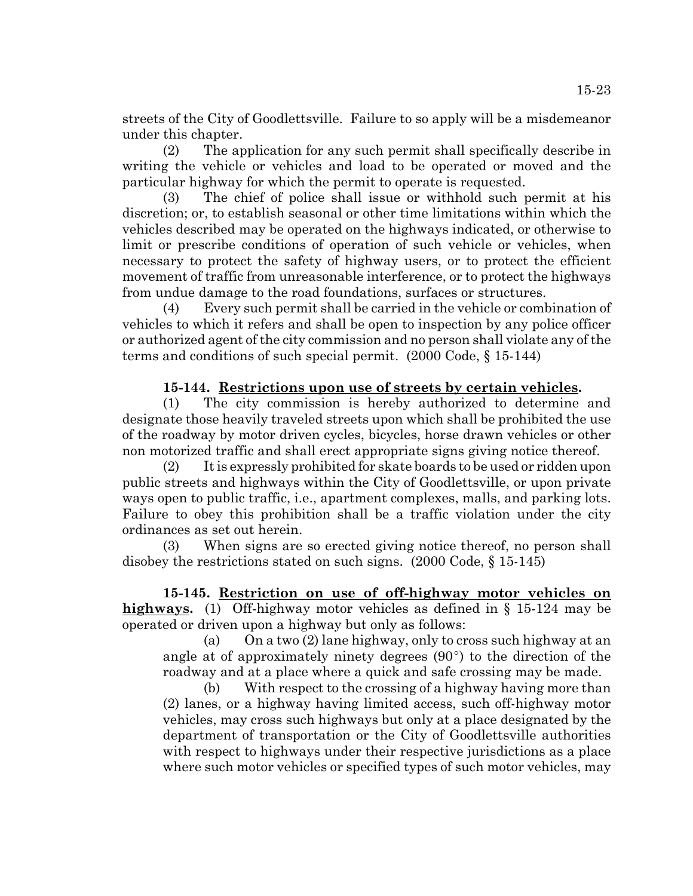streets of the City of Goodlettsville. Failure to so apply will be a misdemeanor under this chapter.

(2) The application for any such permit shall specifically describe in writing the vehicle or vehicles and load to be operated or moved and the particular highway for which the permit to operate is requested.

(3) The chief of police shall issue or withhold such permit at his discretion; or, to establish seasonal or other time limitations within which the vehicles described may be operated on the highways indicated, or otherwise to limit or prescribe conditions of operation of such vehicle or vehicles, when necessary to protect the safety of highway users, or to protect the efficient movement of traffic from unreasonable interference, or to protect the highways from undue damage to the road foundations, surfaces or structures.

(4) Every such permit shall be carried in the vehicle or combination of vehicles to which it refers and shall be open to inspection by any police officer or authorized agent of the city commission and no person shall violate any of the terms and conditions of such special permit. (2000 Code, § 15-144)

**15-144. Restrictions upon use of streets by certain vehicles.**

(1) The city commission is hereby authorized to determine and designate those heavily traveled streets upon which shall be prohibited the use of the roadway by motor driven cycles, bicycles, horse drawn vehicles or other non motorized traffic and shall erect appropriate signs giving notice thereof.

(2) It is expressly prohibited for skate boards to be used or ridden upon public streets and highways within the City of Goodlettsville, or upon private ways open to public traffic, i.e., apartment complexes, malls, and parking lots. Failure to obey this prohibition shall be a traffic violation under the city ordinances as set out herein.

(3) When signs are so erected giving notice thereof, no person shall disobey the restrictions stated on such signs. (2000 Code, § 15-145)

**15-145. Restriction on use of off-highway motor vehicles on highways.** (1) Off-highway motor vehicles as defined in § 15-124 may be operated or driven upon a highway but only as follows:

(a) On a two (2) lane highway, only to cross such highway at an angle at of approximately ninety degrees (90°) to the direction of the roadway and at a place where a quick and safe crossing may be made.

(b) With respect to the crossing of a highway having more than (2) lanes, or a highway having limited access, such off-highway motor vehicles, may cross such highways but only at a place designated by the department of transportation or the City of Goodlettsville authorities with respect to highways under their respective jurisdictions as a place where such motor vehicles or specified types of such motor vehicles, may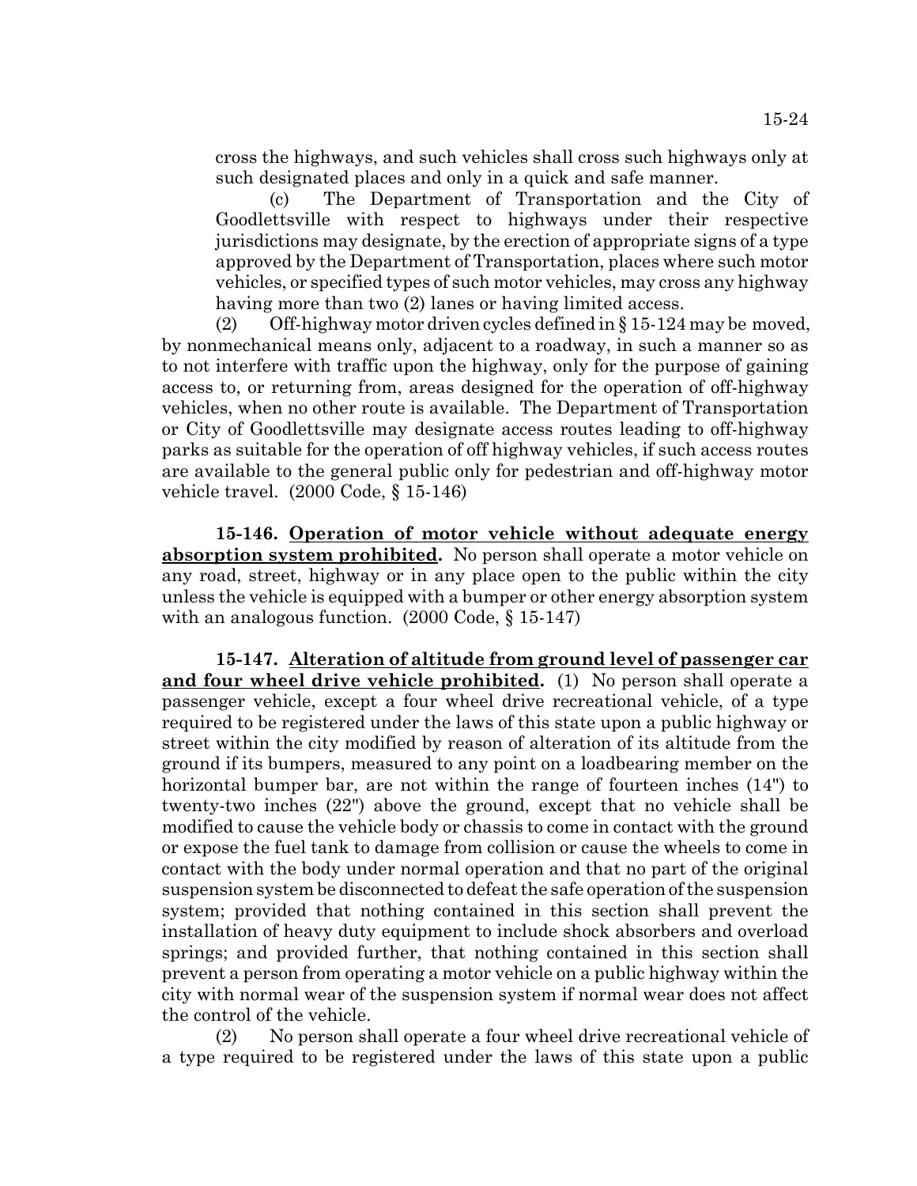cross the highways, and such vehicles shall cross such highways only at such designated places and only in a quick and safe manner.

(c) The Department of Transportation and the City of Goodlettsville with respect to highways under their respective jurisdictions may designate, by the erection of appropriate signs of a type approved by the Department of Transportation, places where such motor vehicles, or specified types of such motor vehicles, may cross any highway having more than two (2) lanes or having limited access.

(2) Off-highway motor driven cycles defined in § 15-124 may be moved, by nonmechanical means only, adjacent to a roadway, in such a manner so as to not interfere with traffic upon the highway, only for the purpose of gaining access to, or returning from, areas designed for the operation of off-highway vehicles, when no other route is available. The Department of Transportation or City of Goodlettsville may designate access routes leading to off-highway parks as suitable for the operation of off highway vehicles, if such access routes are available to the general public only for pedestrian and off-highway motor vehicle travel. (2000 Code, § 15-146)

**15-146. Operation of motor vehicle without adequate energy absorption system prohibited.** No person shall operate a motor vehicle on any road, street, highway or in any place open to the public within the city unless the vehicle is equipped with a bumper or other energy absorption system with an analogous function. (2000 Code, § 15-147)

**15-147. Alteration of altitude from ground level of passenger car and four wheel drive vehicle prohibited.** (1) No person shall operate a passenger vehicle, except a four wheel drive recreational vehicle, of a type required to be registered under the laws of this state upon a public highway or street within the city modified by reason of alteration of its altitude from the ground if its bumpers, measured to any point on a loadbearing member on the horizontal bumper bar, are not within the range of fourteen inches (14") to twenty-two inches (22") above the ground, except that no vehicle shall be modified to cause the vehicle body or chassis to come in contact with the ground or expose the fuel tank to damage from collision or cause the wheels to come in contact with the body under normal operation and that no part of the original suspension system be disconnected to defeat the safe operation of the suspension system; provided that nothing contained in this section shall prevent the installation of heavy duty equipment to include shock absorbers and overload springs; and provided further, that nothing contained in this section shall prevent a person from operating a motor vehicle on a public highway within the city with normal wear of the suspension system if normal wear does not affect the control of the vehicle.

(2) No person shall operate a four wheel drive recreational vehicle of a type required to be registered under the laws of this state upon a public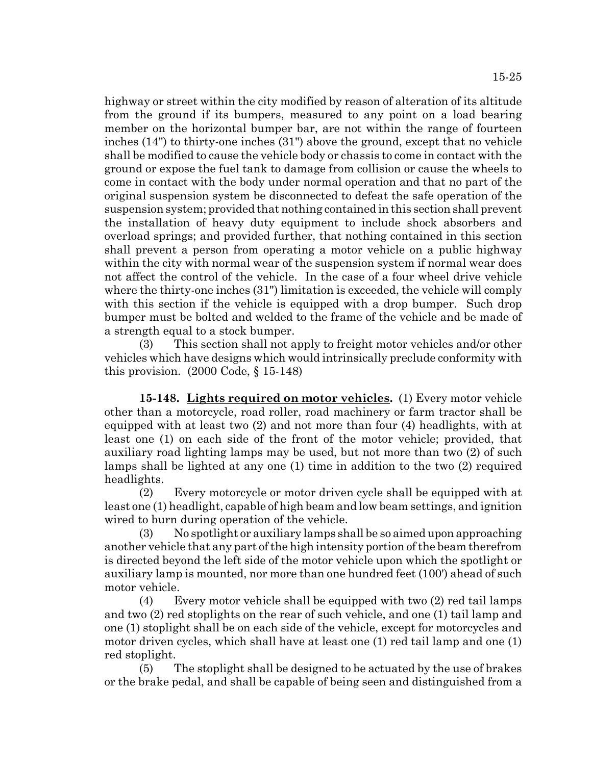highway or street within the city modified by reason of alteration of its altitude from the ground if its bumpers, measured to any point on a load bearing member on the horizontal bumper bar, are not within the range of fourteen inches (14") to thirty-one inches (31") above the ground, except that no vehicle shall be modified to cause the vehicle body or chassis to come in contact with the ground or expose the fuel tank to damage from collision or cause the wheels to come in contact with the body under normal operation and that no part of the original suspension system be disconnected to defeat the safe operation of the suspension system; provided that nothing contained in this section shall prevent the installation of heavy duty equipment to include shock absorbers and overload springs; and provided further, that nothing contained in this section shall prevent a person from operating a motor vehicle on a public highway within the city with normal wear of the suspension system if normal wear does not affect the control of the vehicle. In the case of a four wheel drive vehicle where the thirty-one inches (31") limitation is exceeded, the vehicle will comply with this section if the vehicle is equipped with a drop bumper. Such drop bumper must be bolted and welded to the frame of the vehicle and be made of a strength equal to a stock bumper.

(3) This section shall not apply to freight motor vehicles and/or other vehicles which have designs which would intrinsically preclude conformity with this provision. (2000 Code, § 15-148)

**15-148. Lights required on motor vehicles.** (1) Every motor vehicle other than a motorcycle, road roller, road machinery or farm tractor shall be equipped with at least two (2) and not more than four (4) headlights, with at least one (1) on each side of the front of the motor vehicle; provided, that auxiliary road lighting lamps may be used, but not more than two (2) of such lamps shall be lighted at any one (1) time in addition to the two (2) required headlights.

(2) Every motorcycle or motor driven cycle shall be equipped with at least one (1) headlight, capable of high beam and low beam settings, and ignition wired to burn during operation of the vehicle.

(3) No spotlight or auxiliary lamps shall be so aimed upon approaching another vehicle that any part of the high intensity portion of the beam therefrom is directed beyond the left side of the motor vehicle upon which the spotlight or auxiliary lamp is mounted, nor more than one hundred feet (100') ahead of such motor vehicle.

(4) Every motor vehicle shall be equipped with two (2) red tail lamps and two (2) red stoplights on the rear of such vehicle, and one (1) tail lamp and one (1) stoplight shall be on each side of the vehicle, except for motorcycles and motor driven cycles, which shall have at least one (1) red tail lamp and one (1) red stoplight.

(5) The stoplight shall be designed to be actuated by the use of brakes or the brake pedal, and shall be capable of being seen and distinguished from a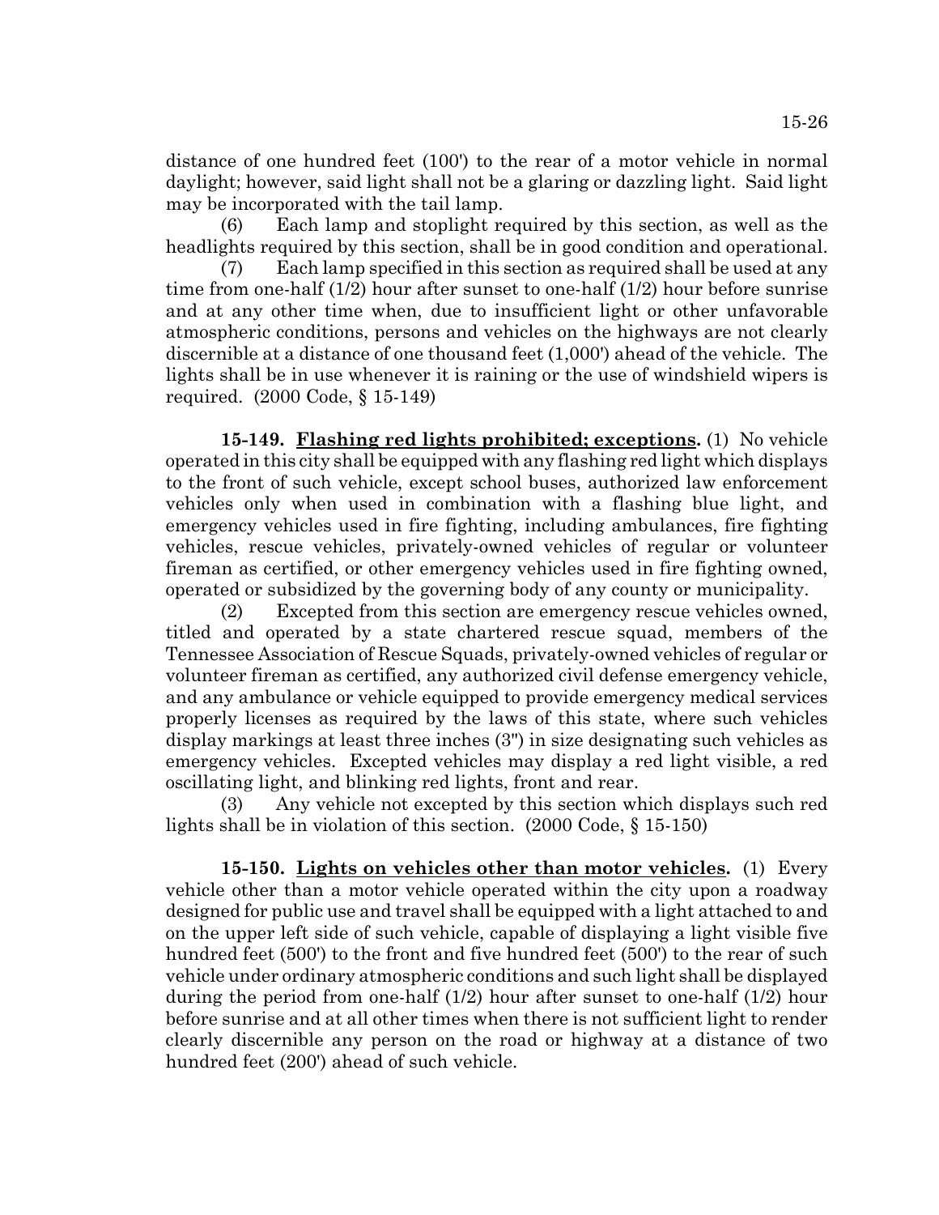distance of one hundred feet (100') to the rear of a motor vehicle in normal daylight; however, said light shall not be a glaring or dazzling light. Said light may be incorporated with the tail lamp.

(6) Each lamp and stoplight required by this section, as well as the headlights required by this section, shall be in good condition and operational.

(7) Each lamp specified in this section as required shall be used at any time from one-half (1/2) hour after sunset to one-half (1/2) hour before sunrise and at any other time when, due to insufficient light or other unfavorable atmospheric conditions, persons and vehicles on the highways are not clearly discernible at a distance of one thousand feet (1,000') ahead of the vehicle. The lights shall be in use whenever it is raining or the use of windshield wipers is required. (2000 Code, § 15-149)

**15-149. Flashing red lights prohibited; exceptions.** (1) No vehicle operated in this city shall be equipped with any flashing red light which displays to the front of such vehicle, except school buses, authorized law enforcement vehicles only when used in combination with a flashing blue light, and emergency vehicles used in fire fighting, including ambulances, fire fighting vehicles, rescue vehicles, privately-owned vehicles of regular or volunteer fireman as certified, or other emergency vehicles used in fire fighting owned, operated or subsidized by the governing body of any county or municipality.

(2) Excepted from this section are emergency rescue vehicles owned, titled and operated by a state chartered rescue squad, members of the Tennessee Association of Rescue Squads, privately-owned vehicles of regular or volunteer fireman as certified, any authorized civil defense emergency vehicle, and any ambulance or vehicle equipped to provide emergency medical services properly licenses as required by the laws of this state, where such vehicles display markings at least three inches (3") in size designating such vehicles as emergency vehicles. Excepted vehicles may display a red light visible, a red oscillating light, and blinking red lights, front and rear.

(3) Any vehicle not excepted by this section which displays such red lights shall be in violation of this section. (2000 Code, § 15-150)

**15-150. Lights on vehicles other than motor vehicles.** (1) Every vehicle other than a motor vehicle operated within the city upon a roadway designed for public use and travel shall be equipped with a light attached to and on the upper left side of such vehicle, capable of displaying a light visible five hundred feet (500') to the front and five hundred feet (500') to the rear of such vehicle under ordinary atmospheric conditions and such light shall be displayed during the period from one-half (1/2) hour after sunset to one-half (1/2) hour before sunrise and at all other times when there is not sufficient light to render clearly discernible any person on the road or highway at a distance of two hundred feet (200') ahead of such vehicle.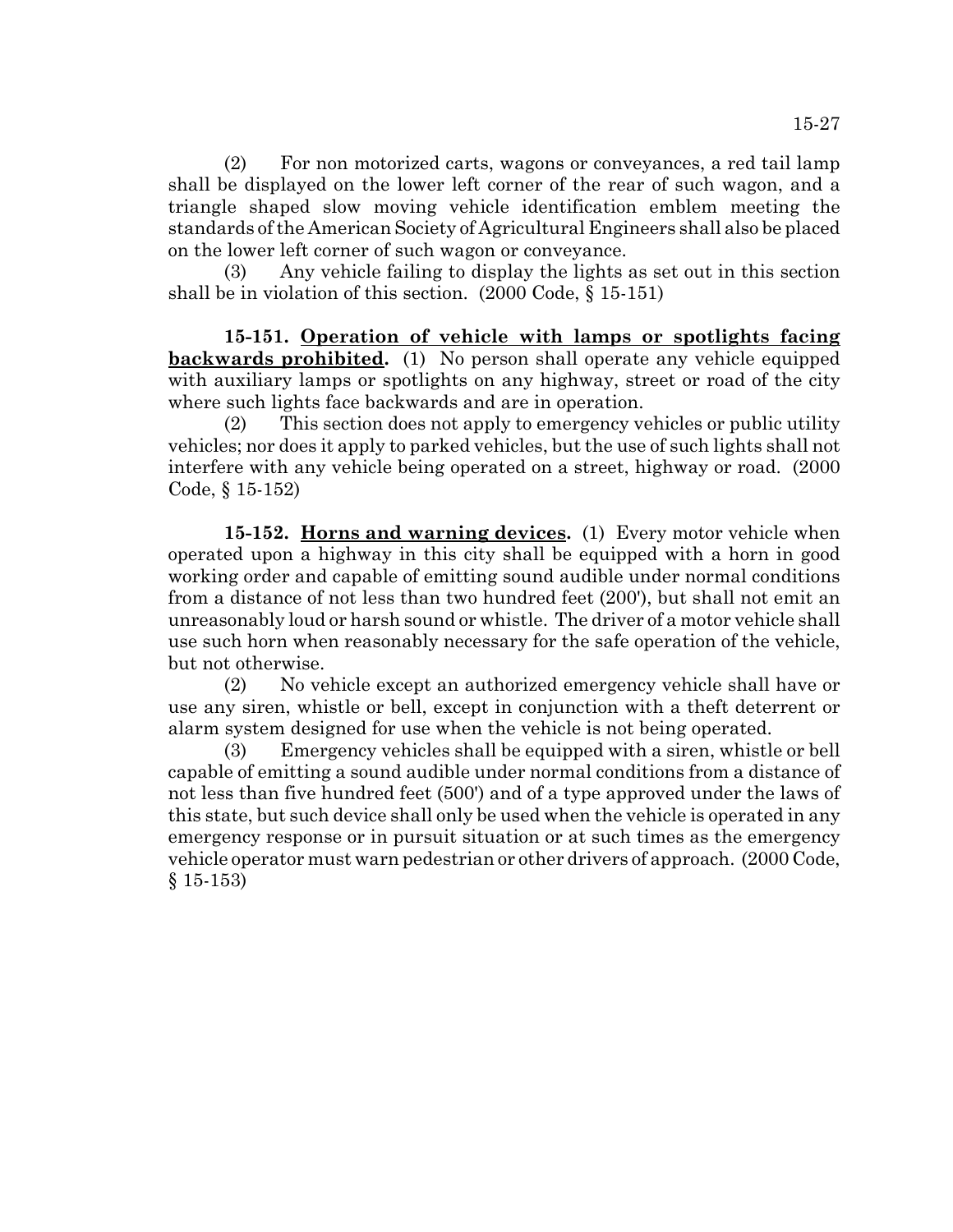(2) For non motorized carts, wagons or conveyances, a red tail lamp shall be displayed on the lower left corner of the rear of such wagon, and a triangle shaped slow moving vehicle identification emblem meeting the standards of the American Society of Agricultural Engineers shall also be placed on the lower left corner of such wagon or conveyance.

(3) Any vehicle failing to display the lights as set out in this section shall be in violation of this section. (2000 Code, § 15-151)

**15-151. Operation of vehicle with lamps or spotlights facing backwards prohibited.** (1) No person shall operate any vehicle equipped with auxiliary lamps or spotlights on any highway, street or road of the city where such lights face backwards and are in operation.

(2) This section does not apply to emergency vehicles or public utility vehicles; nor does it apply to parked vehicles, but the use of such lights shall not interfere with any vehicle being operated on a street, highway or road. (2000 Code, § 15-152)

**15-152. Horns and warning devices.** (1) Every motor vehicle when operated upon a highway in this city shall be equipped with a horn in good working order and capable of emitting sound audible under normal conditions from a distance of not less than two hundred feet (200'), but shall not emit an unreasonably loud or harsh sound or whistle. The driver of a motor vehicle shall use such horn when reasonably necessary for the safe operation of the vehicle, but not otherwise.

(2) No vehicle except an authorized emergency vehicle shall have or use any siren, whistle or bell, except in conjunction with a theft deterrent or alarm system designed for use when the vehicle is not being operated.

(3) Emergency vehicles shall be equipped with a siren, whistle or bell capable of emitting a sound audible under normal conditions from a distance of not less than five hundred feet (500') and of a type approved under the laws of this state, but such device shall only be used when the vehicle is operated in any emergency response or in pursuit situation or at such times as the emergency vehicle operator must warn pedestrian or other drivers of approach. (2000 Code, § 15-153)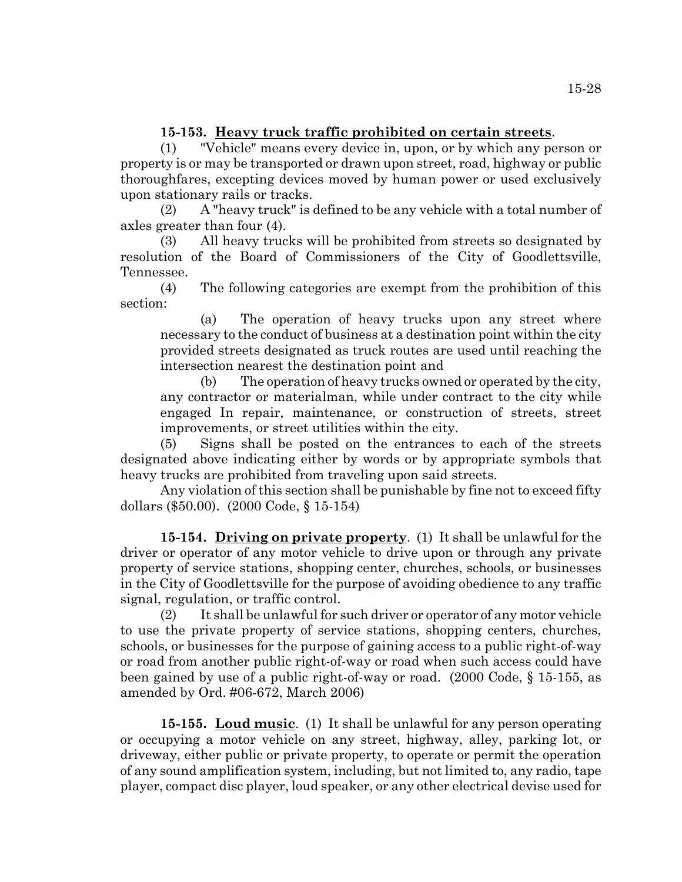**15-153. Heavy truck traffic prohibited on certain streets.**

(1) "Vehicle" means every device in, upon, or by which any person or property is or may be transported or drawn upon street, road, highway or public thoroughfares, excepting devices moved by human power or used exclusively upon stationary rails or tracks.

(2) A "heavy truck" is defined to be any vehicle with a total number of axles greater than four (4).

(3) All heavy trucks will be prohibited from streets so designated by resolution of the Board of Commissioners of the City of Goodlettsville, Tennessee.

(4) The following categories are exempt from the prohibition of this section:

(a) The operation of heavy trucks upon any street where necessary to the conduct of business at a destination point within the city provided streets designated as truck routes are used until reaching the intersection nearest the destination point and

(b) The operation of heavy trucks owned or operated by the city, any contractor or materialman, while under contract to the city while engaged In repair, maintenance, or construction of streets, street improvements, or street utilities within the city.

(5) Signs shall be posted on the entrances to each of the streets designated above indicating either by words or by appropriate symbols that heavy trucks are prohibited from traveling upon said streets.

Any violation of this section shall be punishable by fine not to exceed fifty dollars ($50.00). (2000 Code, § 15-154)

**15-154. Driving on private property.** (1) It shall be unlawful for the driver or operator of any motor vehicle to drive upon or through any private property of service stations, shopping center, churches, schools, or businesses in the City of Goodlettsville for the purpose of avoiding obedience to any traffic signal, regulation, or traffic control.

(2) It shall be unlawful for such driver or operator of any motor vehicle to use the private property of service stations, shopping centers, churches, schools, or businesses for the purpose of gaining access to a public right-of-way or road from another public right-of-way or road when such access could have been gained by use of a public right-of-way or road. (2000 Code, § 15-155, as amended by Ord. #06-672, March 2006)

**15-155. Loud music.** (1) It shall be unlawful for any person operating or occupying a motor vehicle on any street, highway, alley, parking lot, or driveway, either public or private property, to operate or permit the operation of any sound amplification system, including, but not limited to, any radio, tape player, compact disc player, loud speaker, or any other electrical devise used for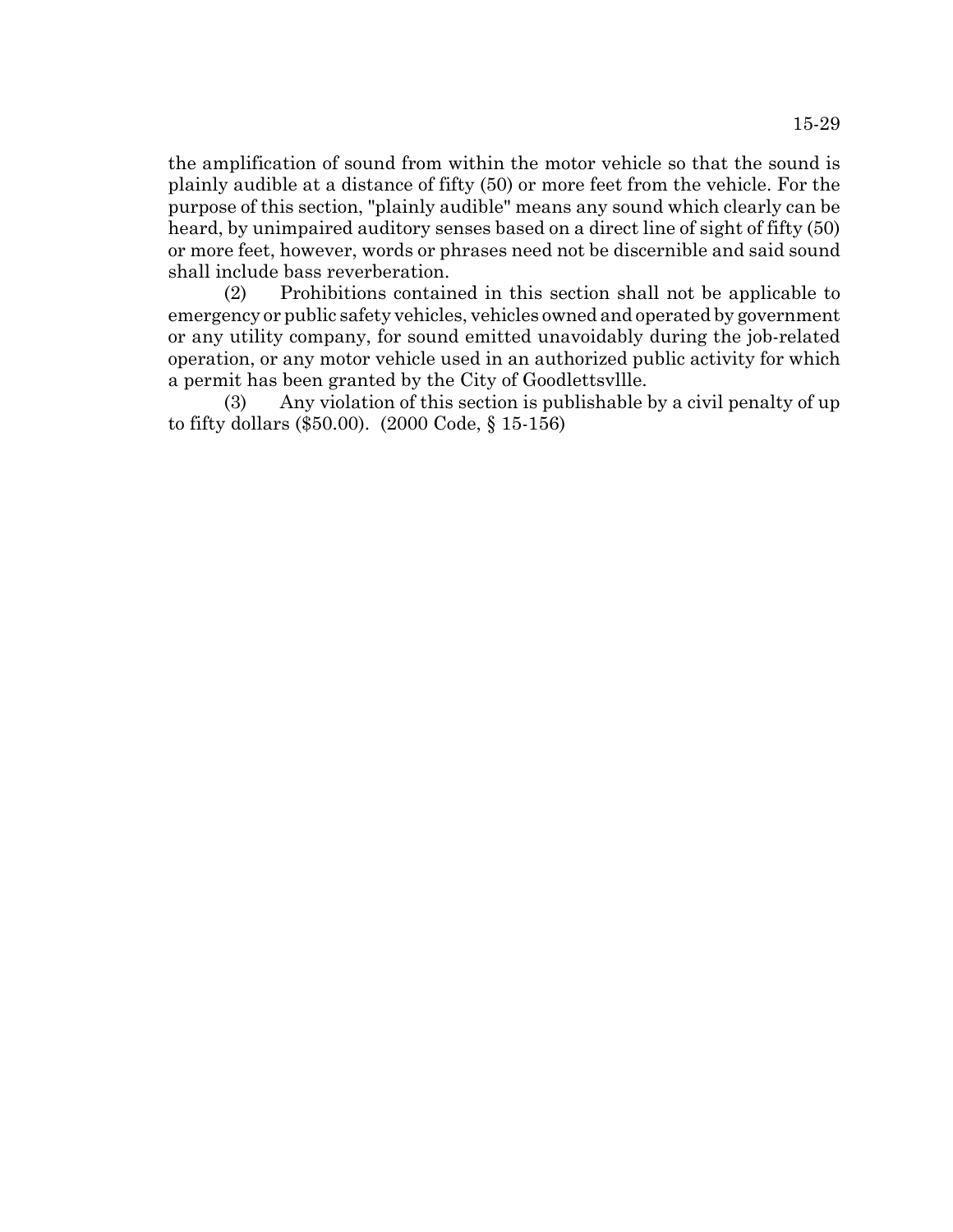the amplification of sound from within the motor vehicle so that the sound is plainly audible at a distance of fifty (50) or more feet from the vehicle. For the purpose of this section, "plainly audible" means any sound which clearly can be heard, by unimpaired auditory senses based on a direct line of sight of fifty (50) or more feet, however, words or phrases need not be discernible and said sound shall include bass reverberation.

(2) Prohibitions contained in this section shall not be applicable to emergency or public safety vehicles, vehicles owned and operated by government or any utility company, for sound emitted unavoidably during the job-related operation, or any motor vehicle used in an authorized public activity for which a permit has been granted by the City of Goodlettsvllle.

(3) Any violation of this section is publishable by a civil penalty of up to fifty dollars ($50.00). (2000 Code, § 15-156)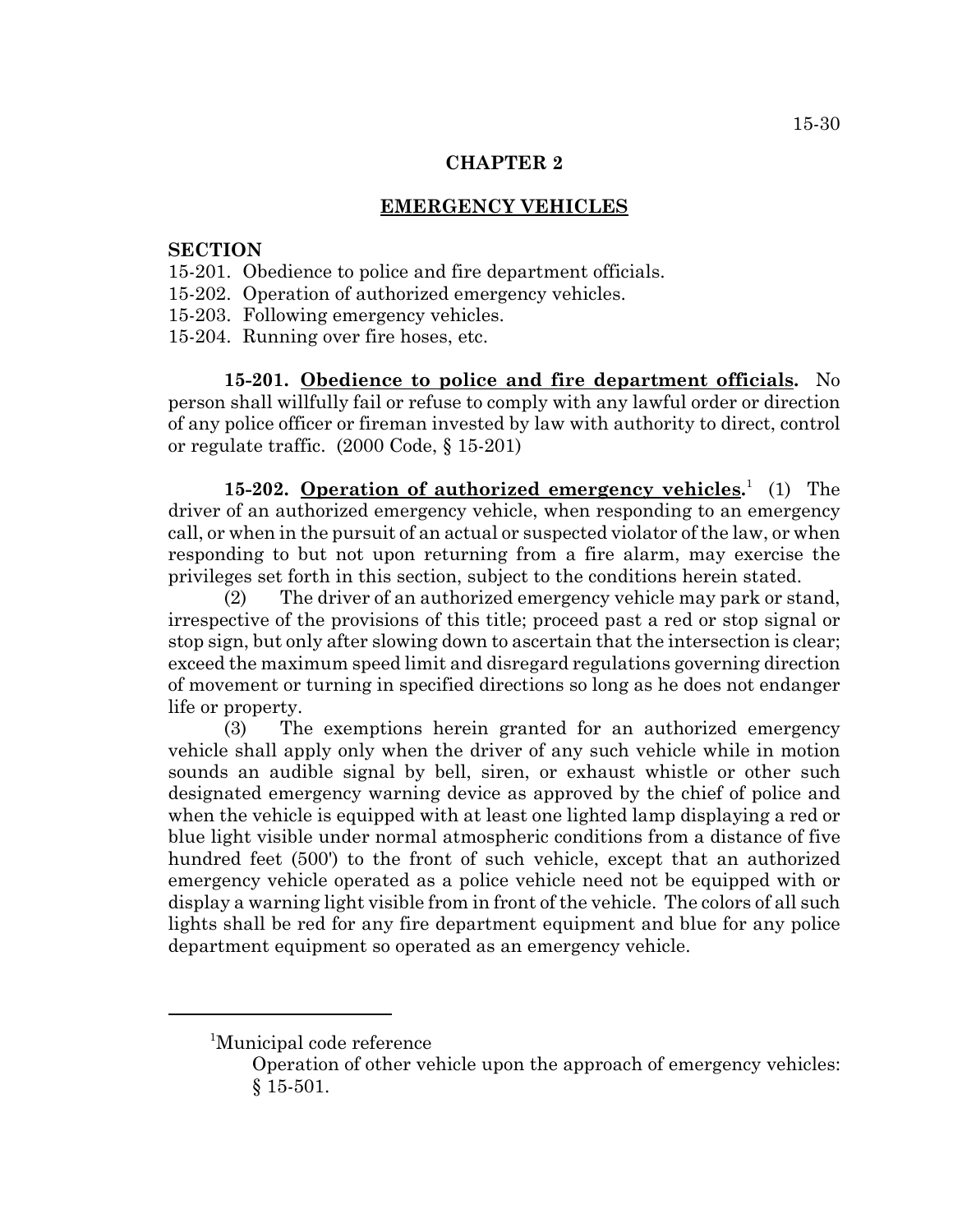# CHAPTER 2

## EMERGENCY VEHICLES

**SECTION**

15-201. Obedience to police and fire department officials.
15-202. Operation of authorized emergency vehicles.
15-203. Following emergency vehicles.
15-204. Running over fire hoses, etc.

**15-201. Obedience to police and fire department officials.** No person shall willfully fail or refuse to comply with any lawful order or direction of any police officer or fireman invested by law with authority to direct, control or regulate traffic. (2000 Code, § 15-201)

**15-202. Operation of authorized emergency vehicles.**[1] (1) The driver of an authorized emergency vehicle, when responding to an emergency call, or when in the pursuit of an actual or suspected violator of the law, or when responding to but not upon returning from a fire alarm, may exercise the privileges set forth in this section, subject to the conditions herein stated.

(2) The driver of an authorized emergency vehicle may park or stand, irrespective of the provisions of this title; proceed past a red or stop signal or stop sign, but only after slowing down to ascertain that the intersection is clear; exceed the maximum speed limit and disregard regulations governing direction of movement or turning in specified directions so long as he does not endanger life or property.

(3) The exemptions herein granted for an authorized emergency vehicle shall apply only when the driver of any such vehicle while in motion sounds an audible signal by bell, siren, or exhaust whistle or other such designated emergency warning device as approved by the chief of police and when the vehicle is equipped with at least one lighted lamp displaying a red or blue light visible under normal atmospheric conditions from a distance of five hundred feet (500') to the front of such vehicle, except that an authorized emergency vehicle operated as a police vehicle need not be equipped with or display a warning light visible from in front of the vehicle. The colors of all such lights shall be red for any fire department equipment and blue for any police department equipment so operated as an emergency vehicle.

---

[1]Municipal code reference

Operation of other vehicle upon the approach of emergency vehicles: § 15-501.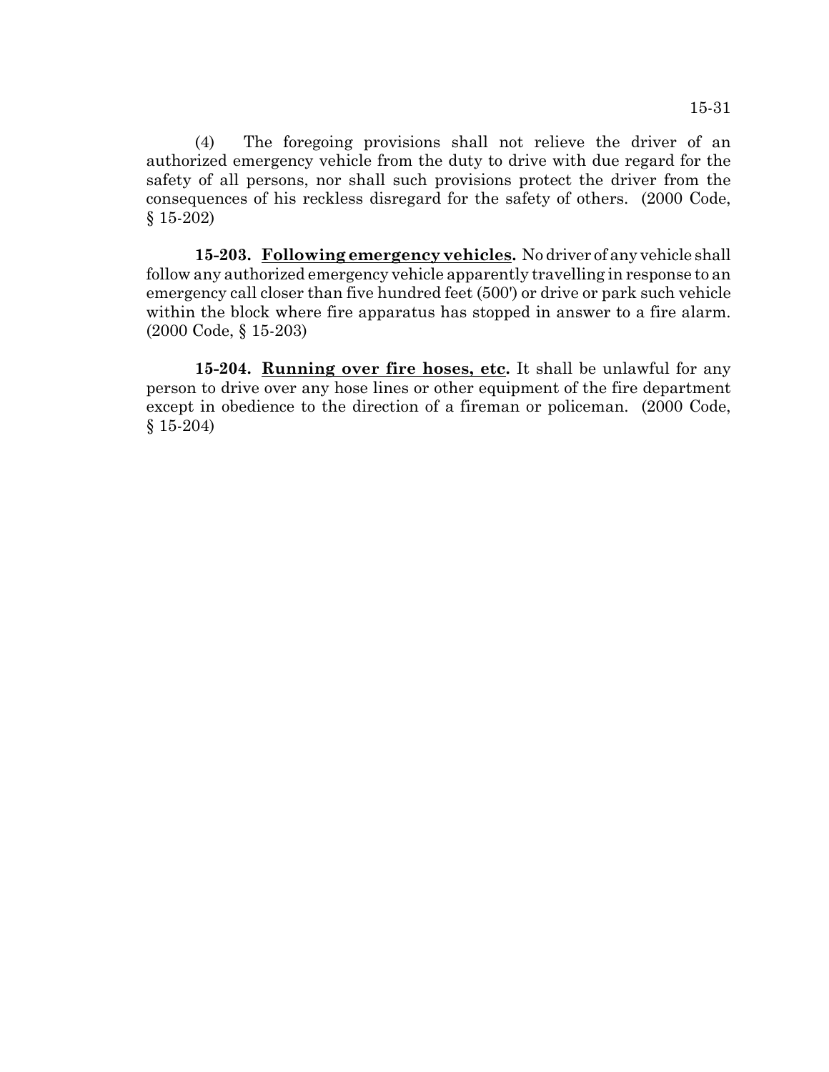(4) The foregoing provisions shall not relieve the driver of an authorized emergency vehicle from the duty to drive with due regard for the safety of all persons, nor shall such provisions protect the driver from the consequences of his reckless disregard for the safety of others. (2000 Code, § 15-202)

**15-203. Following emergency vehicles.** No driver of any vehicle shall follow any authorized emergency vehicle apparently travelling in response to an emergency call closer than five hundred feet (500') or drive or park such vehicle within the block where fire apparatus has stopped in answer to a fire alarm. (2000 Code, § 15-203)

**15-204. Running over fire hoses, etc.** It shall be unlawful for any person to drive over any hose lines or other equipment of the fire department except in obedience to the direction of a fireman or policeman. (2000 Code, § 15-204)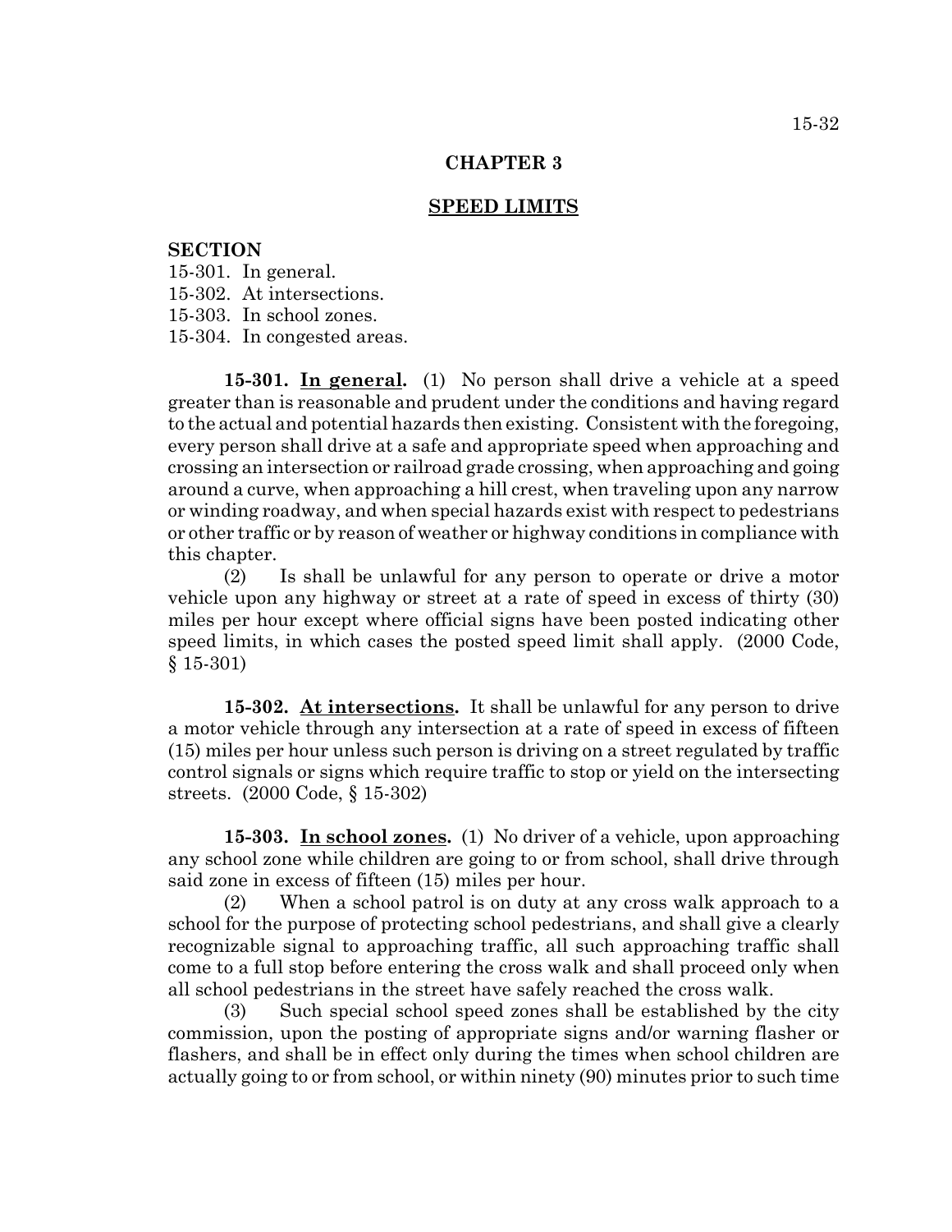# CHAPTER 3

## SPEED LIMITS

**SECTION**

15-301. In general.
15-302. At intersections.
15-303. In school zones.
15-304. In congested areas.

**15-301. In general.** (1) No person shall drive a vehicle at a speed greater than is reasonable and prudent under the conditions and having regard to the actual and potential hazards then existing. Consistent with the foregoing, every person shall drive at a safe and appropriate speed when approaching and crossing an intersection or railroad grade crossing, when approaching and going around a curve, when approaching a hill crest, when traveling upon any narrow or winding roadway, and when special hazards exist with respect to pedestrians or other traffic or by reason of weather or highway conditions in compliance with this chapter.

(2) Is shall be unlawful for any person to operate or drive a motor vehicle upon any highway or street at a rate of speed in excess of thirty (30) miles per hour except where official signs have been posted indicating other speed limits, in which cases the posted speed limit shall apply. (2000 Code, § 15-301)

**15-302. At intersections.** It shall be unlawful for any person to drive a motor vehicle through any intersection at a rate of speed in excess of fifteen (15) miles per hour unless such person is driving on a street regulated by traffic control signals or signs which require traffic to stop or yield on the intersecting streets. (2000 Code, § 15-302)

**15-303. In school zones.** (1) No driver of a vehicle, upon approaching any school zone while children are going to or from school, shall drive through said zone in excess of fifteen (15) miles per hour.

(2) When a school patrol is on duty at any cross walk approach to a school for the purpose of protecting school pedestrians, and shall give a clearly recognizable signal to approaching traffic, all such approaching traffic shall come to a full stop before entering the cross walk and shall proceed only when all school pedestrians in the street have safely reached the cross walk.

(3) Such special school speed zones shall be established by the city commission, upon the posting of appropriate signs and/or warning flasher or flashers, and shall be in effect only during the times when school children are actually going to or from school, or within ninety (90) minutes prior to such time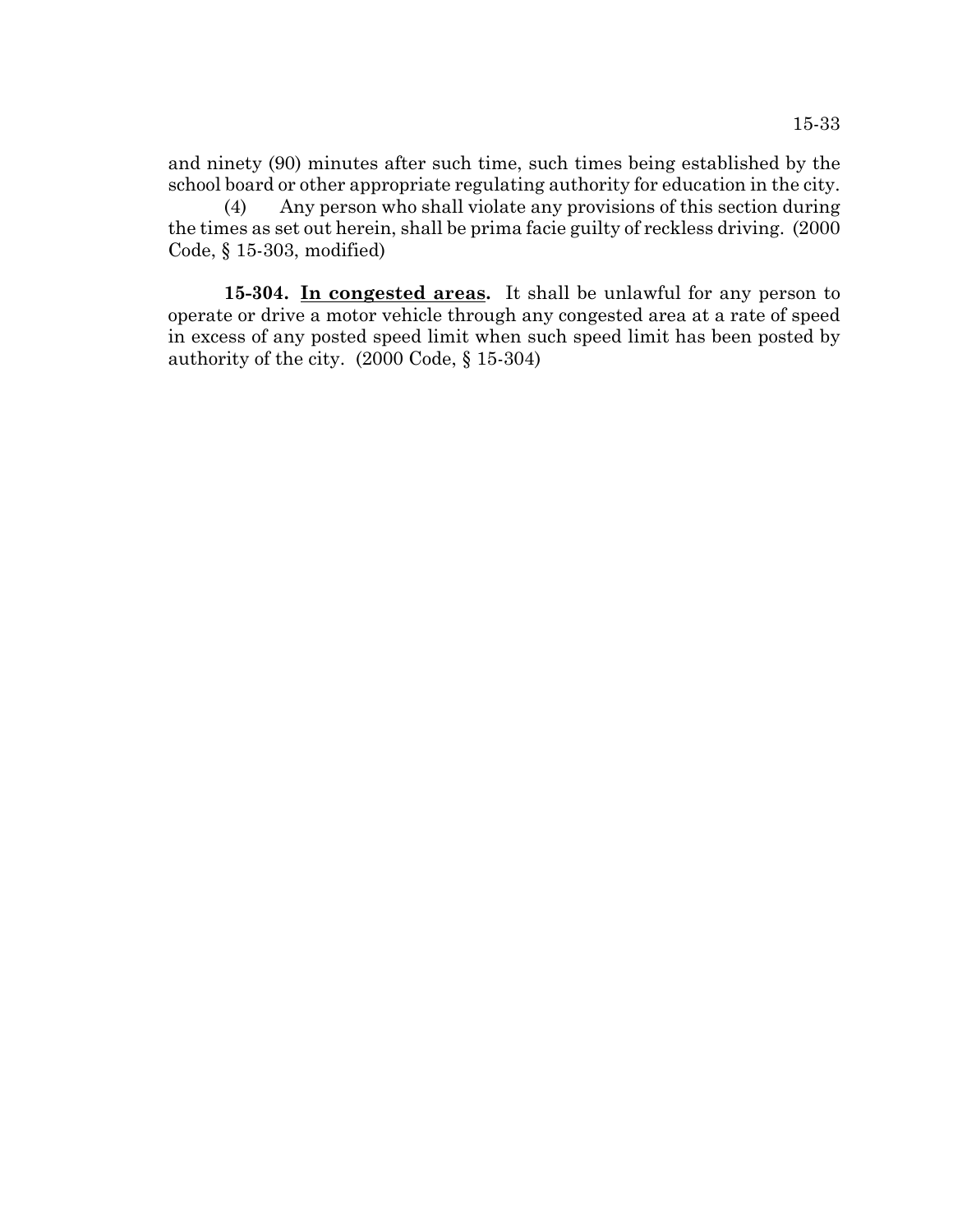and ninety (90) minutes after such time, such times being established by the school board or other appropriate regulating authority for education in the city.

(4) Any person who shall violate any provisions of this section during the times as set out herein, shall be prima facie guilty of reckless driving. (2000 Code, § 15-303, modified)

**15-304. In congested areas.** It shall be unlawful for any person to operate or drive a motor vehicle through any congested area at a rate of speed in excess of any posted speed limit when such speed limit has been posted by authority of the city. (2000 Code, § 15-304)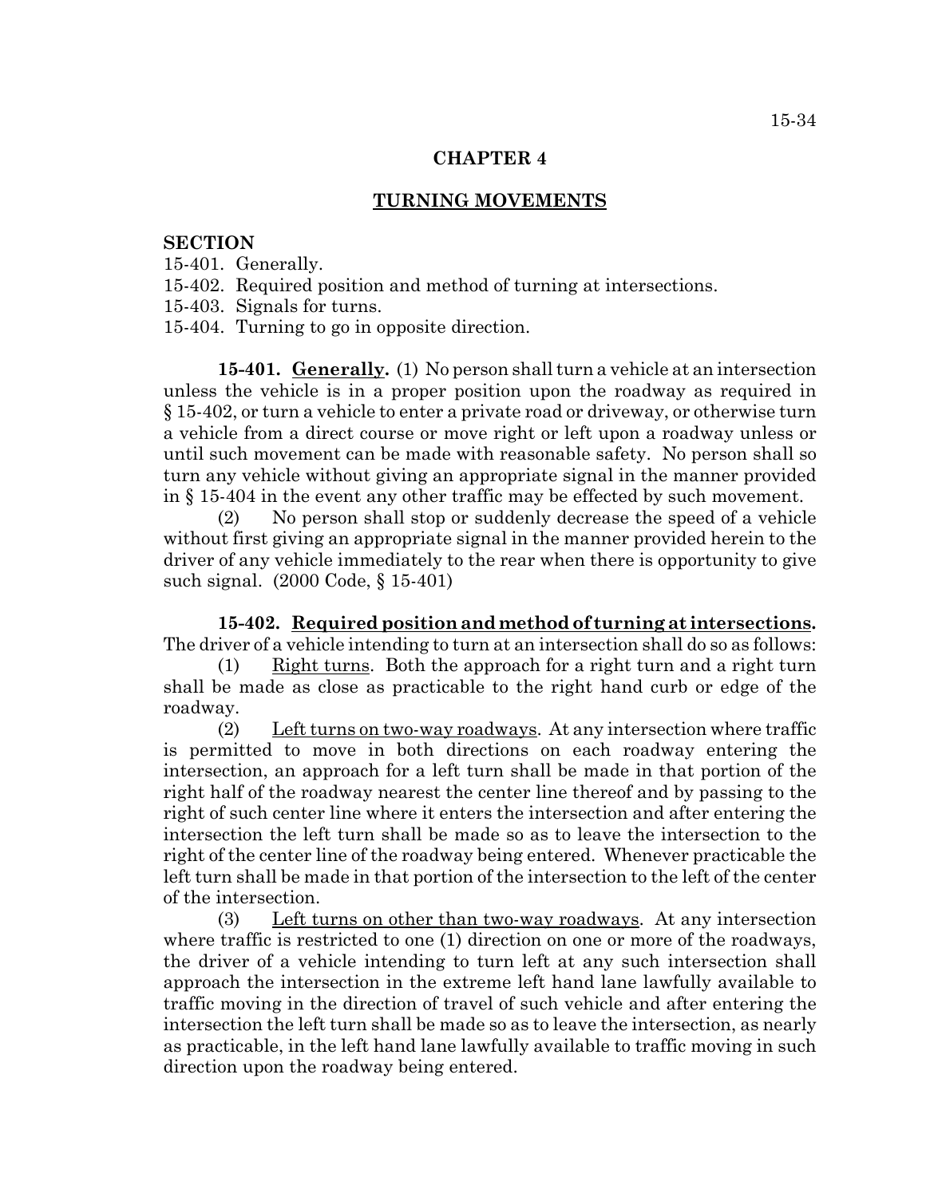# CHAPTER 4

## TURNING MOVEMENTS

**SECTION**

15-401. Generally.
15-402. Required position and method of turning at intersections.
15-403. Signals for turns.
15-404. Turning to go in opposite direction.

**15-401. Generally.** (1) No person shall turn a vehicle at an intersection unless the vehicle is in a proper position upon the roadway as required in § 15-402, or turn a vehicle to enter a private road or driveway, or otherwise turn a vehicle from a direct course or move right or left upon a roadway unless or until such movement can be made with reasonable safety. No person shall so turn any vehicle without giving an appropriate signal in the manner provided in § 15-404 in the event any other traffic may be effected by such movement.

(2) No person shall stop or suddenly decrease the speed of a vehicle without first giving an appropriate signal in the manner provided herein to the driver of any vehicle immediately to the rear when there is opportunity to give such signal. (2000 Code, § 15-401)

**15-402. Required position and method of turning at intersections.** The driver of a vehicle intending to turn at an intersection shall do so as follows:

(1) Right turns. Both the approach for a right turn and a right turn shall be made as close as practicable to the right hand curb or edge of the roadway.

(2) Left turns on two-way roadways. At any intersection where traffic is permitted to move in both directions on each roadway entering the intersection, an approach for a left turn shall be made in that portion of the right half of the roadway nearest the center line thereof and by passing to the right of such center line where it enters the intersection and after entering the intersection the left turn shall be made so as to leave the intersection to the right of the center line of the roadway being entered. Whenever practicable the left turn shall be made in that portion of the intersection to the left of the center of the intersection.

(3) Left turns on other than two-way roadways. At any intersection where traffic is restricted to one (1) direction on one or more of the roadways, the driver of a vehicle intending to turn left at any such intersection shall approach the intersection in the extreme left hand lane lawfully available to traffic moving in the direction of travel of such vehicle and after entering the intersection the left turn shall be made so as to leave the intersection, as nearly as practicable, in the left hand lane lawfully available to traffic moving in such direction upon the roadway being entered.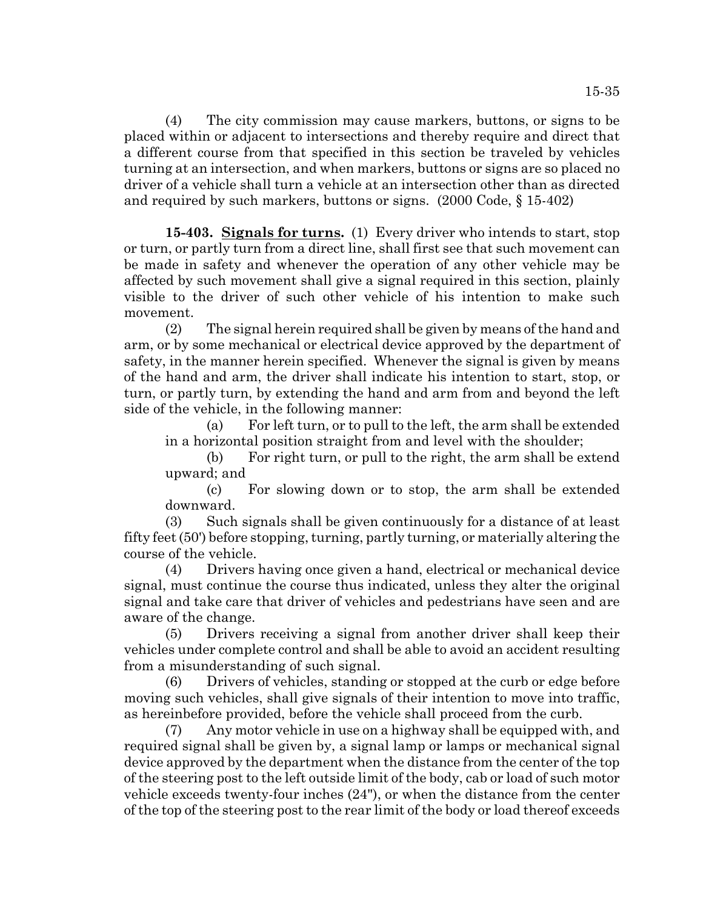(4) The city commission may cause markers, buttons, or signs to be placed within or adjacent to intersections and thereby require and direct that a different course from that specified in this section be traveled by vehicles turning at an intersection, and when markers, buttons or signs are so placed no driver of a vehicle shall turn a vehicle at an intersection other than as directed and required by such markers, buttons or signs. (2000 Code, § 15-402)

**15-403. Signals for turns.** (1) Every driver who intends to start, stop or turn, or partly turn from a direct line, shall first see that such movement can be made in safety and whenever the operation of any other vehicle may be affected by such movement shall give a signal required in this section, plainly visible to the driver of such other vehicle of his intention to make such movement.

(2) The signal herein required shall be given by means of the hand and arm, or by some mechanical or electrical device approved by the department of safety, in the manner herein specified. Whenever the signal is given by means of the hand and arm, the driver shall indicate his intention to start, stop, or turn, or partly turn, by extending the hand and arm from and beyond the left side of the vehicle, in the following manner:

(a) For left turn, or to pull to the left, the arm shall be extended in a horizontal position straight from and level with the shoulder;

(b) For right turn, or pull to the right, the arm shall be extend upward; and

(c) For slowing down or to stop, the arm shall be extended downward.

(3) Such signals shall be given continuously for a distance of at least fifty feet (50') before stopping, turning, partly turning, or materially altering the course of the vehicle.

(4) Drivers having once given a hand, electrical or mechanical device signal, must continue the course thus indicated, unless they alter the original signal and take care that driver of vehicles and pedestrians have seen and are aware of the change.

(5) Drivers receiving a signal from another driver shall keep their vehicles under complete control and shall be able to avoid an accident resulting from a misunderstanding of such signal.

(6) Drivers of vehicles, standing or stopped at the curb or edge before moving such vehicles, shall give signals of their intention to move into traffic, as hereinbefore provided, before the vehicle shall proceed from the curb.

(7) Any motor vehicle in use on a highway shall be equipped with, and required signal shall be given by, a signal lamp or lamps or mechanical signal device approved by the department when the distance from the center of the top of the steering post to the left outside limit of the body, cab or load of such motor vehicle exceeds twenty-four inches (24"), or when the distance from the center of the top of the steering post to the rear limit of the body or load thereof exceeds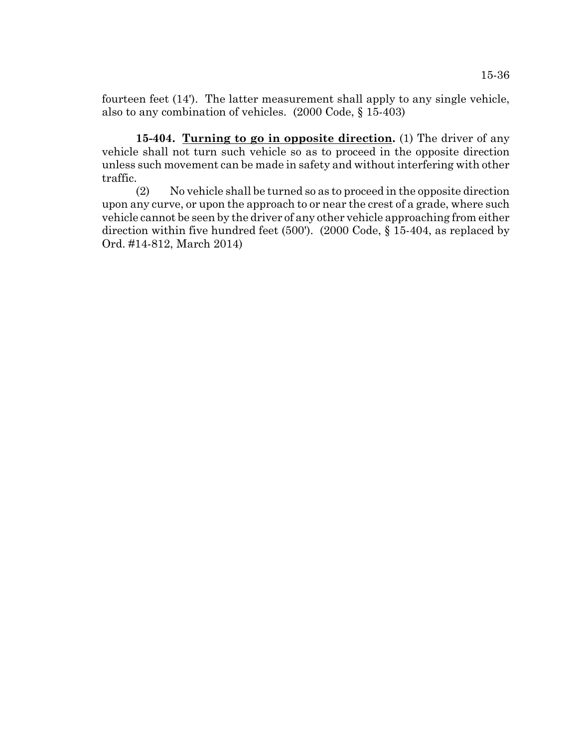fourteen feet (14'). The latter measurement shall apply to any single vehicle, also to any combination of vehicles. (2000 Code, § 15-403)

**15-404. Turning to go in opposite direction.** (1) The driver of any vehicle shall not turn such vehicle so as to proceed in the opposite direction unless such movement can be made in safety and without interfering with other traffic.

(2) No vehicle shall be turned so as to proceed in the opposite direction upon any curve, or upon the approach to or near the crest of a grade, where such vehicle cannot be seen by the driver of any other vehicle approaching from either direction within five hundred feet (500'). (2000 Code, § 15-404, as replaced by Ord. #14-812, March 2014)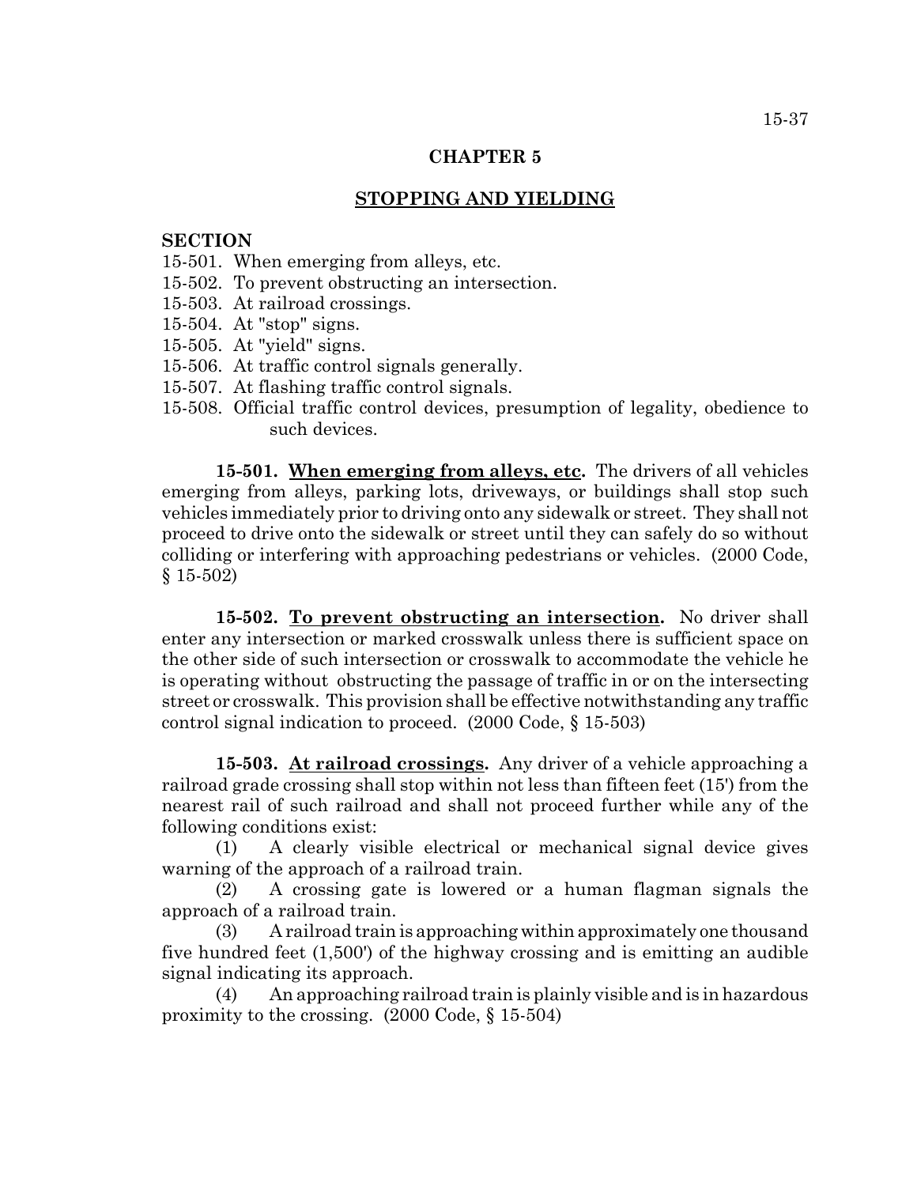# CHAPTER 5

## STOPPING AND YIELDING

**SECTION**

15-501. When emerging from alleys, etc.
15-502. To prevent obstructing an intersection.
15-503. At railroad crossings.
15-504. At "stop" signs.
15-505. At "yield" signs.
15-506. At traffic control signals generally.
15-507. At flashing traffic control signals.
15-508. Official traffic control devices, presumption of legality, obedience to such devices.

**15-501. When emerging from alleys, etc.** The drivers of all vehicles emerging from alleys, parking lots, driveways, or buildings shall stop such vehicles immediately prior to driving onto any sidewalk or street. They shall not proceed to drive onto the sidewalk or street until they can safely do so without colliding or interfering with approaching pedestrians or vehicles. (2000 Code, § 15-502)

**15-502. To prevent obstructing an intersection.** No driver shall enter any intersection or marked crosswalk unless there is sufficient space on the other side of such intersection or crosswalk to accommodate the vehicle he is operating without obstructing the passage of traffic in or on the intersecting street or crosswalk. This provision shall be effective notwithstanding any traffic control signal indication to proceed. (2000 Code, § 15-503)

**15-503. At railroad crossings.** Any driver of a vehicle approaching a railroad grade crossing shall stop within not less than fifteen feet (15') from the nearest rail of such railroad and shall not proceed further while any of the following conditions exist:

(1) A clearly visible electrical or mechanical signal device gives warning of the approach of a railroad train.

(2) A crossing gate is lowered or a human flagman signals the approach of a railroad train.

(3) A railroad train is approaching within approximately one thousand five hundred feet (1,500') of the highway crossing and is emitting an audible signal indicating its approach.

(4) An approaching railroad train is plainly visible and is in hazardous proximity to the crossing. (2000 Code, § 15-504)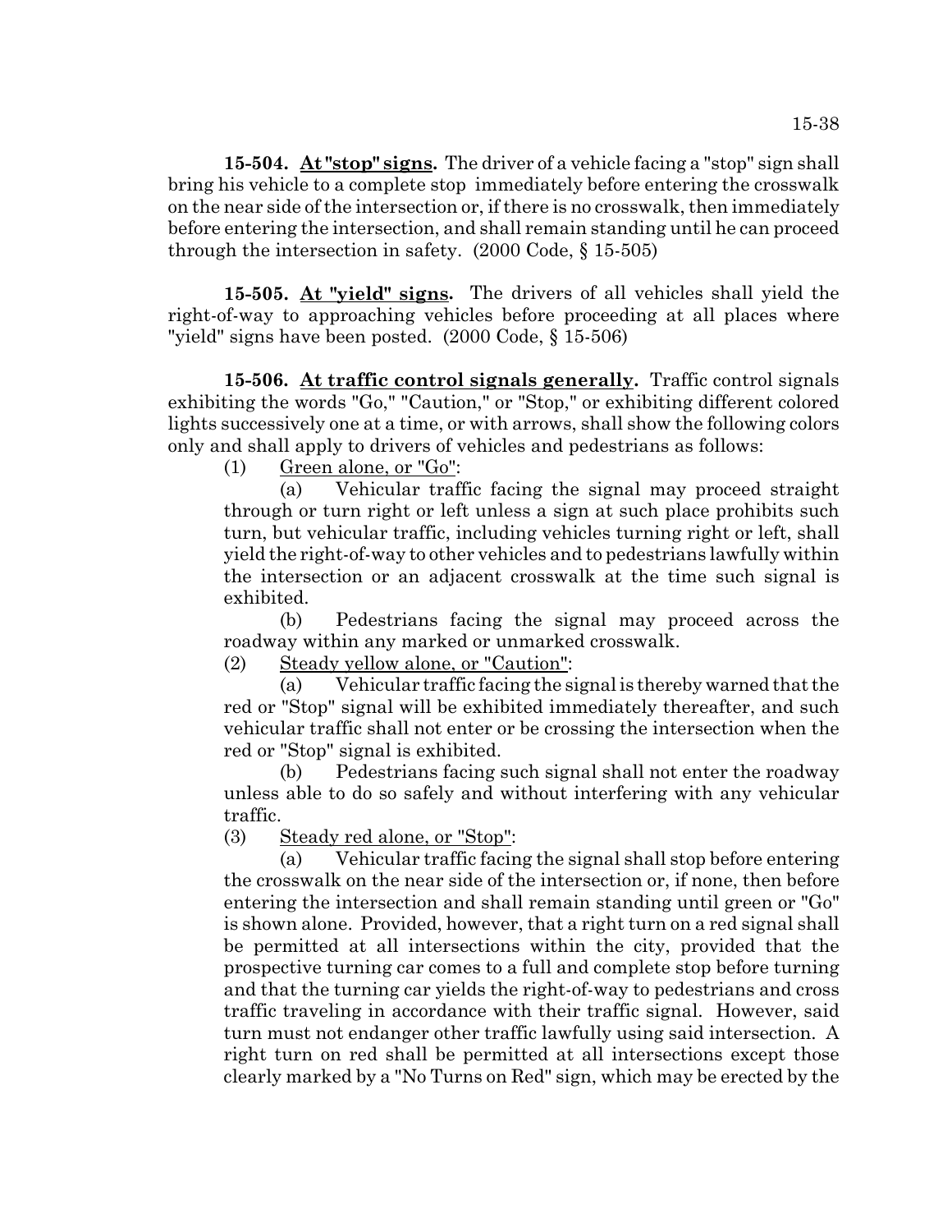**15-504. <u>At "stop" signs</u>.** The driver of a vehicle facing a "stop" sign shall bring his vehicle to a complete stop immediately before entering the crosswalk on the near side of the intersection or, if there is no crosswalk, then immediately before entering the intersection, and shall remain standing until he can proceed through the intersection in safety. (2000 Code, § 15-505)

**15-505. <u>At "yield" signs</u>.** The drivers of all vehicles shall yield the right-of-way to approaching vehicles before proceeding at all places where "yield" signs have been posted. (2000 Code, § 15-506)

**15-506. <u>At traffic control signals generally</u>.** Traffic control signals exhibiting the words "Go," "Caution," or "Stop," or exhibiting different colored lights successively one at a time, or with arrows, shall show the following colors only and shall apply to drivers of vehicles and pedestrians as follows:

(1) <u>Green alone, or "Go"</u>:

(a) Vehicular traffic facing the signal may proceed straight through or turn right or left unless a sign at such place prohibits such turn, but vehicular traffic, including vehicles turning right or left, shall yield the right-of-way to other vehicles and to pedestrians lawfully within the intersection or an adjacent crosswalk at the time such signal is exhibited.

(b) Pedestrians facing the signal may proceed across the roadway within any marked or unmarked crosswalk.

(2) <u>Steady yellow alone, or "Caution"</u>:

(a) Vehicular traffic facing the signal is thereby warned that the red or "Stop" signal will be exhibited immediately thereafter, and such vehicular traffic shall not enter or be crossing the intersection when the red or "Stop" signal is exhibited.

(b) Pedestrians facing such signal shall not enter the roadway unless able to do so safely and without interfering with any vehicular traffic.

(3) <u>Steady red alone, or "Stop"</u>:

(a) Vehicular traffic facing the signal shall stop before entering the crosswalk on the near side of the intersection or, if none, then before entering the intersection and shall remain standing until green or "Go" is shown alone. Provided, however, that a right turn on a red signal shall be permitted at all intersections within the city, provided that the prospective turning car comes to a full and complete stop before turning and that the turning car yields the right-of-way to pedestrians and cross traffic traveling in accordance with their traffic signal. However, said turn must not endanger other traffic lawfully using said intersection. A right turn on red shall be permitted at all intersections except those clearly marked by a "No Turns on Red" sign, which may be erected by the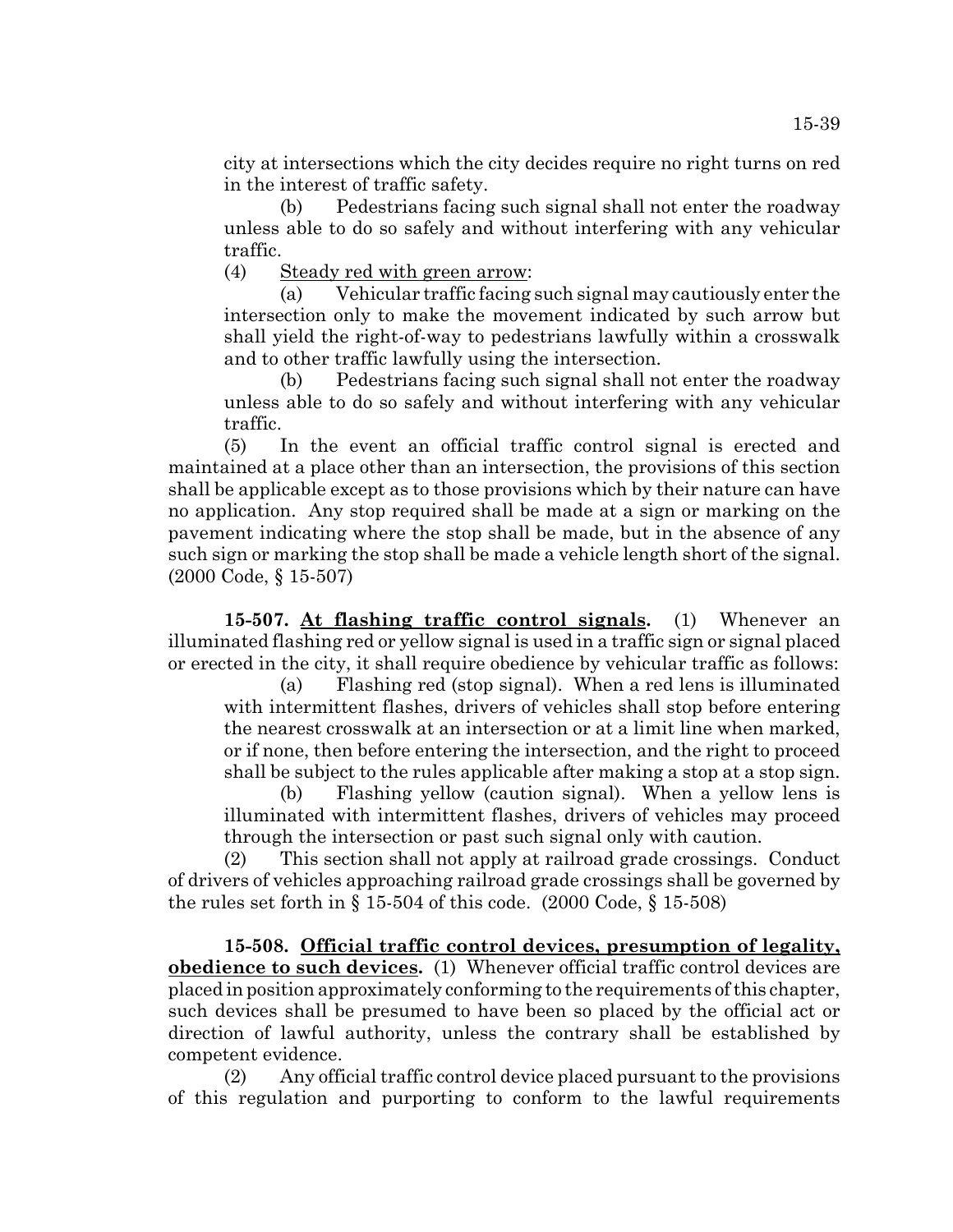city at intersections which the city decides require no right turns on red in the interest of traffic safety.

(b) Pedestrians facing such signal shall not enter the roadway unless able to do so safely and without interfering with any vehicular traffic.

(4) Steady red with green arrow:

(a) Vehicular traffic facing such signal may cautiously enter the intersection only to make the movement indicated by such arrow but shall yield the right-of-way to pedestrians lawfully within a crosswalk and to other traffic lawfully using the intersection.

(b) Pedestrians facing such signal shall not enter the roadway unless able to do so safely and without interfering with any vehicular traffic.

(5) In the event an official traffic control signal is erected and maintained at a place other than an intersection, the provisions of this section shall be applicable except as to those provisions which by their nature can have no application. Any stop required shall be made at a sign or marking on the pavement indicating where the stop shall be made, but in the absence of any such sign or marking the stop shall be made a vehicle length short of the signal. (2000 Code, § 15-507)

**15-507. At flashing traffic control signals.** (1) Whenever an illuminated flashing red or yellow signal is used in a traffic sign or signal placed or erected in the city, it shall require obedience by vehicular traffic as follows:

(a) Flashing red (stop signal). When a red lens is illuminated with intermittent flashes, drivers of vehicles shall stop before entering the nearest crosswalk at an intersection or at a limit line when marked, or if none, then before entering the intersection, and the right to proceed shall be subject to the rules applicable after making a stop at a stop sign.

(b) Flashing yellow (caution signal). When a yellow lens is illuminated with intermittent flashes, drivers of vehicles may proceed through the intersection or past such signal only with caution.

(2) This section shall not apply at railroad grade crossings. Conduct of drivers of vehicles approaching railroad grade crossings shall be governed by the rules set forth in § 15-504 of this code. (2000 Code, § 15-508)

**15-508. Official traffic control devices, presumption of legality, obedience to such devices.** (1) Whenever official traffic control devices are placed in position approximately conforming to the requirements of this chapter, such devices shall be presumed to have been so placed by the official act or direction of lawful authority, unless the contrary shall be established by competent evidence.

(2) Any official traffic control device placed pursuant to the provisions of this regulation and purporting to conform to the lawful requirements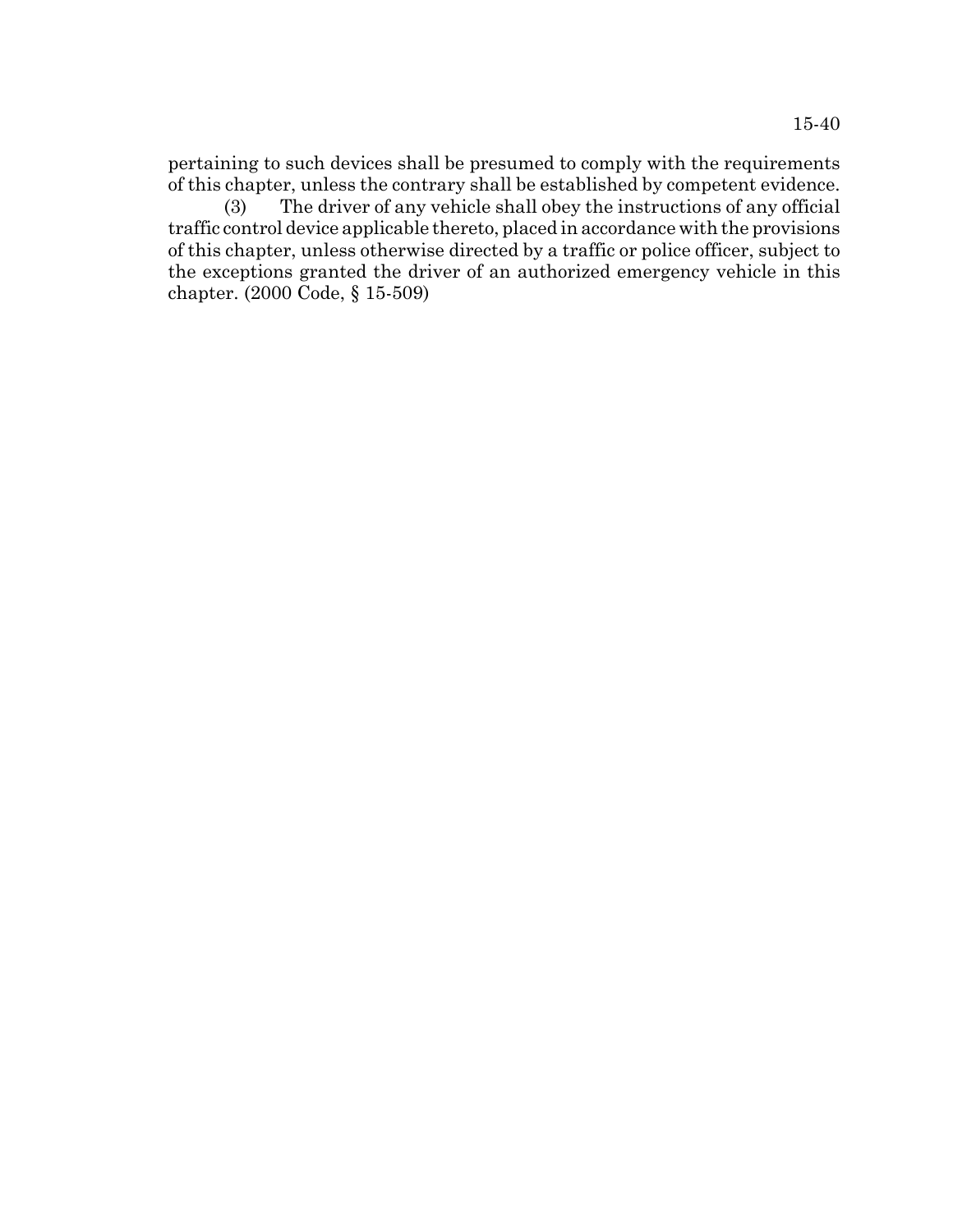pertaining to such devices shall be presumed to comply with the requirements of this chapter, unless the contrary shall be established by competent evidence.

(3) The driver of any vehicle shall obey the instructions of any official traffic control device applicable thereto, placed in accordance with the provisions of this chapter, unless otherwise directed by a traffic or police officer, subject to the exceptions granted the driver of an authorized emergency vehicle in this chapter. (2000 Code, § 15-509)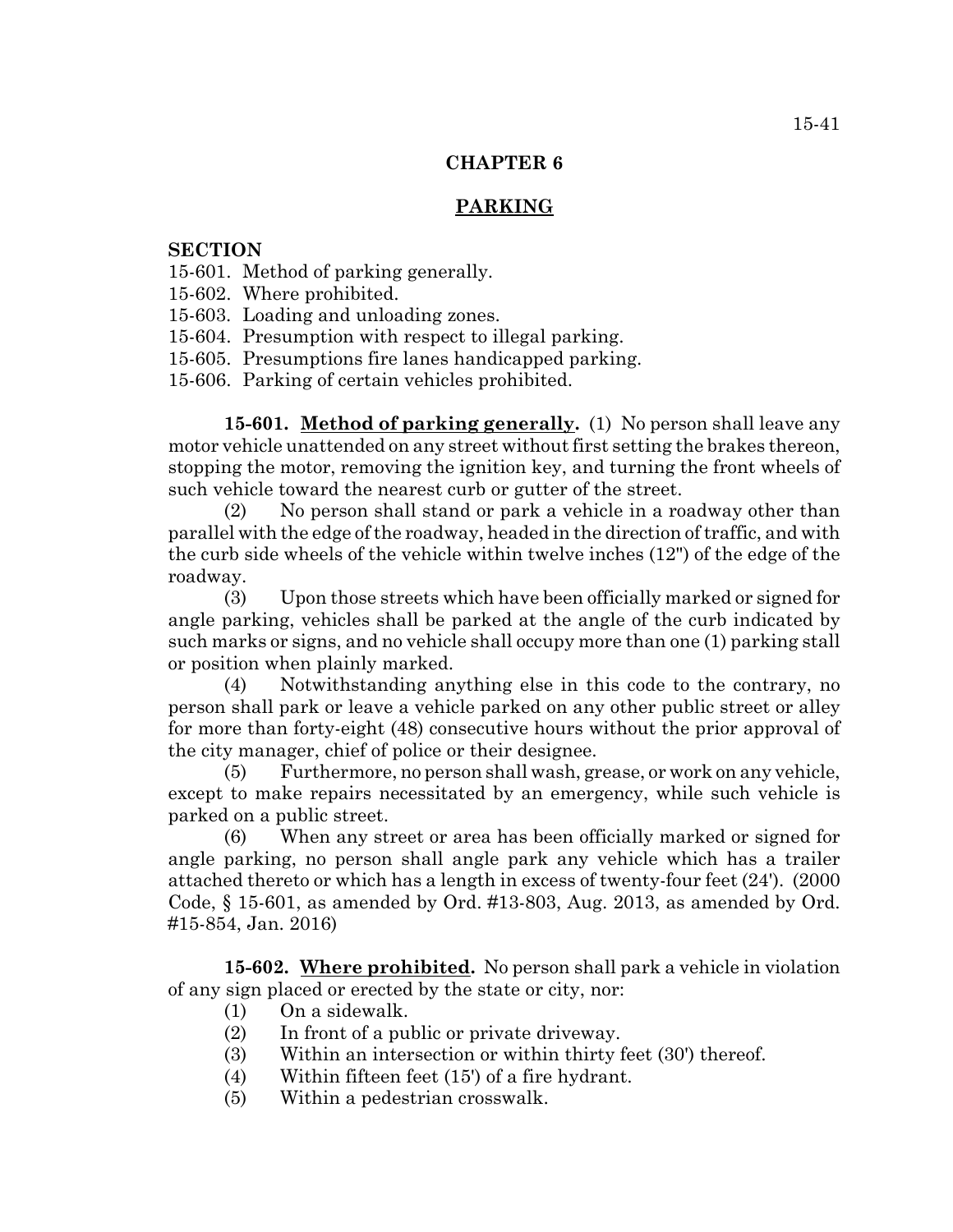# CHAPTER 6

## PARKING

**SECTION**

15-601. Method of parking generally.
15-602. Where prohibited.
15-603. Loading and unloading zones.
15-604. Presumption with respect to illegal parking.
15-605. Presumptions fire lanes handicapped parking.
15-606. Parking of certain vehicles prohibited.

**15-601. Method of parking generally.** (1) No person shall leave any motor vehicle unattended on any street without first setting the brakes thereon, stopping the motor, removing the ignition key, and turning the front wheels of such vehicle toward the nearest curb or gutter of the street.

(2) No person shall stand or park a vehicle in a roadway other than parallel with the edge of the roadway, headed in the direction of traffic, and with the curb side wheels of the vehicle within twelve inches (12") of the edge of the roadway.

(3) Upon those streets which have been officially marked or signed for angle parking, vehicles shall be parked at the angle of the curb indicated by such marks or signs, and no vehicle shall occupy more than one (1) parking stall or position when plainly marked.

(4) Notwithstanding anything else in this code to the contrary, no person shall park or leave a vehicle parked on any other public street or alley for more than forty-eight (48) consecutive hours without the prior approval of the city manager, chief of police or their designee.

(5) Furthermore, no person shall wash, grease, or work on any vehicle, except to make repairs necessitated by an emergency, while such vehicle is parked on a public street.

(6) When any street or area has been officially marked or signed for angle parking, no person shall angle park any vehicle which has a trailer attached thereto or which has a length in excess of twenty-four feet (24'). (2000 Code, § 15-601, as amended by Ord. #13-803, Aug. 2013, as amended by Ord. #15-854, Jan. 2016)

**15-602. Where prohibited.** No person shall park a vehicle in violation of any sign placed or erected by the state or city, nor:

(1) On a sidewalk.
(2) In front of a public or private driveway.
(3) Within an intersection or within thirty feet (30') thereof.
(4) Within fifteen feet (15') of a fire hydrant.
(5) Within a pedestrian crosswalk.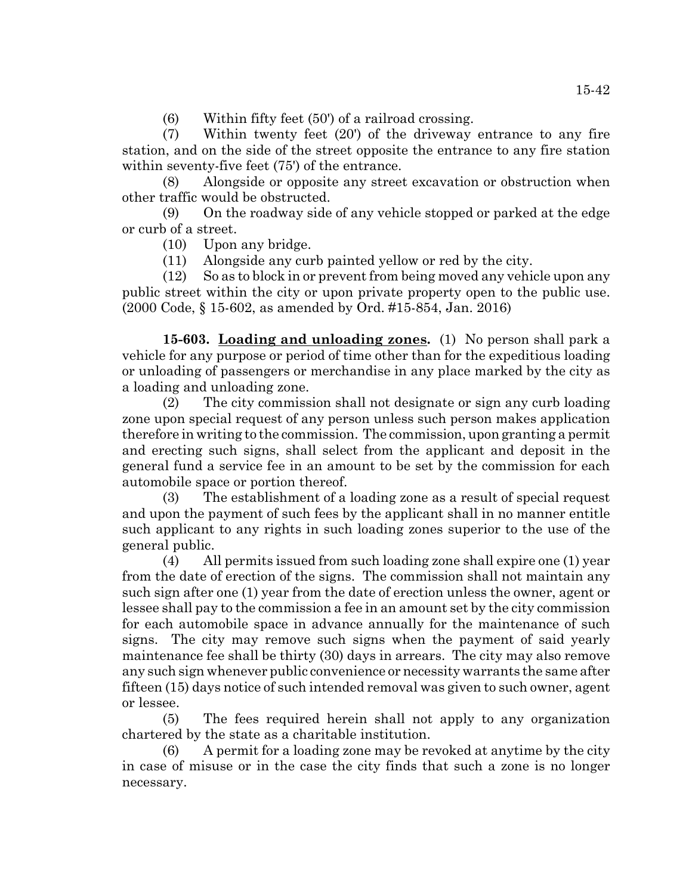(6) Within fifty feet (50') of a railroad crossing.

(7) Within twenty feet (20') of the driveway entrance to any fire station, and on the side of the street opposite the entrance to any fire station within seventy-five feet (75') of the entrance.

(8) Alongside or opposite any street excavation or obstruction when other traffic would be obstructed.

(9) On the roadway side of any vehicle stopped or parked at the edge or curb of a street.

(10) Upon any bridge.

(11) Alongside any curb painted yellow or red by the city.

(12) So as to block in or prevent from being moved any vehicle upon any public street within the city or upon private property open to the public use. (2000 Code, § 15-602, as amended by Ord. #15-854, Jan. 2016)

**15-603. Loading and unloading zones.** (1) No person shall park a vehicle for any purpose or period of time other than for the expeditious loading or unloading of passengers or merchandise in any place marked by the city as a loading and unloading zone.

(2) The city commission shall not designate or sign any curb loading zone upon special request of any person unless such person makes application therefore in writing to the commission. The commission, upon granting a permit and erecting such signs, shall select from the applicant and deposit in the general fund a service fee in an amount to be set by the commission for each automobile space or portion thereof.

(3) The establishment of a loading zone as a result of special request and upon the payment of such fees by the applicant shall in no manner entitle such applicant to any rights in such loading zones superior to the use of the general public.

(4) All permits issued from such loading zone shall expire one (1) year from the date of erection of the signs. The commission shall not maintain any such sign after one (1) year from the date of erection unless the owner, agent or lessee shall pay to the commission a fee in an amount set by the city commission for each automobile space in advance annually for the maintenance of such signs. The city may remove such signs when the payment of said yearly maintenance fee shall be thirty (30) days in arrears. The city may also remove any such sign whenever public convenience or necessity warrants the same after fifteen (15) days notice of such intended removal was given to such owner, agent or lessee.

(5) The fees required herein shall not apply to any organization chartered by the state as a charitable institution.

(6) A permit for a loading zone may be revoked at anytime by the city in case of misuse or in the case the city finds that such a zone is no longer necessary.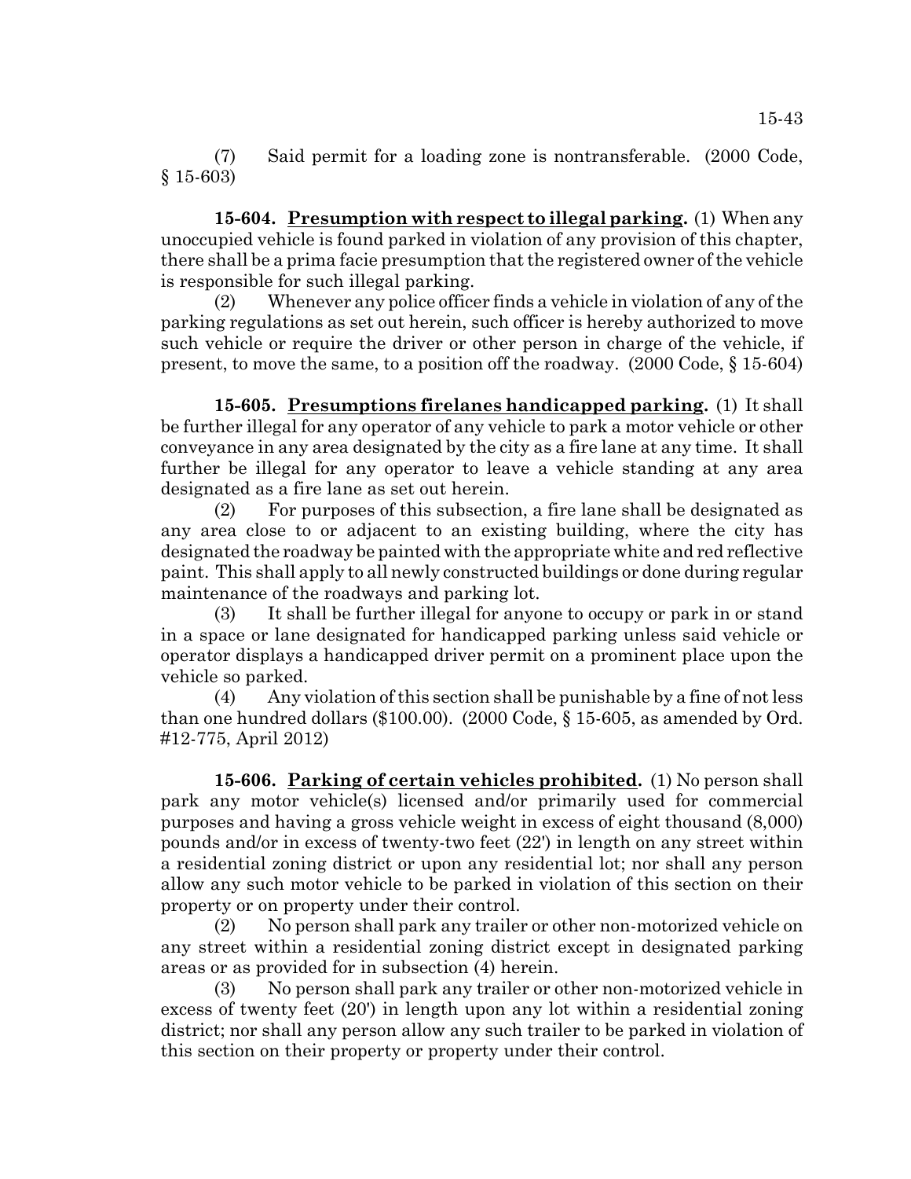(7) Said permit for a loading zone is nontransferable. (2000 Code, § 15-603)

**15-604. Presumption with respect to illegal parking.** (1) When any unoccupied vehicle is found parked in violation of any provision of this chapter, there shall be a prima facie presumption that the registered owner of the vehicle is responsible for such illegal parking.

(2) Whenever any police officer finds a vehicle in violation of any of the parking regulations as set out herein, such officer is hereby authorized to move such vehicle or require the driver or other person in charge of the vehicle, if present, to move the same, to a position off the roadway. (2000 Code, § 15-604)

**15-605. Presumptions firelanes handicapped parking.** (1) It shall be further illegal for any operator of any vehicle to park a motor vehicle or other conveyance in any area designated by the city as a fire lane at any time. It shall further be illegal for any operator to leave a vehicle standing at any area designated as a fire lane as set out herein.

(2) For purposes of this subsection, a fire lane shall be designated as any area close to or adjacent to an existing building, where the city has designated the roadway be painted with the appropriate white and red reflective paint. This shall apply to all newly constructed buildings or done during regular maintenance of the roadways and parking lot.

(3) It shall be further illegal for anyone to occupy or park in or stand in a space or lane designated for handicapped parking unless said vehicle or operator displays a handicapped driver permit on a prominent place upon the vehicle so parked.

(4) Any violation of this section shall be punishable by a fine of not less than one hundred dollars ($100.00). (2000 Code, § 15-605, as amended by Ord. #12-775, April 2012)

**15-606. Parking of certain vehicles prohibited.** (1) No person shall park any motor vehicle(s) licensed and/or primarily used for commercial purposes and having a gross vehicle weight in excess of eight thousand (8,000) pounds and/or in excess of twenty-two feet (22') in length on any street within a residential zoning district or upon any residential lot; nor shall any person allow any such motor vehicle to be parked in violation of this section on their property or on property under their control.

(2) No person shall park any trailer or other non-motorized vehicle on any street within a residential zoning district except in designated parking areas or as provided for in subsection (4) herein.

(3) No person shall park any trailer or other non-motorized vehicle in excess of twenty feet (20') in length upon any lot within a residential zoning district; nor shall any person allow any such trailer to be parked in violation of this section on their property or property under their control.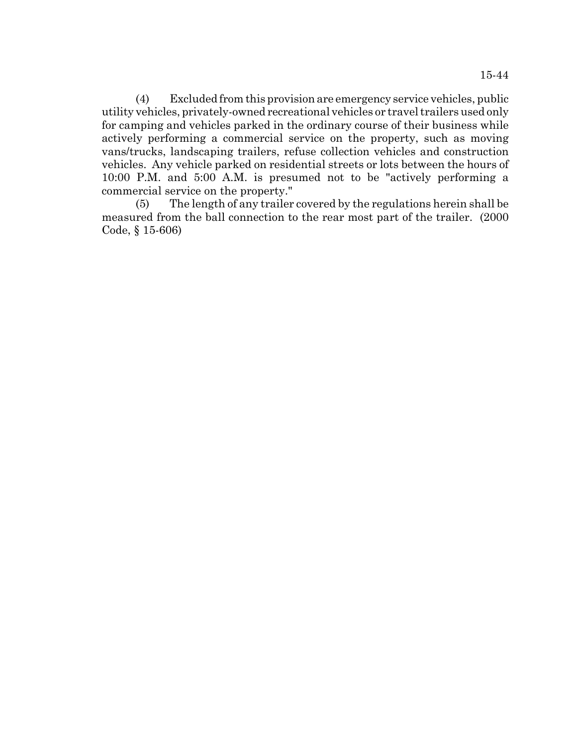(4) Excluded from this provision are emergency service vehicles, public utility vehicles, privately-owned recreational vehicles or travel trailers used only for camping and vehicles parked in the ordinary course of their business while actively performing a commercial service on the property, such as moving vans/trucks, landscaping trailers, refuse collection vehicles and construction vehicles. Any vehicle parked on residential streets or lots between the hours of 10:00 P.M. and 5:00 A.M. is presumed not to be "actively performing a commercial service on the property."

(5) The length of any trailer covered by the regulations herein shall be measured from the ball connection to the rear most part of the trailer. (2000 Code, § 15-606)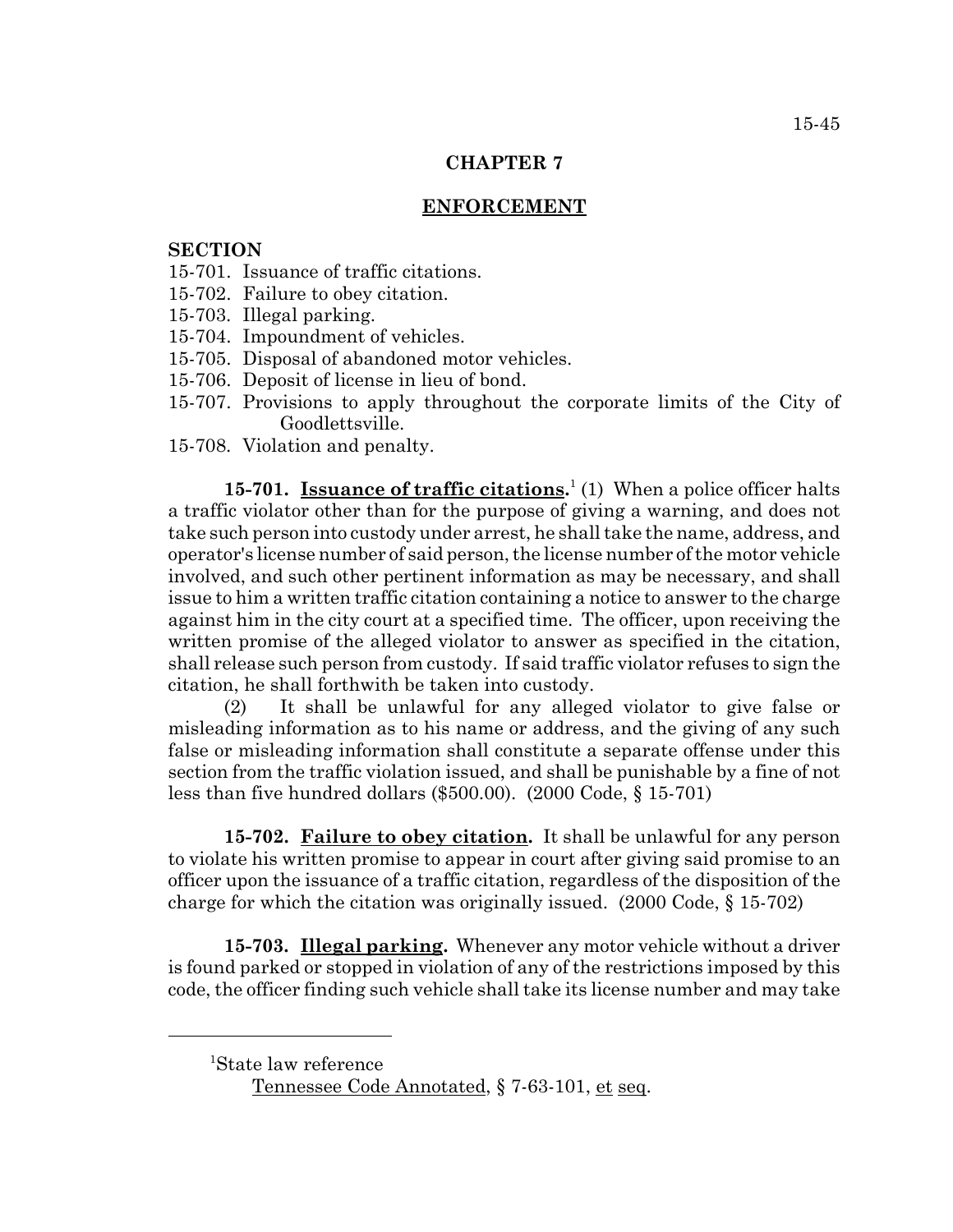# CHAPTER 7

## ENFORCEMENT

**SECTION**

15-701. Issuance of traffic citations.
15-702. Failure to obey citation.
15-703. Illegal parking.
15-704. Impoundment of vehicles.
15-705. Disposal of abandoned motor vehicles.
15-706. Deposit of license in lieu of bond.
15-707. Provisions to apply throughout the corporate limits of the City of Goodlettsville.
15-708. Violation and penalty.

**15-701. Issuance of traffic citations.**[1] (1) When a police officer halts a traffic violator other than for the purpose of giving a warning, and does not take such person into custody under arrest, he shall take the name, address, and operator's license number of said person, the license number of the motor vehicle involved, and such other pertinent information as may be necessary, and shall issue to him a written traffic citation containing a notice to answer to the charge against him in the city court at a specified time. The officer, upon receiving the written promise of the alleged violator to answer as specified in the citation, shall release such person from custody. If said traffic violator refuses to sign the citation, he shall forthwith be taken into custody.

(2) It shall be unlawful for any alleged violator to give false or misleading information as to his name or address, and the giving of any such false or misleading information shall constitute a separate offense under this section from the traffic violation issued, and shall be punishable by a fine of not less than five hundred dollars ($500.00). (2000 Code, § 15-701)

**15-702. Failure to obey citation.** It shall be unlawful for any person to violate his written promise to appear in court after giving said promise to an officer upon the issuance of a traffic citation, regardless of the disposition of the charge for which the citation was originally issued. (2000 Code, § 15-702)

**15-703. Illegal parking.** Whenever any motor vehicle without a driver is found parked or stopped in violation of any of the restrictions imposed by this code, the officer finding such vehicle shall take its license number and may take

---

[1]State law reference
Tennessee Code Annotated, § 7-63-101, et seq.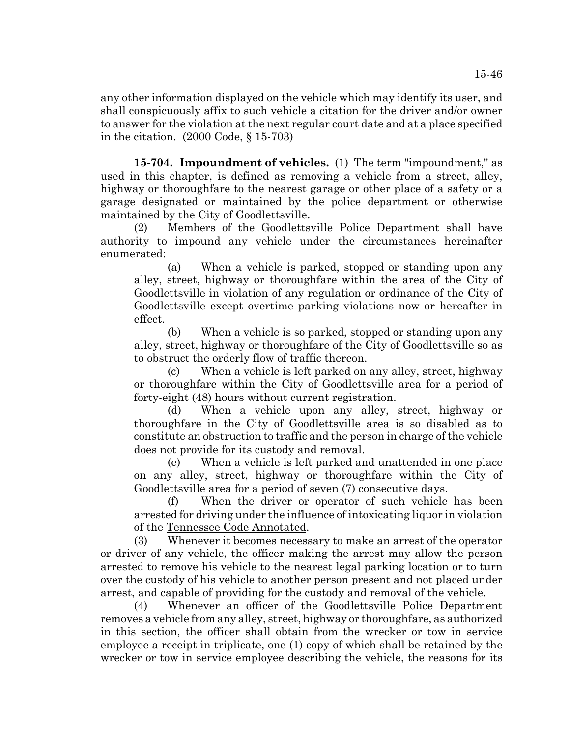any other information displayed on the vehicle which may identify its user, and shall conspicuously affix to such vehicle a citation for the driver and/or owner to answer for the violation at the next regular court date and at a place specified in the citation. (2000 Code, § 15-703)

**15-704. Impoundment of vehicles.** (1) The term "impoundment," as used in this chapter, is defined as removing a vehicle from a street, alley, highway or thoroughfare to the nearest garage or other place of a safety or a garage designated or maintained by the police department or otherwise maintained by the City of Goodlettsville.

(2) Members of the Goodlettsville Police Department shall have authority to impound any vehicle under the circumstances hereinafter enumerated:

(a) When a vehicle is parked, stopped or standing upon any alley, street, highway or thoroughfare within the area of the City of Goodlettsville in violation of any regulation or ordinance of the City of Goodlettsville except overtime parking violations now or hereafter in effect.

(b) When a vehicle is so parked, stopped or standing upon any alley, street, highway or thoroughfare of the City of Goodlettsville so as to obstruct the orderly flow of traffic thereon.

(c) When a vehicle is left parked on any alley, street, highway or thoroughfare within the City of Goodlettsville area for a period of forty-eight (48) hours without current registration.

(d) When a vehicle upon any alley, street, highway or thoroughfare in the City of Goodlettsville area is so disabled as to constitute an obstruction to traffic and the person in charge of the vehicle does not provide for its custody and removal.

(e) When a vehicle is left parked and unattended in one place on any alley, street, highway or thoroughfare within the City of Goodlettsville area for a period of seven (7) consecutive days.

(f) When the driver or operator of such vehicle has been arrested for driving under the influence of intoxicating liquor in violation of the Tennessee Code Annotated.

(3) Whenever it becomes necessary to make an arrest of the operator or driver of any vehicle, the officer making the arrest may allow the person arrested to remove his vehicle to the nearest legal parking location or to turn over the custody of his vehicle to another person present and not placed under arrest, and capable of providing for the custody and removal of the vehicle.

(4) Whenever an officer of the Goodlettsville Police Department removes a vehicle from any alley, street, highway or thoroughfare, as authorized in this section, the officer shall obtain from the wrecker or tow in service employee a receipt in triplicate, one (1) copy of which shall be retained by the wrecker or tow in service employee describing the vehicle, the reasons for its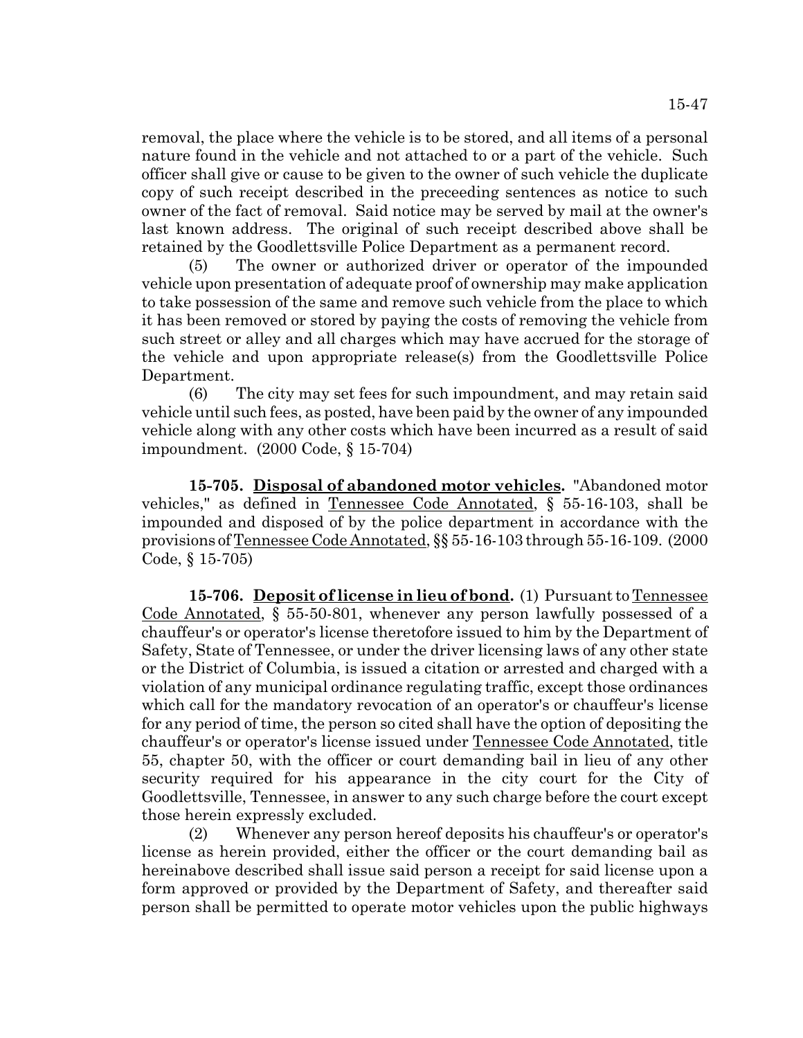removal, the place where the vehicle is to be stored, and all items of a personal nature found in the vehicle and not attached to or a part of the vehicle. Such officer shall give or cause to be given to the owner of such vehicle the duplicate copy of such receipt described in the preceeding sentences as notice to such owner of the fact of removal. Said notice may be served by mail at the owner's last known address. The original of such receipt described above shall be retained by the Goodlettsville Police Department as a permanent record.

(5) The owner or authorized driver or operator of the impounded vehicle upon presentation of adequate proof of ownership may make application to take possession of the same and remove such vehicle from the place to which it has been removed or stored by paying the costs of removing the vehicle from such street or alley and all charges which may have accrued for the storage of the vehicle and upon appropriate release(s) from the Goodlettsville Police Department.

(6) The city may set fees for such impoundment, and may retain said vehicle until such fees, as posted, have been paid by the owner of any impounded vehicle along with any other costs which have been incurred as a result of said impoundment. (2000 Code, § 15-704)

**15-705. Disposal of abandoned motor vehicles.** "Abandoned motor vehicles," as defined in Tennessee Code Annotated, § 55-16-103, shall be impounded and disposed of by the police department in accordance with the provisions of Tennessee Code Annotated, §§ 55-16-103 through 55-16-109. (2000 Code, § 15-705)

**15-706. Deposit of license in lieu of bond.** (1) Pursuant to Tennessee Code Annotated, § 55-50-801, whenever any person lawfully possessed of a chauffeur's or operator's license theretofore issued to him by the Department of Safety, State of Tennessee, or under the driver licensing laws of any other state or the District of Columbia, is issued a citation or arrested and charged with a violation of any municipal ordinance regulating traffic, except those ordinances which call for the mandatory revocation of an operator's or chauffeur's license for any period of time, the person so cited shall have the option of depositing the chauffeur's or operator's license issued under Tennessee Code Annotated, title 55, chapter 50, with the officer or court demanding bail in lieu of any other security required for his appearance in the city court for the City of Goodlettsville, Tennessee, in answer to any such charge before the court except those herein expressly excluded.

(2) Whenever any person hereof deposits his chauffeur's or operator's license as herein provided, either the officer or the court demanding bail as hereinabove described shall issue said person a receipt for said license upon a form approved or provided by the Department of Safety, and thereafter said person shall be permitted to operate motor vehicles upon the public highways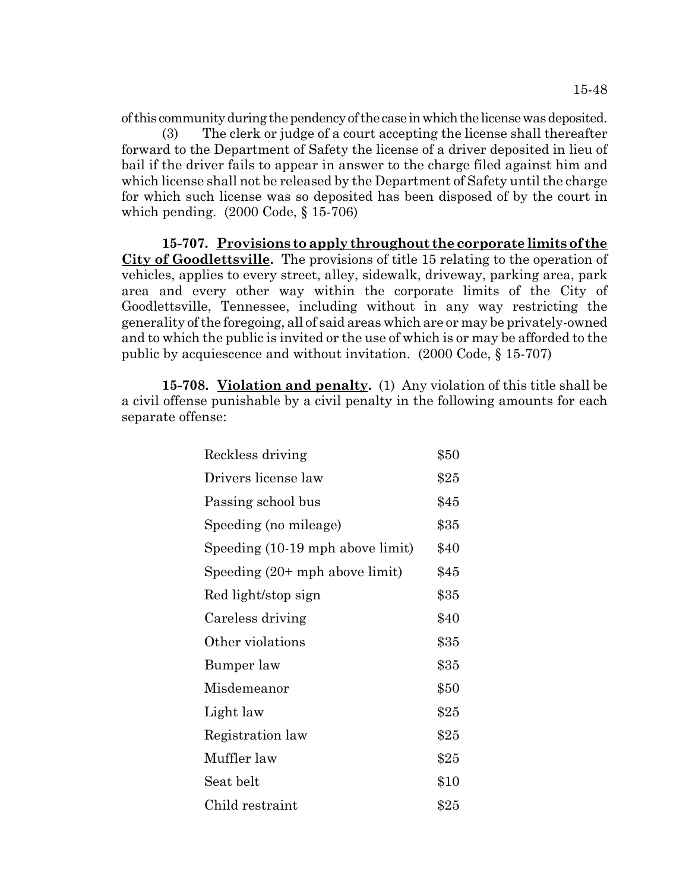of this community during the pendency of the case in which the license was deposited.

(3) The clerk or judge of a court accepting the license shall thereafter forward to the Department of Safety the license of a driver deposited in lieu of bail if the driver fails to appear in answer to the charge filed against him and which license shall not be released by the Department of Safety until the charge for which such license was so deposited has been disposed of by the court in which pending. (2000 Code, § 15-706)

**15-707. Provisions to apply throughout the corporate limits of the City of Goodlettsville.** The provisions of title 15 relating to the operation of vehicles, applies to every street, alley, sidewalk, driveway, parking area, park area and every other way within the corporate limits of the City of Goodlettsville, Tennessee, including without in any way restricting the generality of the foregoing, all of said areas which are or may be privately-owned and to which the public is invited or the use of which is or may be afforded to the public by acquiescence and without invitation. (2000 Code, § 15-707)

**15-708. Violation and penalty.** (1) Any violation of this title shall be a civil offense punishable by a civil penalty in the following amounts for each separate offense:

| | |
|---|---|
| Reckless driving | $50 |
| Drivers license law | $25 |
| Passing school bus | $45 |
| Speeding (no mileage) | $35 |
| Speeding (10-19 mph above limit) | $40 |
| Speeding (20+ mph above limit) | $45 |
| Red light/stop sign | $35 |
| Careless driving | $40 |
| Other violations | $35 |
| Bumper law | $35 |
| Misdemeanor | $50 |
| Light law | $25 |
| Registration law | $25 |
| Muffler law | $25 |
| Seat belt | $10 |
| Child restraint | $25 |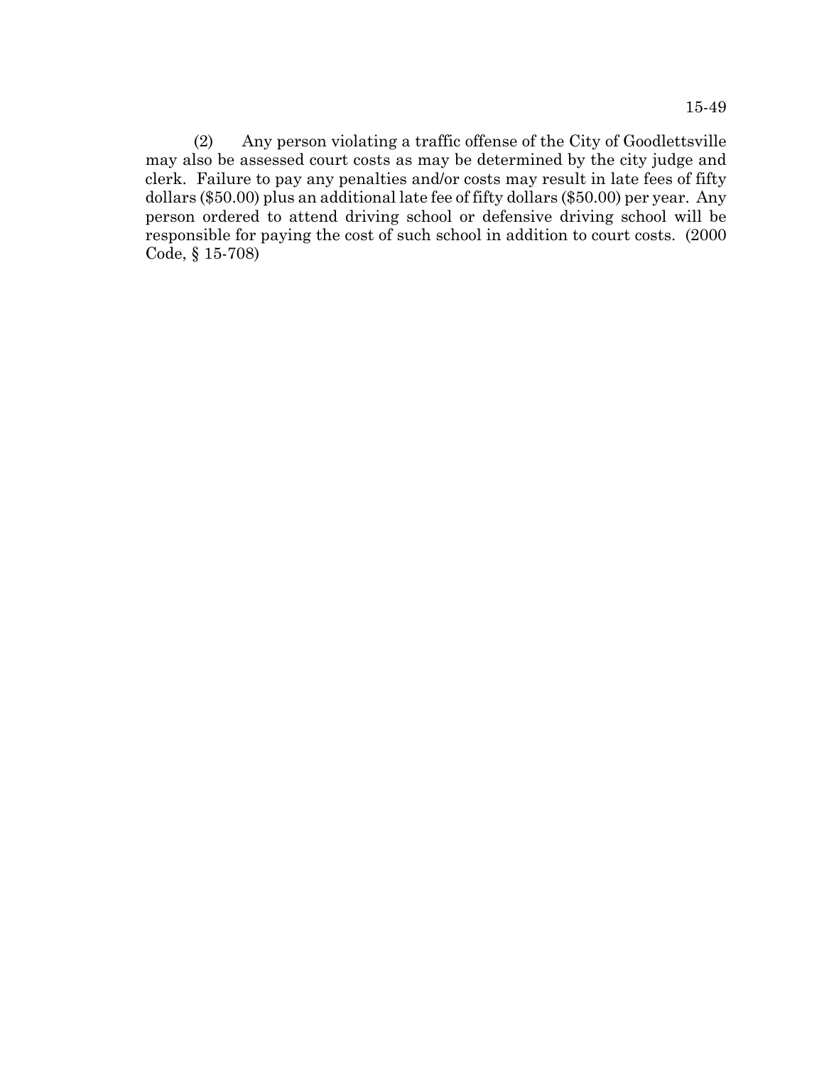(2) Any person violating a traffic offense of the City of Goodlettsville may also be assessed court costs as may be determined by the city judge and clerk. Failure to pay any penalties and/or costs may result in late fees of fifty dollars ($50.00) plus an additional late fee of fifty dollars ($50.00) per year. Any person ordered to attend driving school or defensive driving school will be responsible for paying the cost of such school in addition to court costs. (2000 Code, § 15-708)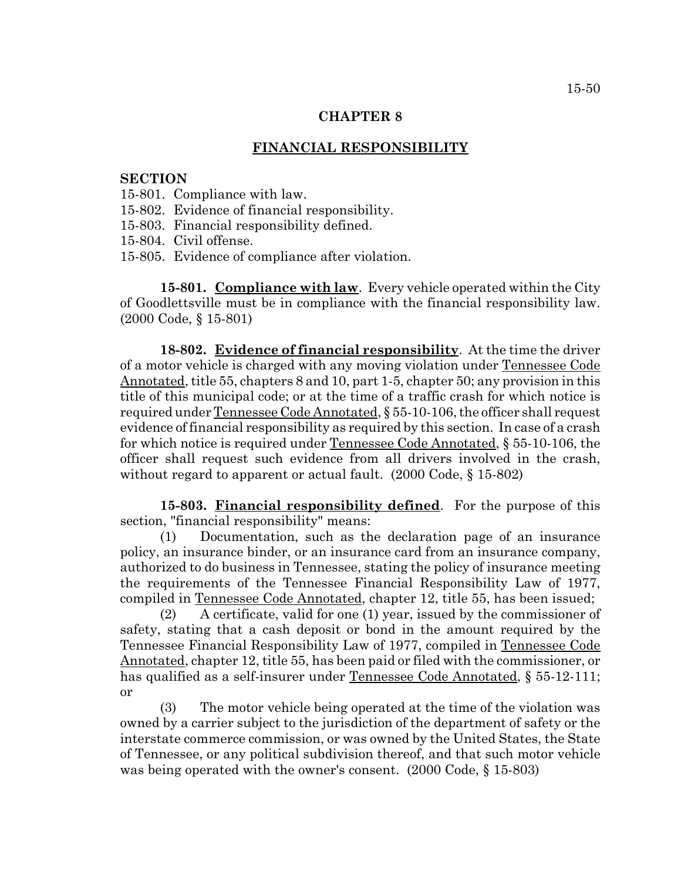## CHAPTER 8

## FINANCIAL RESPONSIBILITY

**SECTION**

15-801. Compliance with law.
15-802. Evidence of financial responsibility.
15-803. Financial responsibility defined.
15-804. Civil offense.
15-805. Evidence of compliance after violation.

**15-801. Compliance with law**. Every vehicle operated within the City of Goodlettsville must be in compliance with the financial responsibility law. (2000 Code, § 15-801)

**18-802. Evidence of financial responsibility**. At the time the driver of a motor vehicle is charged with any moving violation under Tennessee Code Annotated, title 55, chapters 8 and 10, part 1-5, chapter 50; any provision in this title of this municipal code; or at the time of a traffic crash for which notice is required under Tennessee Code Annotated, § 55-10-106, the officer shall request evidence of financial responsibility as required by this section. In case of a crash for which notice is required under Tennessee Code Annotated, § 55-10-106, the officer shall request such evidence from all drivers involved in the crash, without regard to apparent or actual fault. (2000 Code, § 15-802)

**15-803. Financial responsibility defined**. For the purpose of this section, "financial responsibility" means:

(1) Documentation, such as the declaration page of an insurance policy, an insurance binder, or an insurance card from an insurance company, authorized to do business in Tennessee, stating the policy of insurance meeting the requirements of the Tennessee Financial Responsibility Law of 1977, compiled in Tennessee Code Annotated, chapter 12, title 55, has been issued;

(2) A certificate, valid for one (1) year, issued by the commissioner of safety, stating that a cash deposit or bond in the amount required by the Tennessee Financial Responsibility Law of 1977, compiled in Tennessee Code Annotated, chapter 12, title 55, has been paid or filed with the commissioner, or has qualified as a self-insurer under Tennessee Code Annotated, § 55-12-111; or

(3) The motor vehicle being operated at the time of the violation was owned by a carrier subject to the jurisdiction of the department of safety or the interstate commerce commission, or was owned by the United States, the State of Tennessee, or any political subdivision thereof, and that such motor vehicle was being operated with the owner's consent. (2000 Code, § 15-803)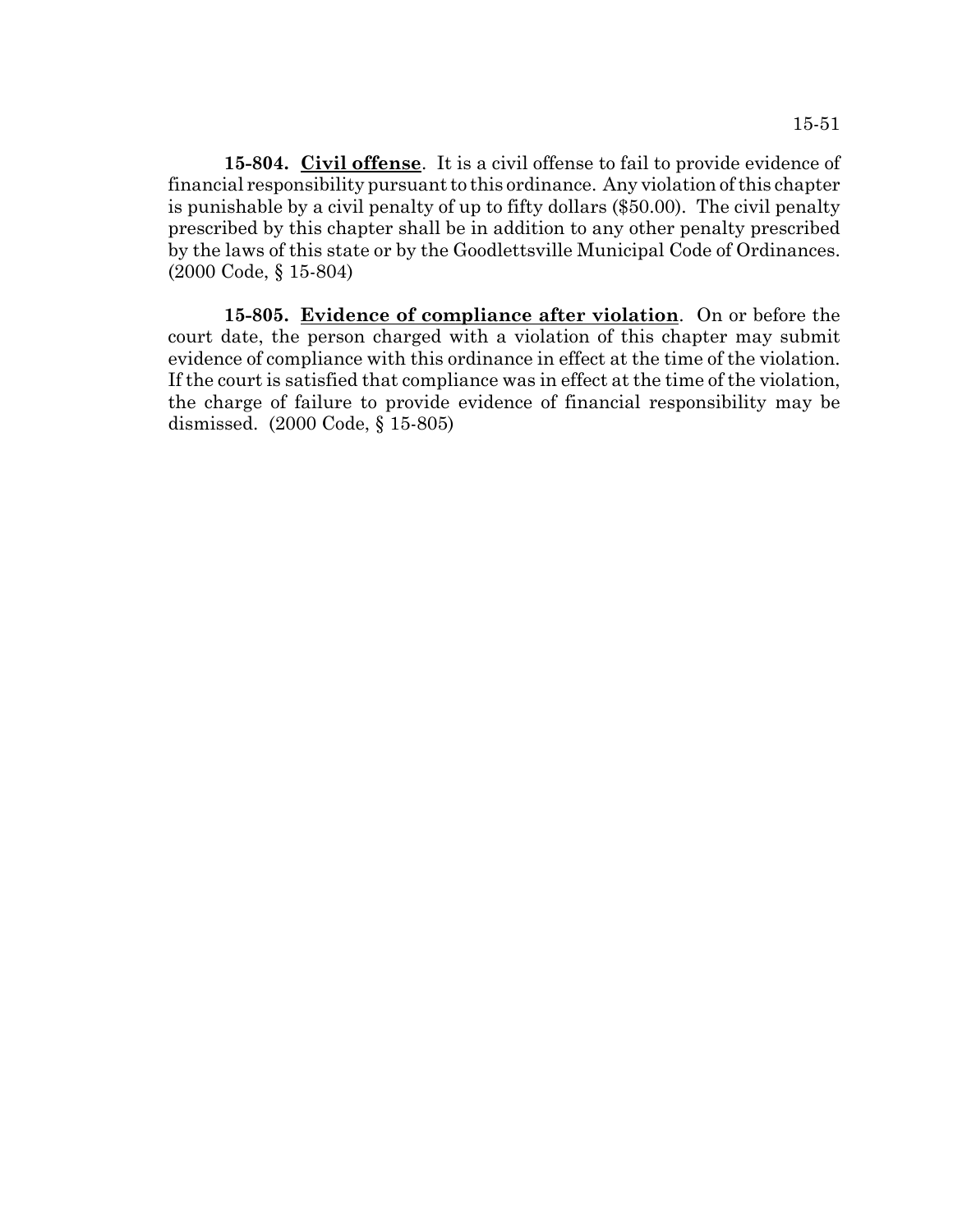**15-804. Civil offense**. It is a civil offense to fail to provide evidence of financial responsibility pursuant to this ordinance. Any violation of this chapter is punishable by a civil penalty of up to fifty dollars ($50.00). The civil penalty prescribed by this chapter shall be in addition to any other penalty prescribed by the laws of this state or by the Goodlettsville Municipal Code of Ordinances. (2000 Code, § 15-804)

**15-805. Evidence of compliance after violation**. On or before the court date, the person charged with a violation of this chapter may submit evidence of compliance with this ordinance in effect at the time of the violation. If the court is satisfied that compliance was in effect at the time of the violation, the charge of failure to provide evidence of financial responsibility may be dismissed. (2000 Code, § 15-805)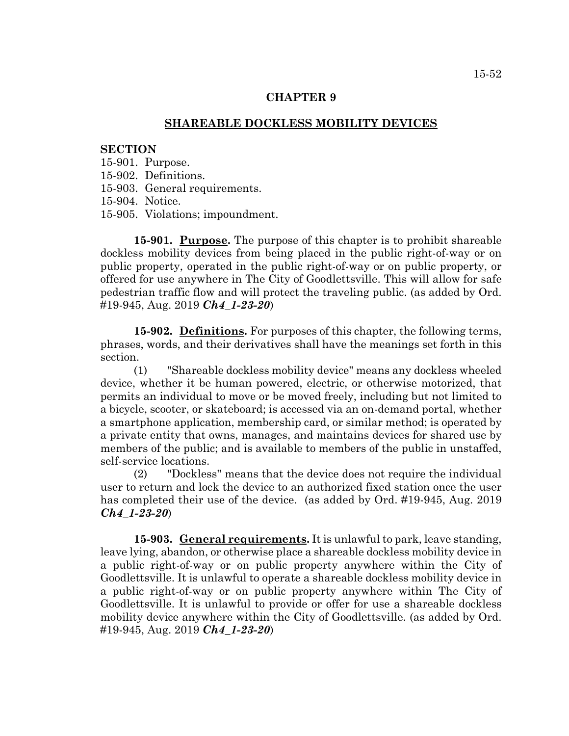# CHAPTER 9

## SHAREABLE DOCKLESS MOBILITY DEVICES

**SECTION**

15-901. Purpose.
15-902. Definitions.
15-903. General requirements.
15-904. Notice.
15-905. Violations; impoundment.

**15-901. Purpose.** The purpose of this chapter is to prohibit shareable dockless mobility devices from being placed in the public right-of-way or on public property, operated in the public right-of-way or on public property, or offered for use anywhere in The City of Goodlettsville. This will allow for safe pedestrian traffic flow and will protect the traveling public. (as added by Ord. #19-945, Aug. 2019 ***Ch4_1-23-20***)

**15-902. Definitions.** For purposes of this chapter, the following terms, phrases, words, and their derivatives shall have the meanings set forth in this section.

(1) "Shareable dockless mobility device" means any dockless wheeled device, whether it be human powered, electric, or otherwise motorized, that permits an individual to move or be moved freely, including but not limited to a bicycle, scooter, or skateboard; is accessed via an on-demand portal, whether a smartphone application, membership card, or similar method; is operated by a private entity that owns, manages, and maintains devices for shared use by members of the public; and is available to members of the public in unstaffed, self-service locations.

(2) "Dockless" means that the device does not require the individual user to return and lock the device to an authorized fixed station once the user has completed their use of the device. (as added by Ord. #19-945, Aug. 2019 ***Ch4_1-23-20***)

**15-903. General requirements.** It is unlawful to park, leave standing, leave lying, abandon, or otherwise place a shareable dockless mobility device in a public right-of-way or on public property anywhere within the City of Goodlettsville. It is unlawful to operate a shareable dockless mobility device in a public right-of-way or on public property anywhere within The City of Goodlettsville. It is unlawful to provide or offer for use a shareable dockless mobility device anywhere within the City of Goodlettsville. (as added by Ord. #19-945, Aug. 2019 ***Ch4_1-23-20***)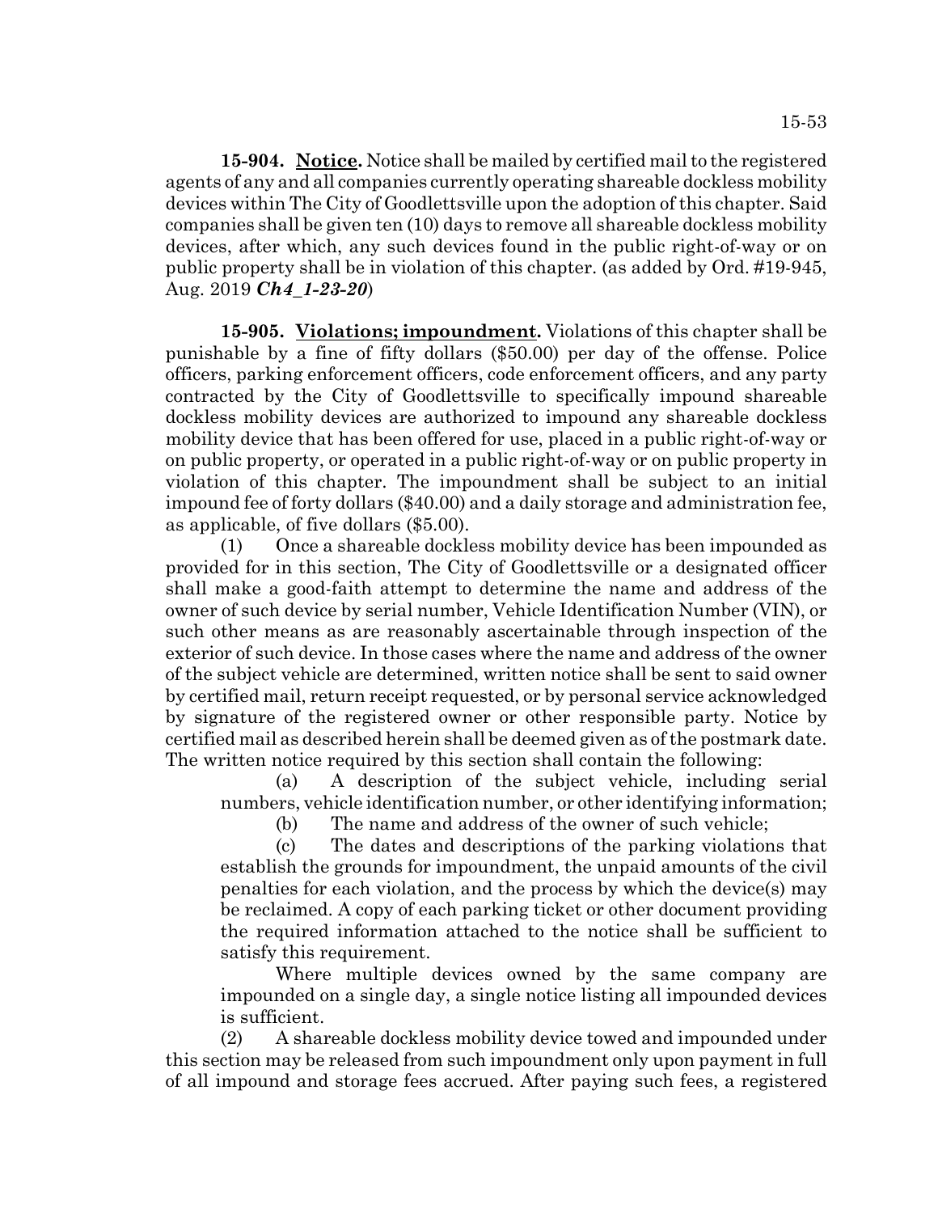**15-904. Notice.** Notice shall be mailed by certified mail to the registered agents of any and all companies currently operating shareable dockless mobility devices within The City of Goodlettsville upon the adoption of this chapter. Said companies shall be given ten (10) days to remove all shareable dockless mobility devices, after which, any such devices found in the public right-of-way or on public property shall be in violation of this chapter. (as added by Ord. #19-945, Aug. 2019 ***Ch4_1-23-20***)

**15-905. Violations; impoundment.** Violations of this chapter shall be punishable by a fine of fifty dollars ($50.00) per day of the offense. Police officers, parking enforcement officers, code enforcement officers, and any party contracted by the City of Goodlettsville to specifically impound shareable dockless mobility devices are authorized to impound any shareable dockless mobility device that has been offered for use, placed in a public right-of-way or on public property, or operated in a public right-of-way or on public property in violation of this chapter. The impoundment shall be subject to an initial impound fee of forty dollars ($40.00) and a daily storage and administration fee, as applicable, of five dollars ($5.00).

(1) Once a shareable dockless mobility device has been impounded as provided for in this section, The City of Goodlettsville or a designated officer shall make a good-faith attempt to determine the name and address of the owner of such device by serial number, Vehicle Identification Number (VIN), or such other means as are reasonably ascertainable through inspection of the exterior of such device. In those cases where the name and address of the owner of the subject vehicle are determined, written notice shall be sent to said owner by certified mail, return receipt requested, or by personal service acknowledged by signature of the registered owner or other responsible party. Notice by certified mail as described herein shall be deemed given as of the postmark date. The written notice required by this section shall contain the following:

(a) A description of the subject vehicle, including serial numbers, vehicle identification number, or other identifying information;

(b) The name and address of the owner of such vehicle;

(c) The dates and descriptions of the parking violations that establish the grounds for impoundment, the unpaid amounts of the civil penalties for each violation, and the process by which the device(s) may be reclaimed. A copy of each parking ticket or other document providing the required information attached to the notice shall be sufficient to satisfy this requirement.

Where multiple devices owned by the same company are impounded on a single day, a single notice listing all impounded devices is sufficient.

(2) A shareable dockless mobility device towed and impounded under this section may be released from such impoundment only upon payment in full of all impound and storage fees accrued. After paying such fees, a registered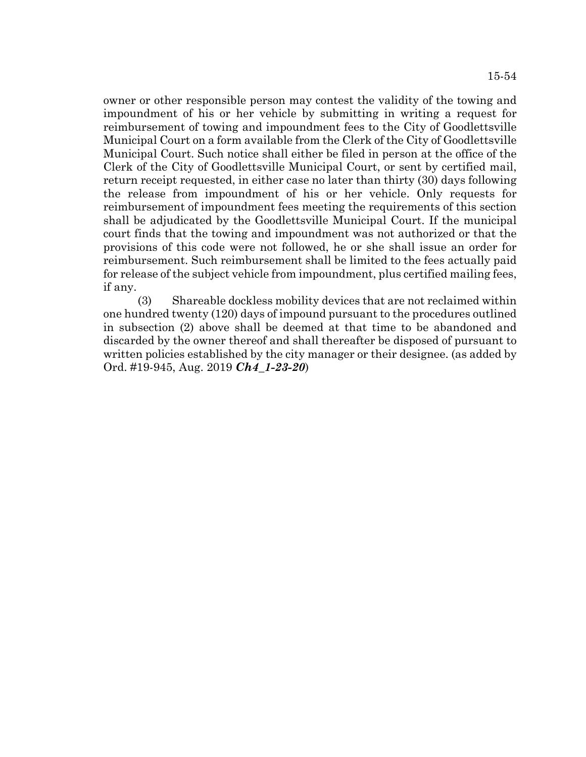owner or other responsible person may contest the validity of the towing and impoundment of his or her vehicle by submitting in writing a request for reimbursement of towing and impoundment fees to the City of Goodlettsville Municipal Court on a form available from the Clerk of the City of Goodlettsville Municipal Court. Such notice shall either be filed in person at the office of the Clerk of the City of Goodlettsville Municipal Court, or sent by certified mail, return receipt requested, in either case no later than thirty (30) days following the release from impoundment of his or her vehicle. Only requests for reimbursement of impoundment fees meeting the requirements of this section shall be adjudicated by the Goodlettsville Municipal Court. If the municipal court finds that the towing and impoundment was not authorized or that the provisions of this code were not followed, he or she shall issue an order for reimbursement. Such reimbursement shall be limited to the fees actually paid for release of the subject vehicle from impoundment, plus certified mailing fees, if any.

(3) Shareable dockless mobility devices that are not reclaimed within one hundred twenty (120) days of impound pursuant to the procedures outlined in subsection (2) above shall be deemed at that time to be abandoned and discarded by the owner thereof and shall thereafter be disposed of pursuant to written policies established by the city manager or their designee. (as added by Ord. #19-945, Aug. 2019 ***Ch4_1-23-20***)